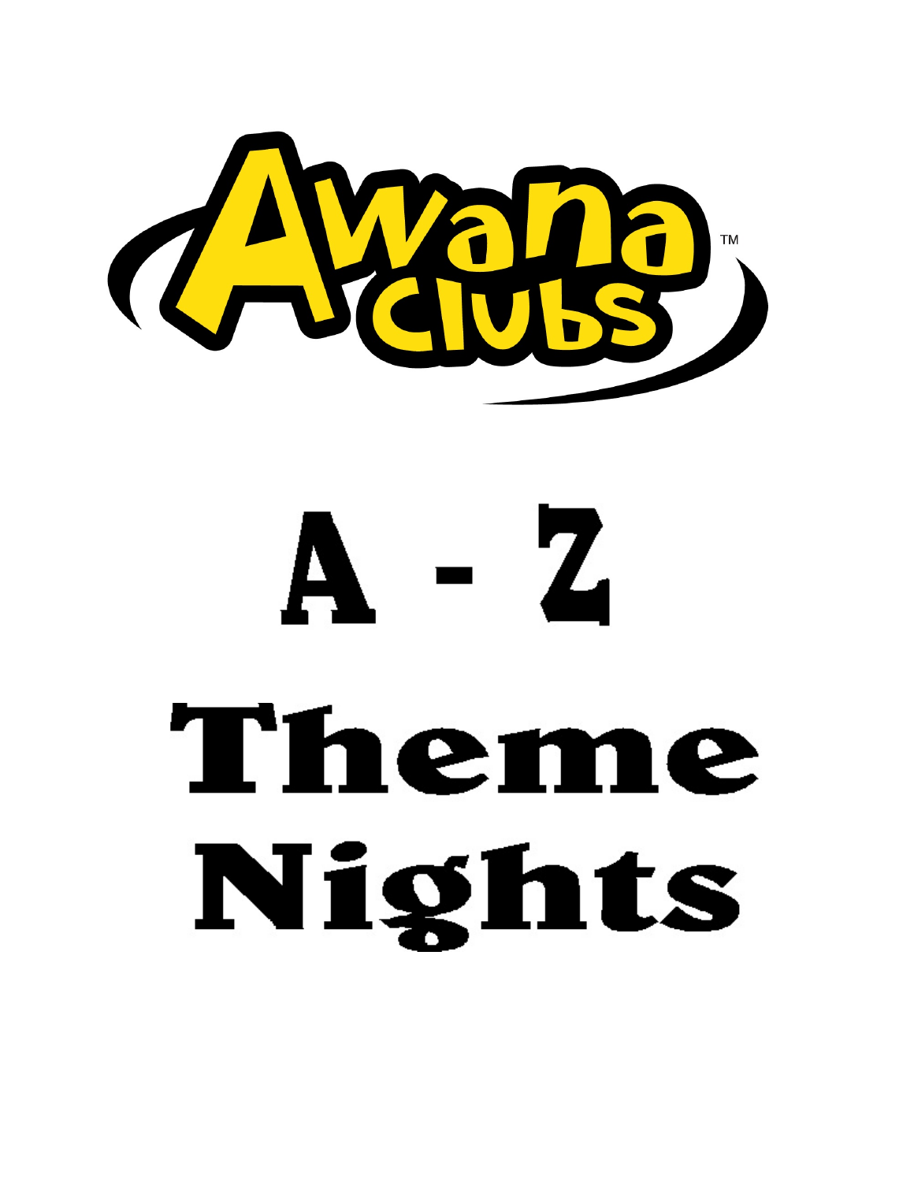Awana Clubs™

# A - Z

# Theme Nights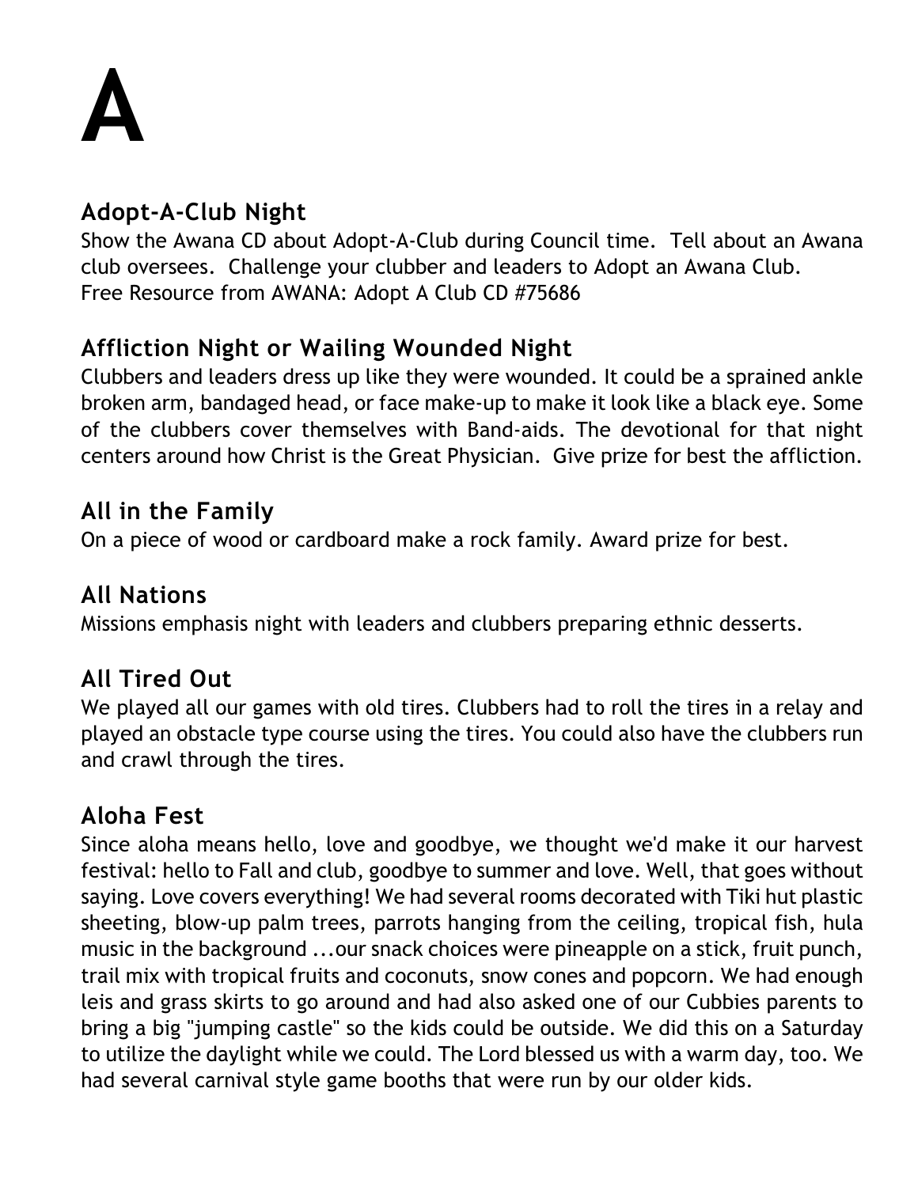# A

## Adopt-A-Club Night

Show the Awana CD about Adopt-A-Club during Council time. Tell about an Awana club oversees. Challenge your clubber and leaders to Adopt an Awana Club. 
Free Resource from AWANA: Adopt A Club CD #75686

## Affliction Night or Wailing Wounded Night

Clubbers and leaders dress up like they were wounded. It could be a sprained ankle broken arm, bandaged head, or face make-up to make it look like a black eye. Some of the clubbers cover themselves with Band-aids. The devotional for that night centers around how Christ is the Great Physician. Give prize for best the affliction.

## All in the Family

On a piece of wood or cardboard make a rock family. Award prize for best.

## All Nations

Missions emphasis night with leaders and clubbers preparing ethnic desserts.

## All Tired Out

We played all our games with old tires. Clubbers had to roll the tires in a relay and played an obstacle type course using the tires. You could also have the clubbers run and crawl through the tires.

## Aloha Fest

Since aloha means hello, love and goodbye, we thought we'd make it our harvest festival: hello to Fall and club, goodbye to summer and love. Well, that goes without saying. Love covers everything! We had several rooms decorated with Tiki hut plastic sheeting, blow-up palm trees, parrots hanging from the ceiling, tropical fish, hula music in the background ...our snack choices were pineapple on a stick, fruit punch, trail mix with tropical fruits and coconuts, snow cones and popcorn. We had enough leis and grass skirts to go around and had also asked one of our Cubbies parents to bring a big "jumping castle" so the kids could be outside. We did this on a Saturday to utilize the daylight while we could. The Lord blessed us with a warm day, too. We had several carnival style game booths that were run by our older kids.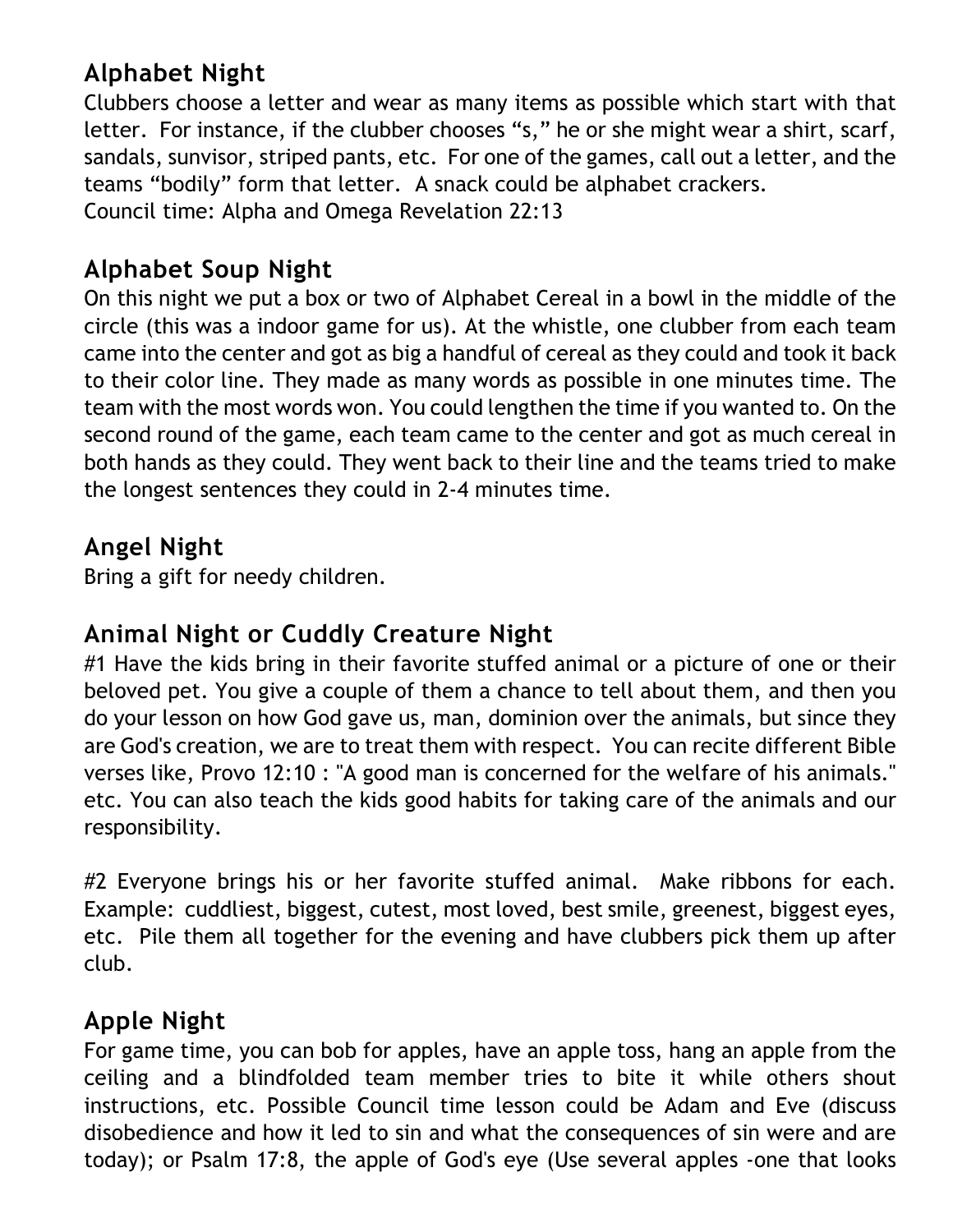## Alphabet Night

Clubbers choose a letter and wear as many items as possible which start with that letter. For instance, if the clubber chooses "s," he or she might wear a shirt, scarf, sandals, sunvisor, striped pants, etc. For one of the games, call out a letter, and the teams "bodily" form that letter. A snack could be alphabet crackers.
Council time: Alpha and Omega Revelation 22:13

## Alphabet Soup Night

On this night we put a box or two of Alphabet Cereal in a bowl in the middle of the circle (this was a indoor game for us). At the whistle, one clubber from each team came into the center and got as big a handful of cereal as they could and took it back to their color line. They made as many words as possible in one minutes time. The team with the most words won. You could lengthen the time if you wanted to. On the second round of the game, each team came to the center and got as much cereal in both hands as they could. They went back to their line and the teams tried to make the longest sentences they could in 2-4 minutes time.

## Angel Night

Bring a gift for needy children.

## Animal Night or Cuddly Creature Night

#1 Have the kids bring in their favorite stuffed animal or a picture of one or their beloved pet. You give a couple of them a chance to tell about them, and then you do your lesson on how God gave us, man, dominion over the animals, but since they are God's creation, we are to treat them with respect. You can recite different Bible verses like, Provo 12:10 : "A good man is concerned for the welfare of his animals." etc. You can also teach the kids good habits for taking care of the animals and our responsibility.

#2 Everyone brings his or her favorite stuffed animal. Make ribbons for each. Example: cuddliest, biggest, cutest, most loved, best smile, greenest, biggest eyes, etc. Pile them all together for the evening and have clubbers pick them up after club.

## Apple Night

For game time, you can bob for apples, have an apple toss, hang an apple from the ceiling and a blindfolded team member tries to bite it while others shout instructions, etc. Possible Council time lesson could be Adam and Eve (discuss disobedience and how it led to sin and what the consequences of sin were and are today); or Psalm 17:8, the apple of God's eye (Use several apples -one that looks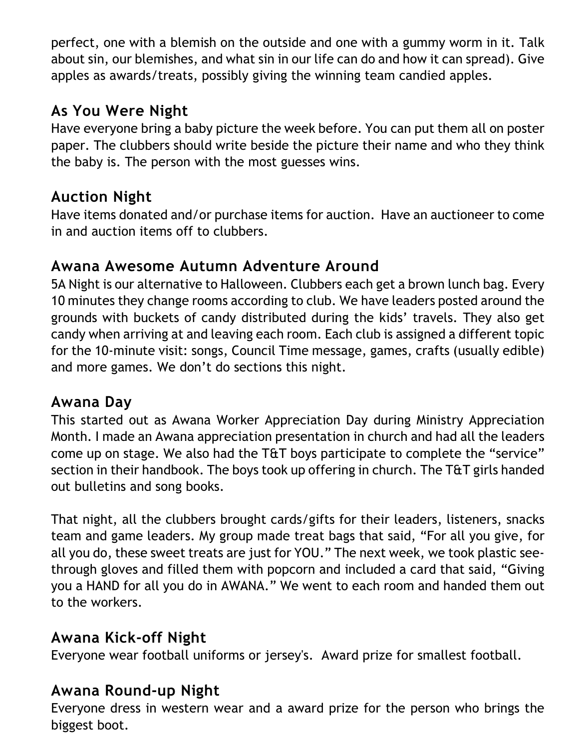perfect, one with a blemish on the outside and one with a gummy worm in it. Talk about sin, our blemishes, and what sin in our life can do and how it can spread). Give apples as awards/treats, possibly giving the winning team candied apples.

## As You Were Night

Have everyone bring a baby picture the week before. You can put them all on poster paper. The clubbers should write beside the picture their name and who they think the baby is. The person with the most guesses wins.

## Auction Night

Have items donated and/or purchase items for auction. Have an auctioneer to come in and auction items off to clubbers.

## Awana Awesome Autumn Adventure Around

5A Night is our alternative to Halloween. Clubbers each get a brown lunch bag. Every 10 minutes they change rooms according to club. We have leaders posted around the grounds with buckets of candy distributed during the kids' travels. They also get candy when arriving at and leaving each room. Each club is assigned a different topic for the 10-minute visit: songs, Council Time message, games, crafts (usually edible) and more games. We don't do sections this night.

## Awana Day

This started out as Awana Worker Appreciation Day during Ministry Appreciation Month. I made an Awana appreciation presentation in church and had all the leaders come up on stage. We also had the T&T boys participate to complete the "service" section in their handbook. The boys took up offering in church. The T&T girls handed out bulletins and song books.

That night, all the clubbers brought cards/gifts for their leaders, listeners, snacks team and game leaders. My group made treat bags that said, "For all you give, for all you do, these sweet treats are just for YOU." The next week, we took plastic see-through gloves and filled them with popcorn and included a card that said, "Giving you a HAND for all you do in AWANA." We went to each room and handed them out to the workers.

## Awana Kick-off Night

Everyone wear football uniforms or jersey's. Award prize for smallest football.

## Awana Round-up Night

Everyone dress in western wear and a award prize for the person who brings the biggest boot.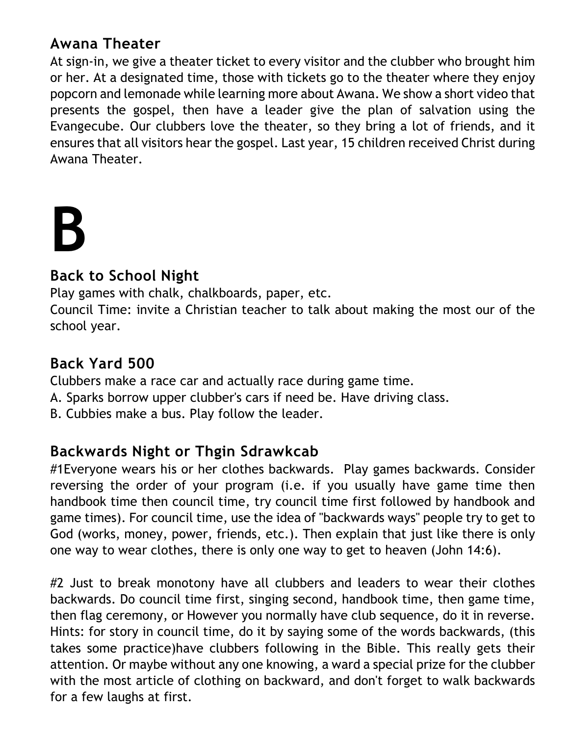### Awana Theater

At sign-in, we give a theater ticket to every visitor and the clubber who brought him or her. At a designated time, those with tickets go to the theater where they enjoy popcorn and lemonade while learning more about Awana. We show a short video that presents the gospel, then have a leader give the plan of salvation using the Evangecube. Our clubbers love the theater, so they bring a lot of friends, and it ensures that all visitors hear the gospel. Last year, 15 children received Christ during Awana Theater.

# B

### Back to School Night

Play games with chalk, chalkboards, paper, etc.
Council Time: invite a Christian teacher to talk about making the most our of the school year.

### Back Yard 500

Clubbers make a race car and actually race during game time.
A. Sparks borrow upper clubber's cars if need be. Have driving class.
B. Cubbies make a bus. Play follow the leader.

### Backwards Night or Thgin Sdrawkcab

#1Everyone wears his or her clothes backwards. Play games backwards. Consider reversing the order of your program (i.e. if you usually have game time then handbook time then council time, try council time first followed by handbook and game times). For council time, use the idea of "backwards ways" people try to get to God (works, money, power, friends, etc.). Then explain that just like there is only one way to wear clothes, there is only one way to get to heaven (John 14:6).

#2 Just to break monotony have all clubbers and leaders to wear their clothes backwards. Do council time first, singing second, handbook time, then game time, then flag ceremony, or However you normally have club sequence, do it in reverse. Hints: for story in council time, do it by saying some of the words backwards, (this takes some practice)have clubbers following in the Bible. This really gets their attention. Or maybe without any one knowing, a ward a special prize for the clubber with the most article of clothing on backward, and don't forget to walk backwards for a few laughs at first.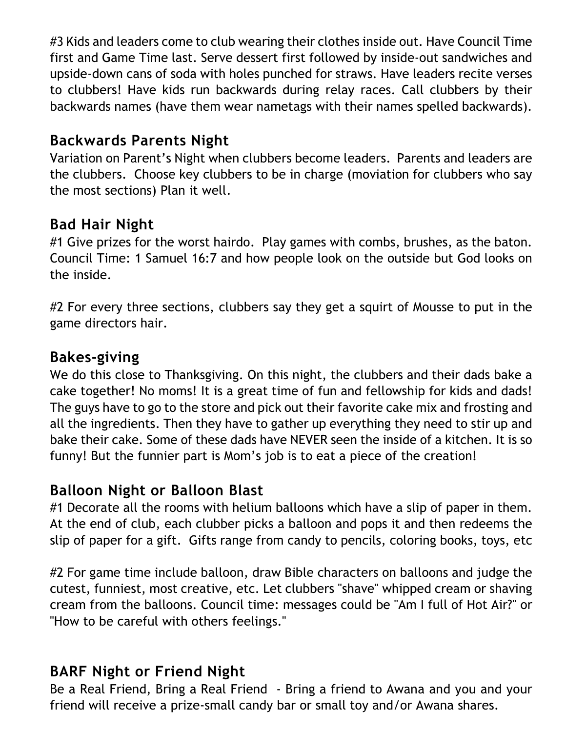#3 Kids and leaders come to club wearing their clothes inside out. Have Council Time first and Game Time last. Serve dessert first followed by inside-out sandwiches and upside-down cans of soda with holes punched for straws. Have leaders recite verses to clubbers! Have kids run backwards during relay races. Call clubbers by their backwards names (have them wear nametags with their names spelled backwards).

## Backwards Parents Night

Variation on Parent's Night when clubbers become leaders. Parents and leaders are the clubbers. Choose key clubbers to be in charge (moviation for clubbers who say the most sections) Plan it well.

## Bad Hair Night

#1 Give prizes for the worst hairdo. Play games with combs, brushes, as the baton. Council Time: 1 Samuel 16:7 and how people look on the outside but God looks on the inside.

#2 For every three sections, clubbers say they get a squirt of Mousse to put in the game directors hair.

## Bakes-giving

We do this close to Thanksgiving. On this night, the clubbers and their dads bake a cake together! No moms! It is a great time of fun and fellowship for kids and dads! The guys have to go to the store and pick out their favorite cake mix and frosting and all the ingredients. Then they have to gather up everything they need to stir up and bake their cake. Some of these dads have NEVER seen the inside of a kitchen. It is so funny! But the funnier part is Mom's job is to eat a piece of the creation!

## Balloon Night or Balloon Blast

#1 Decorate all the rooms with helium balloons which have a slip of paper in them. At the end of club, each clubber picks a balloon and pops it and then redeems the slip of paper for a gift. Gifts range from candy to pencils, coloring books, toys, etc

#2 For game time include balloon, draw Bible characters on balloons and judge the cutest, funniest, most creative, etc. Let clubbers "shave" whipped cream or shaving cream from the balloons. Council time: messages could be "Am I full of Hot Air?" or "How to be careful with others feelings."

## BARF Night or Friend Night

Be a Real Friend, Bring a Real Friend - Bring a friend to Awana and you and your friend will receive a prize-small candy bar or small toy and/or Awana shares.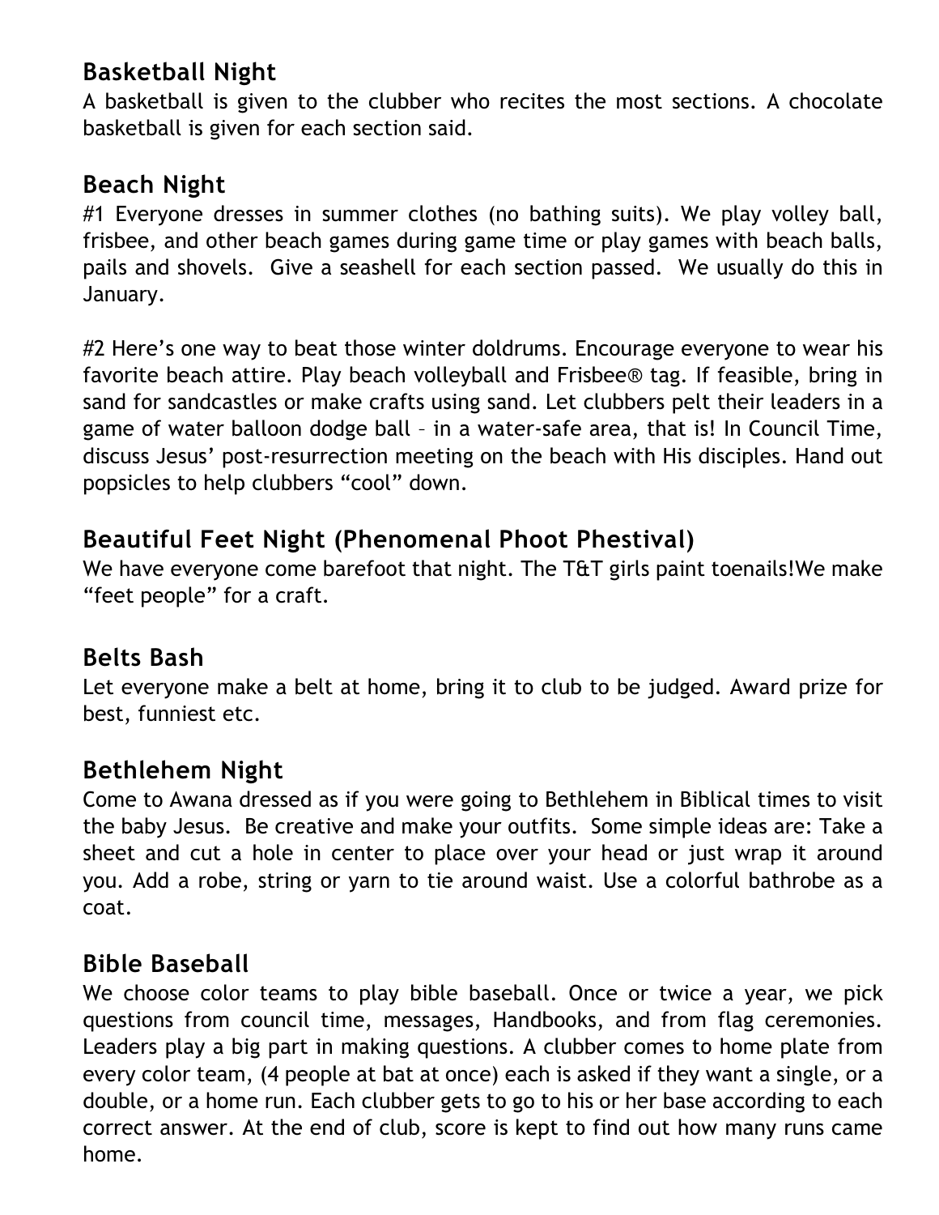## Basketball Night

A basketball is given to the clubber who recites the most sections. A chocolate basketball is given for each section said.

## Beach Night

#1 Everyone dresses in summer clothes (no bathing suits). We play volley ball, frisbee, and other beach games during game time or play games with beach balls, pails and shovels.  Give a seashell for each section passed.  We usually do this in January.

#2 Here's one way to beat those winter doldrums. Encourage everyone to wear his favorite beach attire. Play beach volleyball and Frisbee® tag. If feasible, bring in sand for sandcastles or make crafts using sand. Let clubbers pelt their leaders in a game of water balloon dodge ball – in a water-safe area, that is! In Council Time, discuss Jesus' post-resurrection meeting on the beach with His disciples. Hand out popsicles to help clubbers "cool" down.

## Beautiful Feet Night (Phenomenal Phoot Phestival)

We have everyone come barefoot that night. The T&T girls paint toenails!We make "feet people" for a craft.

## Belts Bash

Let everyone make a belt at home, bring it to club to be judged. Award prize for best, funniest etc.

## Bethlehem Night

Come to Awana dressed as if you were going to Bethlehem in Biblical times to visit the baby Jesus.  Be creative and make your outfits.  Some simple ideas are: Take a sheet and cut a hole in center to place over your head or just wrap it around you. Add a robe, string or yarn to tie around waist. Use a colorful bathrobe as a coat.

## Bible Baseball

We choose color teams to play bible baseball. Once or twice a year, we pick questions from council time, messages, Handbooks, and from flag ceremonies. Leaders play a big part in making questions. A clubber comes to home plate from every color team, (4 people at bat at once) each is asked if they want a single, or a double, or a home run. Each clubber gets to go to his or her base according to each correct answer. At the end of club, score is kept to find out how many runs came home.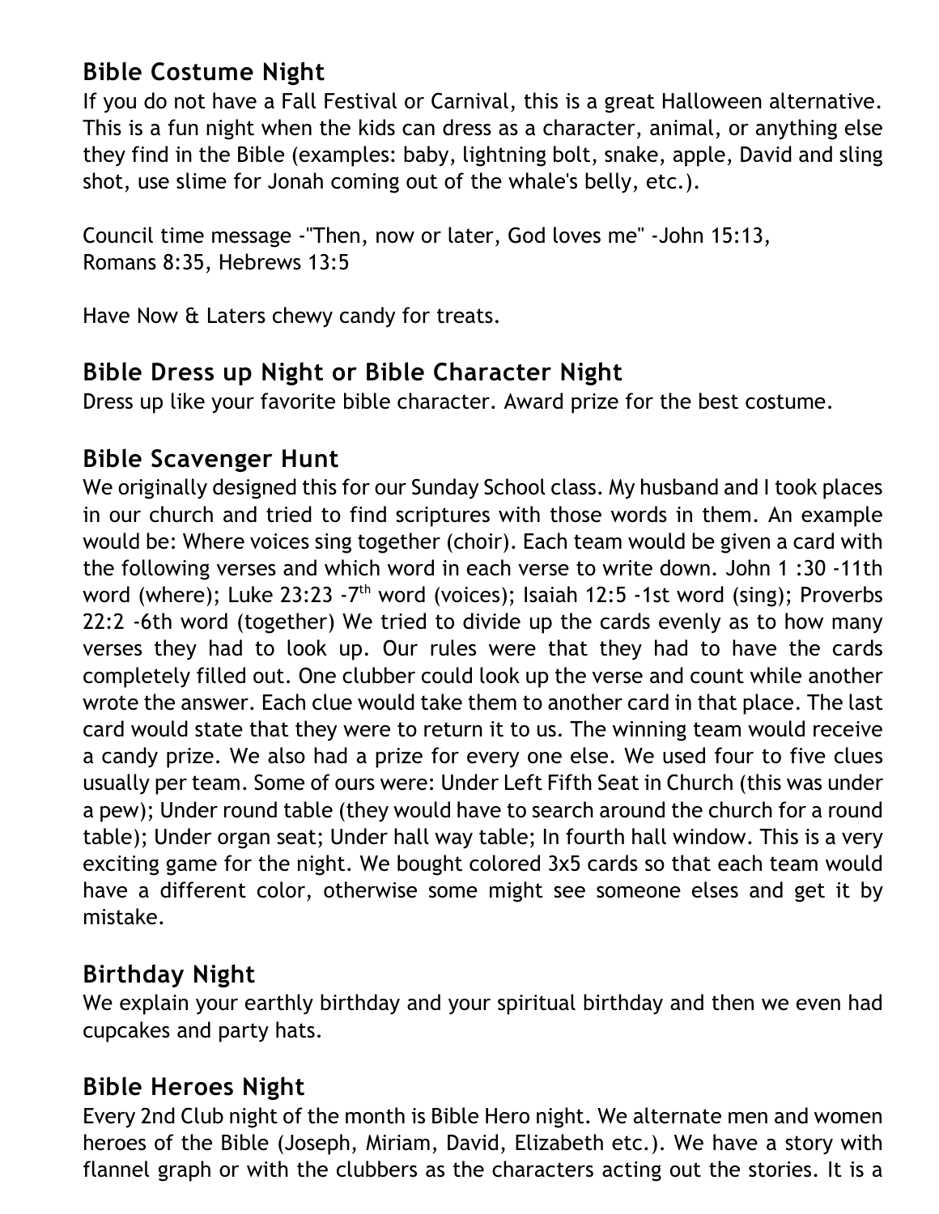## Bible Costume Night

If you do not have a Fall Festival or Carnival, this is a great Halloween alternative. This is a fun night when the kids can dress as a character, animal, or anything else they find in the Bible (examples: baby, lightning bolt, snake, apple, David and sling shot, use slime for Jonah coming out of the whale's belly, etc.).

Council time message -"Then, now or later, God loves me" -John 15:13, Romans 8:35, Hebrews 13:5

Have Now & Laters chewy candy for treats.

## Bible Dress up Night or Bible Character Night

Dress up like your favorite bible character. Award prize for the best costume.

## Bible Scavenger Hunt

We originally designed this for our Sunday School class. My husband and I took places in our church and tried to find scriptures with those words in them. An example would be: Where voices sing together (choir). Each team would be given a card with the following verses and which word in each verse to write down. John 1 :30 -11th word (where); Luke 23:23 -7th word (voices); Isaiah 12:5 -1st word (sing); Proverbs 22:2 -6th word (together) We tried to divide up the cards evenly as to how many verses they had to look up. Our rules were that they had to have the cards completely filled out. One clubber could look up the verse and count while another wrote the answer. Each clue would take them to another card in that place. The last card would state that they were to return it to us. The winning team would receive a candy prize. We also had a prize for every one else. We used four to five clues usually per team. Some of ours were: Under Left Fifth Seat in Church (this was under a pew); Under round table (they would have to search around the church for a round table); Under organ seat; Under hall way table; In fourth hall window. This is a very exciting game for the night. We bought colored 3x5 cards so that each team would have a different color, otherwise some might see someone elses and get it by mistake.

## Birthday Night

We explain your earthly birthday and your spiritual birthday and then we even had cupcakes and party hats.

## Bible Heroes Night

Every 2nd Club night of the month is Bible Hero night. We alternate men and women heroes of the Bible (Joseph, Miriam, David, Elizabeth etc.). We have a story with flannel graph or with the clubbers as the characters acting out the stories. It is a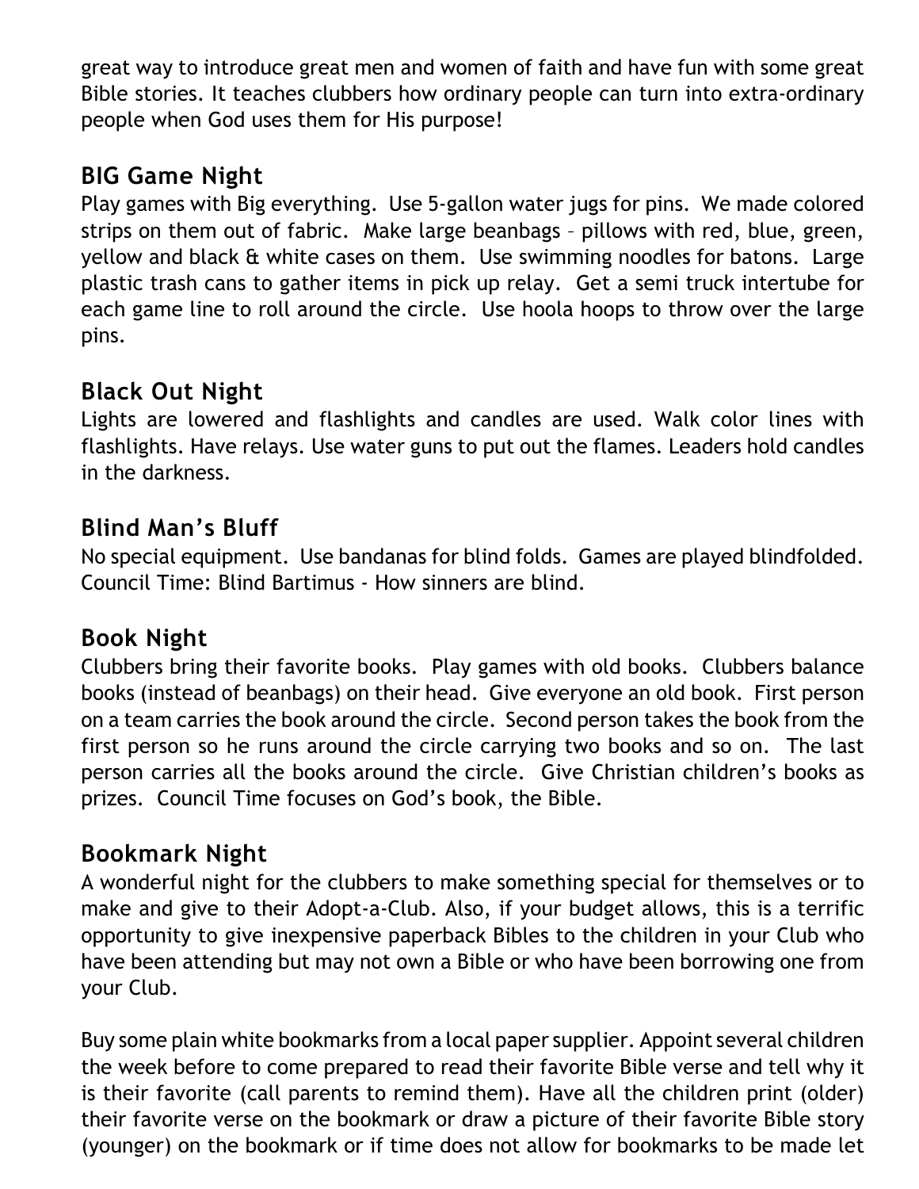great way to introduce great men and women of faith and have fun with some great Bible stories. It teaches clubbers how ordinary people can turn into extra-ordinary people when God uses them for His purpose!

## BIG Game Night

Play games with Big everything. Use 5-gallon water jugs for pins. We made colored strips on them out of fabric. Make large beanbags – pillows with red, blue, green, yellow and black & white cases on them. Use swimming noodles for batons. Large plastic trash cans to gather items in pick up relay. Get a semi truck intertube for each game line to roll around the circle. Use hoola hoops to throw over the large pins.

## Black Out Night

Lights are lowered and flashlights and candles are used. Walk color lines with flashlights. Have relays. Use water guns to put out the flames. Leaders hold candles in the darkness.

## Blind Man's Bluff

No special equipment. Use bandanas for blind folds. Games are played blindfolded. Council Time: Blind Bartimus - How sinners are blind.

## Book Night

Clubbers bring their favorite books. Play games with old books. Clubbers balance books (instead of beanbags) on their head. Give everyone an old book. First person on a team carries the book around the circle. Second person takes the book from the first person so he runs around the circle carrying two books and so on. The last person carries all the books around the circle. Give Christian children's books as prizes. Council Time focuses on God's book, the Bible.

## Bookmark Night

A wonderful night for the clubbers to make something special for themselves or to make and give to their Adopt-a-Club. Also, if your budget allows, this is a terrific opportunity to give inexpensive paperback Bibles to the children in your Club who have been attending but may not own a Bible or who have been borrowing one from your Club.

Buy some plain white bookmarks from a local paper supplier. Appoint several children the week before to come prepared to read their favorite Bible verse and tell why it is their favorite (call parents to remind them). Have all the children print (older) their favorite verse on the bookmark or draw a picture of their favorite Bible story (younger) on the bookmark or if time does not allow for bookmarks to be made let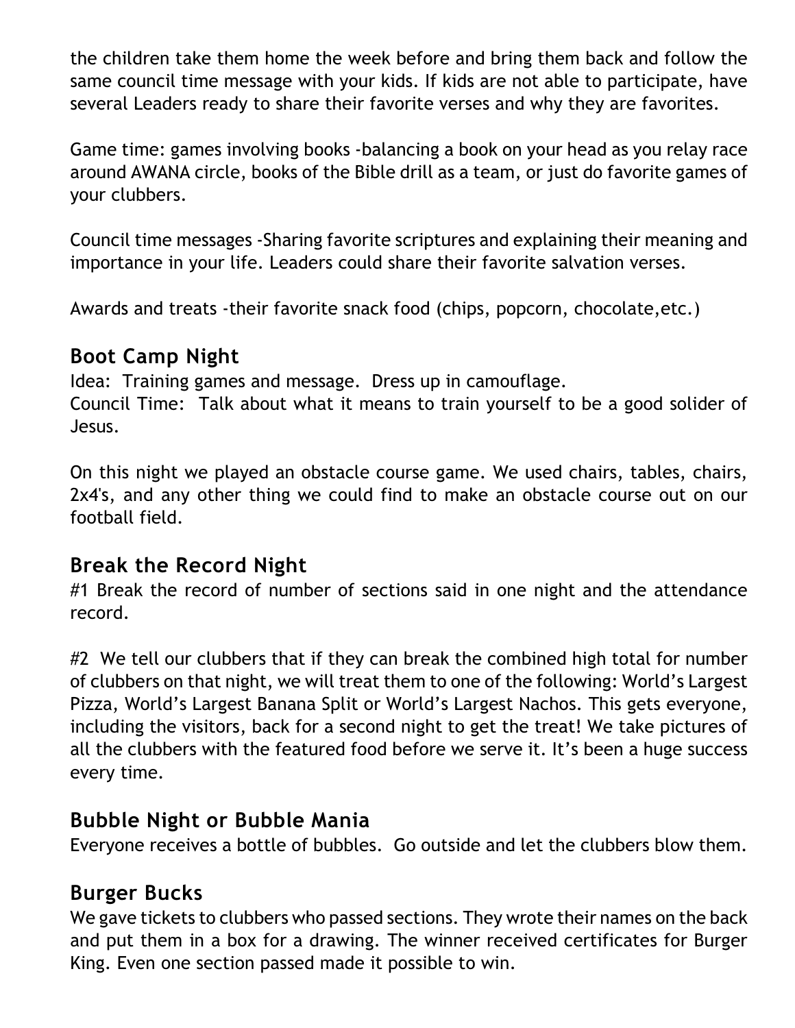the children take them home the week before and bring them back and follow the same council time message with your kids. If kids are not able to participate, have several Leaders ready to share their favorite verses and why they are favorites.

Game time: games involving books -balancing a book on your head as you relay race around AWANA circle, books of the Bible drill as a team, or just do favorite games of your clubbers.

Council time messages -Sharing favorite scriptures and explaining their meaning and importance in your life. Leaders could share their favorite salvation verses.

Awards and treats -their favorite snack food (chips, popcorn, chocolate,etc.)

## Boot Camp Night

Idea: Training games and message. Dress up in camouflage.
Council Time: Talk about what it means to train yourself to be a good solider of Jesus.

On this night we played an obstacle course game. We used chairs, tables, chairs, 2x4's, and any other thing we could find to make an obstacle course out on our football field.

## Break the Record Night

#1 Break the record of number of sections said in one night and the attendance record.

#2 We tell our clubbers that if they can break the combined high total for number of clubbers on that night, we will treat them to one of the following: World's Largest Pizza, World's Largest Banana Split or World's Largest Nachos. This gets everyone, including the visitors, back for a second night to get the treat! We take pictures of all the clubbers with the featured food before we serve it. It's been a huge success every time.

## Bubble Night or Bubble Mania

Everyone receives a bottle of bubbles. Go outside and let the clubbers blow them.

## Burger Bucks

We gave tickets to clubbers who passed sections. They wrote their names on the back and put them in a box for a drawing. The winner received certificates for Burger King. Even one section passed made it possible to win.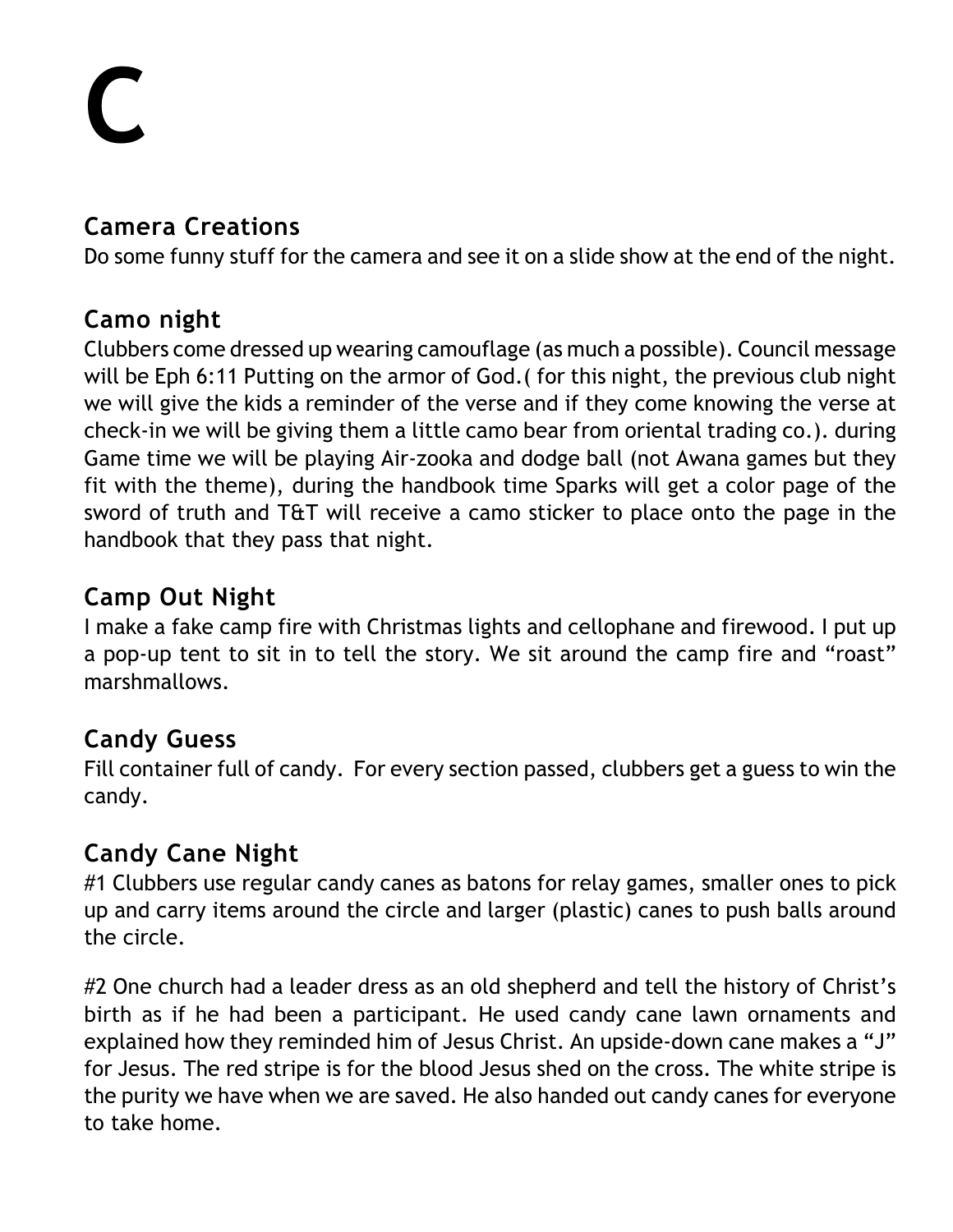# C

## Camera Creations

Do some funny stuff for the camera and see it on a slide show at the end of the night.

## Camo night

Clubbers come dressed up wearing camouflage (as much a possible). Council message will be Eph 6:11 Putting on the armor of God.( for this night, the previous club night we will give the kids a reminder of the verse and if they come knowing the verse at check-in we will be giving them a little camo bear from oriental trading co.). during Game time we will be playing Air-zooka and dodge ball (not Awana games but they fit with the theme), during the handbook time Sparks will get a color page of the sword of truth and T&T will receive a camo sticker to place onto the page in the handbook that they pass that night.

## Camp Out Night

I make a fake camp fire with Christmas lights and cellophane and firewood. I put up a pop-up tent to sit in to tell the story. We sit around the camp fire and “roast” marshmallows.

## Candy Guess

Fill container full of candy. For every section passed, clubbers get a guess to win the candy.

## Candy Cane Night

#1 Clubbers use regular candy canes as batons for relay games, smaller ones to pick up and carry items around the circle and larger (plastic) canes to push balls around the circle.

#2 One church had a leader dress as an old shepherd and tell the history of Christ’s birth as if he had been a participant. He used candy cane lawn ornaments and explained how they reminded him of Jesus Christ. An upside-down cane makes a “J” for Jesus. The red stripe is for the blood Jesus shed on the cross. The white stripe is the purity we have when we are saved. He also handed out candy canes for everyone to take home.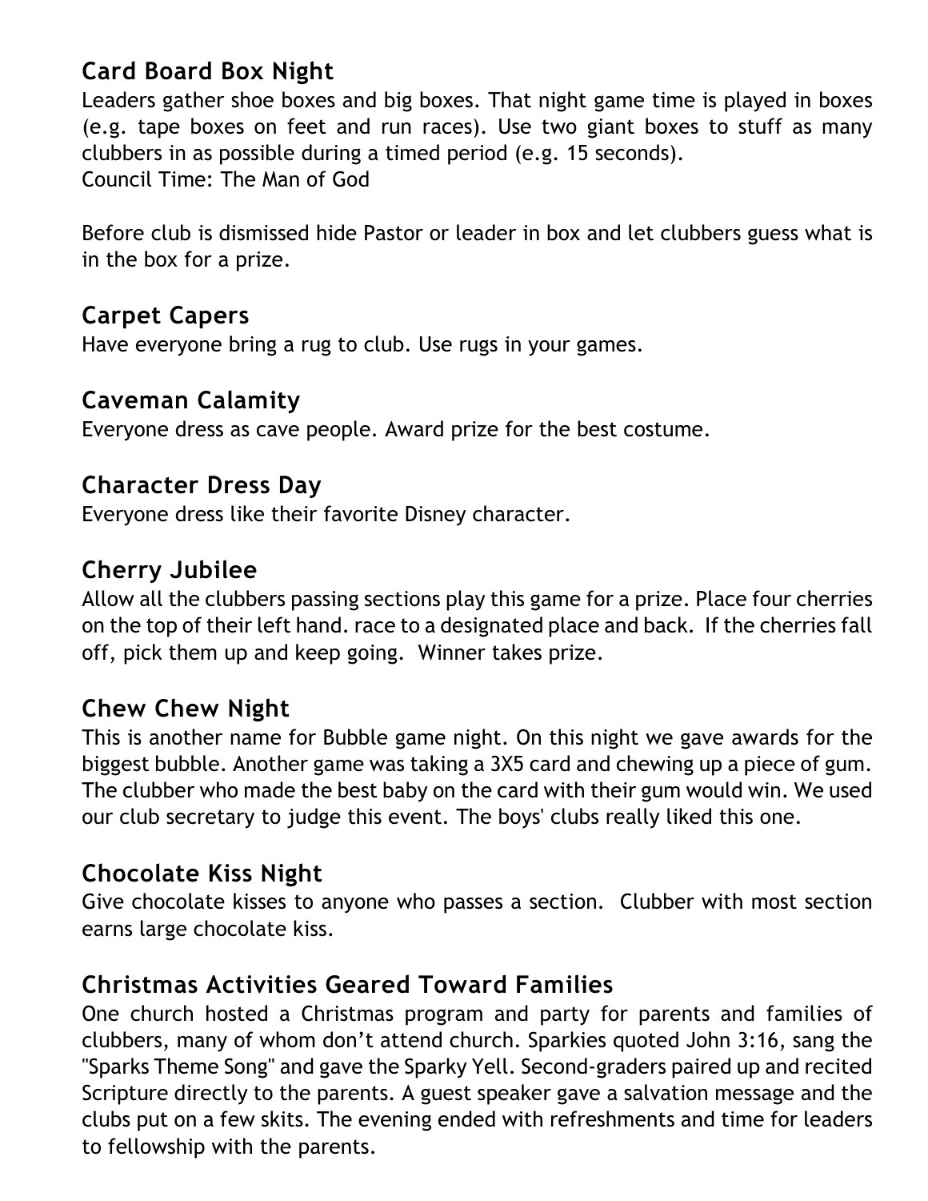### Card Board Box Night

Leaders gather shoe boxes and big boxes. That night game time is played in boxes (e.g. tape boxes on feet and run races). Use two giant boxes to stuff as many clubbers in as possible during a timed period (e.g. 15 seconds).
Council Time: The Man of God

Before club is dismissed hide Pastor or leader in box and let clubbers guess what is in the box for a prize.

### Carpet Capers

Have everyone bring a rug to club. Use rugs in your games.

### Caveman Calamity

Everyone dress as cave people. Award prize for the best costume.

### Character Dress Day

Everyone dress like their favorite Disney character.

### Cherry Jubilee

Allow all the clubbers passing sections play this game for a prize. Place four cherries on the top of their left hand. race to a designated place and back. If the cherries fall off, pick them up and keep going. Winner takes prize.

### Chew Chew Night

This is another name for Bubble game night. On this night we gave awards for the biggest bubble. Another game was taking a 3X5 card and chewing up a piece of gum. The clubber who made the best baby on the card with their gum would win. We used our club secretary to judge this event. The boys' clubs really liked this one.

### Chocolate Kiss Night

Give chocolate kisses to anyone who passes a section. Clubber with most section earns large chocolate kiss.

### Christmas Activities Geared Toward Families

One church hosted a Christmas program and party for parents and families of clubbers, many of whom don't attend church. Sparkies quoted John 3:16, sang the "Sparks Theme Song" and gave the Sparky Yell. Second-graders paired up and recited Scripture directly to the parents. A guest speaker gave a salvation message and the clubs put on a few skits. The evening ended with refreshments and time for leaders to fellowship with the parents.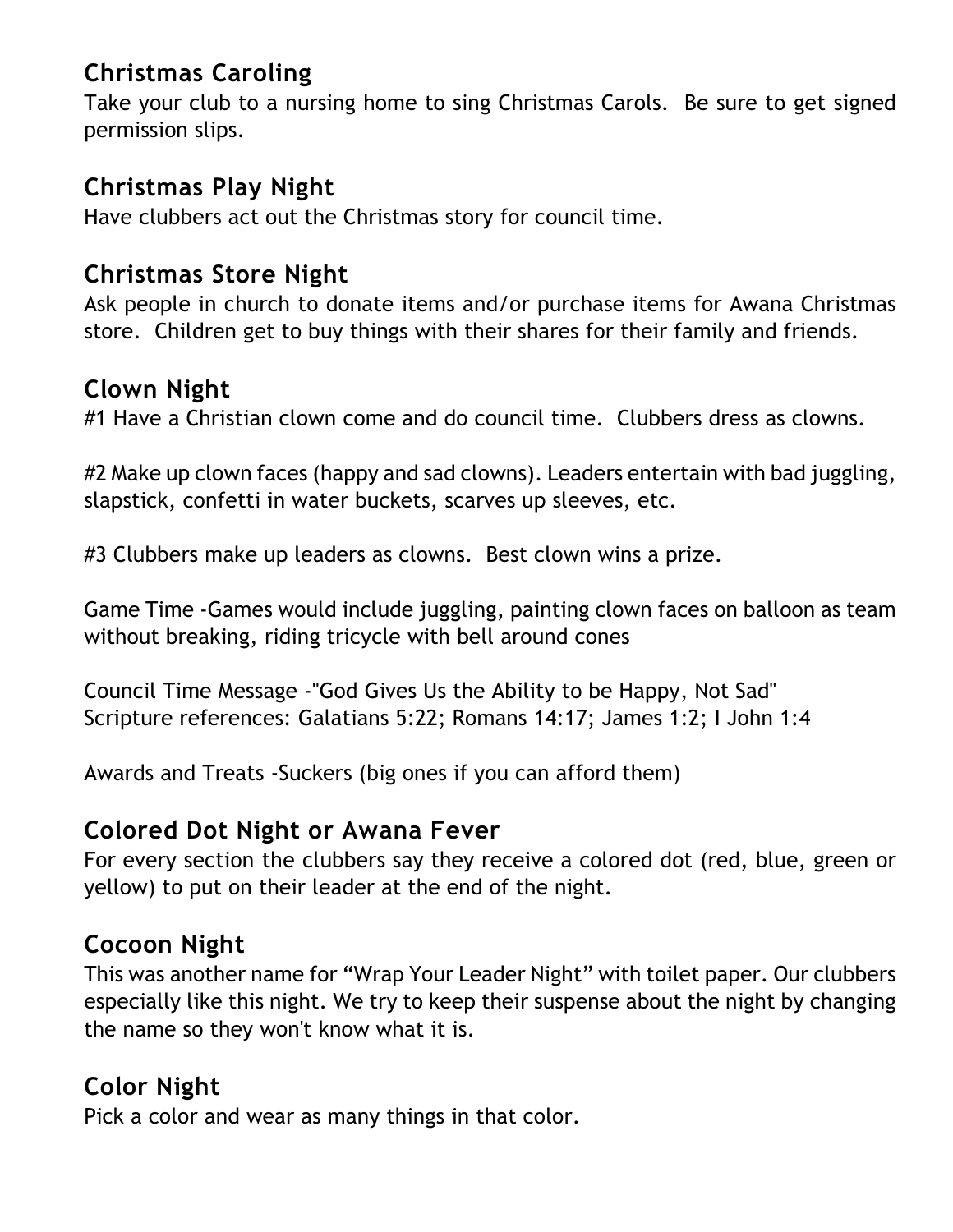## Christmas Caroling

Take your club to a nursing home to sing Christmas Carols.  Be sure to get signed permission slips.

## Christmas Play Night

Have clubbers act out the Christmas story for council time.

## Christmas Store Night

Ask people in church to donate items and/or purchase items for Awana Christmas store.  Children get to buy things with their shares for their family and friends.

## Clown Night

#1 Have a Christian clown come and do council time.  Clubbers dress as clowns.

#2 Make up clown faces (happy and sad clowns). Leaders entertain with bad juggling, slapstick, confetti in water buckets, scarves up sleeves, etc.

#3 Clubbers make up leaders as clowns.  Best clown wins a prize.

Game Time -Games would include juggling, painting clown faces on balloon as team without breaking, riding tricycle with bell around cones

Council Time Message -"God Gives Us the Ability to be Happy, Not Sad"
Scripture references: Galatians 5:22; Romans 14:17; James 1:2; I John 1:4

Awards and Treats -Suckers (big ones if you can afford them)

## Colored Dot Night or Awana Fever

For every section the clubbers say they receive a colored dot (red, blue, green or yellow) to put on their leader at the end of the night.

## Cocoon Night

This was another name for "Wrap Your Leader Night" with toilet paper. Our clubbers especially like this night. We try to keep their suspense about the night by changing the name so they won't know what it is.

## Color Night

Pick a color and wear as many things in that color.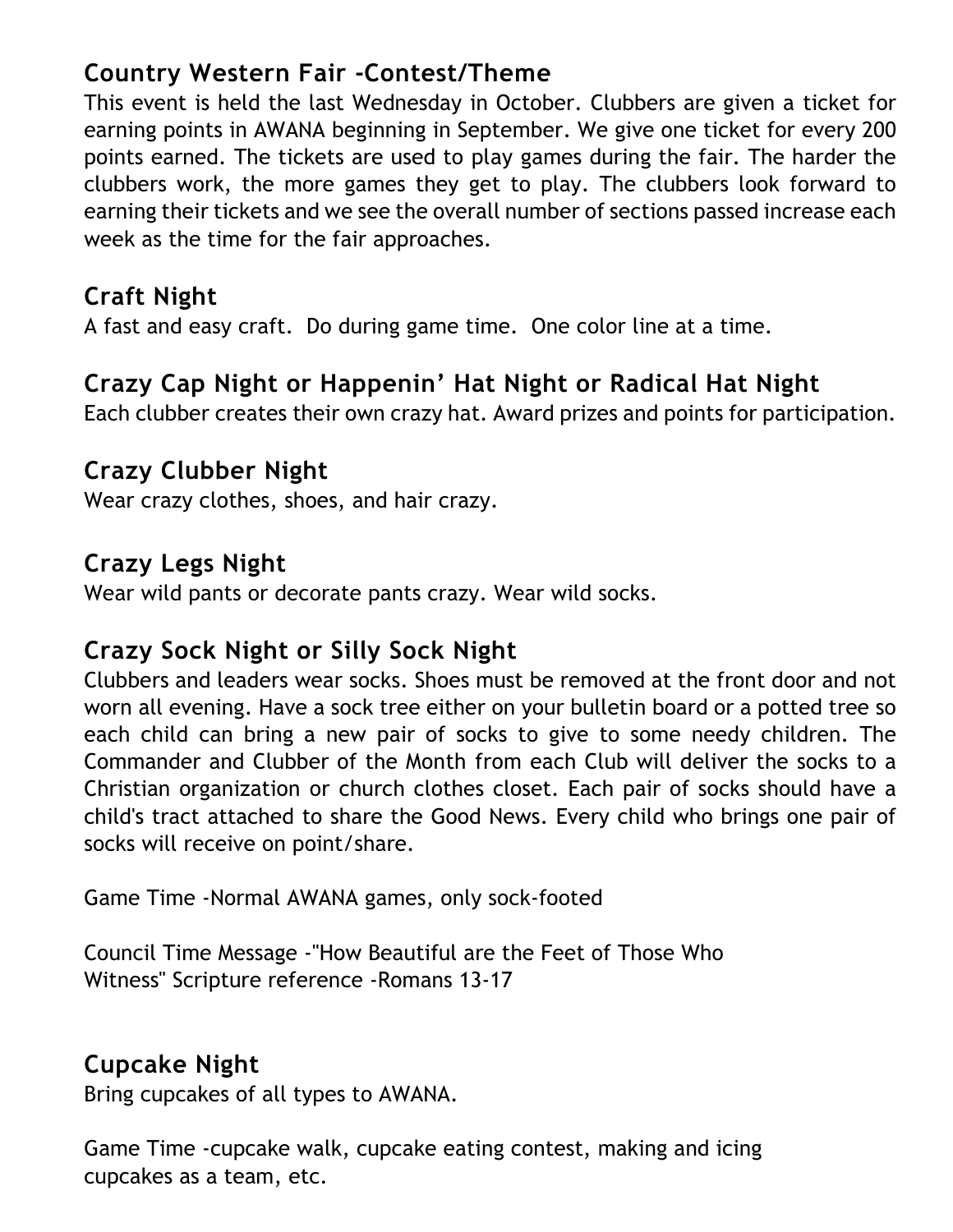## Country Western Fair -Contest/Theme

This event is held the last Wednesday in October. Clubbers are given a ticket for earning points in AWANA beginning in September. We give one ticket for every 200 points earned. The tickets are used to play games during the fair. The harder the clubbers work, the more games they get to play. The clubbers look forward to earning their tickets and we see the overall number of sections passed increase each week as the time for the fair approaches.

## Craft Night

A fast and easy craft. Do during game time. One color line at a time.

## Crazy Cap Night or Happenin' Hat Night or Radical Hat Night

Each clubber creates their own crazy hat. Award prizes and points for participation.

## Crazy Clubber Night

Wear crazy clothes, shoes, and hair crazy.

## Crazy Legs Night

Wear wild pants or decorate pants crazy. Wear wild socks.

## Crazy Sock Night or Silly Sock Night

Clubbers and leaders wear socks. Shoes must be removed at the front door and not worn all evening. Have a sock tree either on your bulletin board or a potted tree so each child can bring a new pair of socks to give to some needy children. The Commander and Clubber of the Month from each Club will deliver the socks to a Christian organization or church clothes closet. Each pair of socks should have a child's tract attached to share the Good News. Every child who brings one pair of socks will receive on point/share.

Game Time -Normal AWANA games, only sock-footed

Council Time Message -"How Beautiful are the Feet of Those Who Witness" Scripture reference -Romans 13-17

## Cupcake Night

Bring cupcakes of all types to AWANA.

Game Time -cupcake walk, cupcake eating contest, making and icing cupcakes as a team, etc.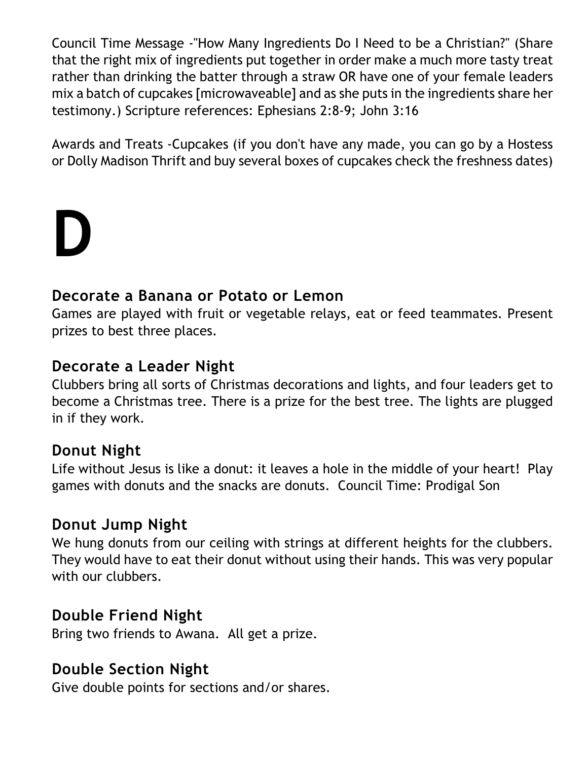Council Time Message -"How Many Ingredients Do I Need to be a Christian?" (Share that the right mix of ingredients put together in order make a much more tasty treat rather than drinking the batter through a straw OR have one of your female leaders mix a batch of cupcakes [microwaveable] and as she puts in the ingredients share her testimony.) Scripture references: Ephesians 2:8-9; John 3:16

Awards and Treats -Cupcakes (if you don't have any made, you can go by a Hostess or Dolly Madison Thrift and buy several boxes of cupcakes check the freshness dates)

# D

### Decorate a Banana or Potato or Lemon

Games are played with fruit or vegetable relays, eat or feed teammates. Present prizes to best three places.

### Decorate a Leader Night

Clubbers bring all sorts of Christmas decorations and lights, and four leaders get to become a Christmas tree. There is a prize for the best tree. The lights are plugged in if they work.

### Donut Night

Life without Jesus is like a donut: it leaves a hole in the middle of your heart! Play games with donuts and the snacks are donuts. Council Time: Prodigal Son

### Donut Jump Night

We hung donuts from our ceiling with strings at different heights for the clubbers. They would have to eat their donut without using their hands. This was very popular with our clubbers.

### Double Friend Night

Bring two friends to Awana. All get a prize.

### Double Section Night

Give double points for sections and/or shares.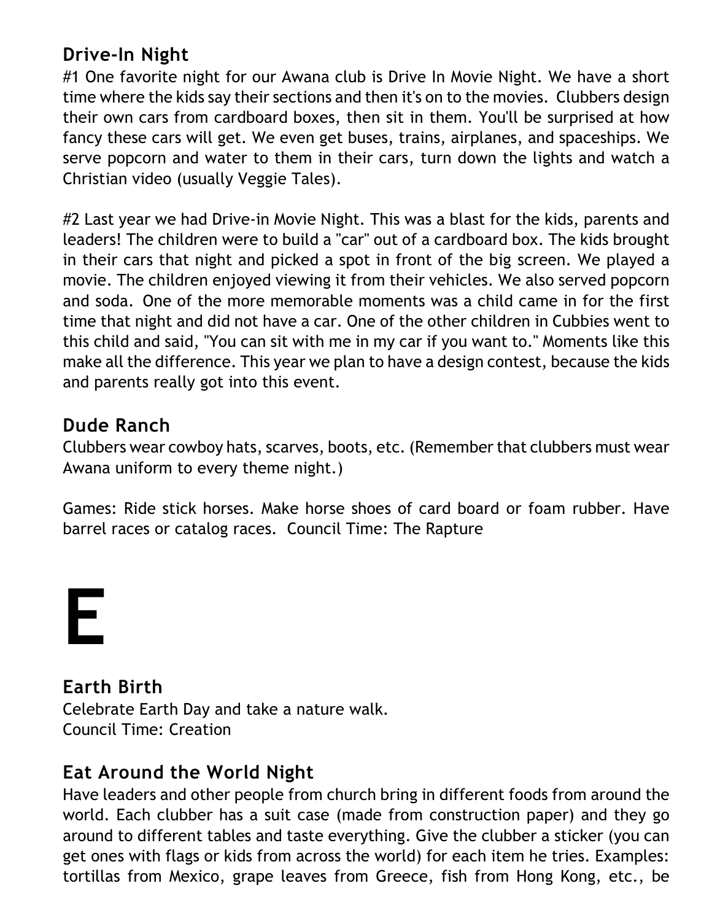## Drive-In Night

#1 One favorite night for our Awana club is Drive In Movie Night. We have a short time where the kids say their sections and then it's on to the movies. Clubbers design their own cars from cardboard boxes, then sit in them. You'll be surprised at how fancy these cars will get. We even get buses, trains, airplanes, and spaceships. We serve popcorn and water to them in their cars, turn down the lights and watch a Christian video (usually Veggie Tales).

#2 Last year we had Drive-in Movie Night. This was a blast for the kids, parents and leaders! The children were to build a "car" out of a cardboard box. The kids brought in their cars that night and picked a spot in front of the big screen. We played a movie. The children enjoyed viewing it from their vehicles. We also served popcorn and soda. One of the more memorable moments was a child came in for the first time that night and did not have a car. One of the other children in Cubbies went to this child and said, "You can sit with me in my car if you want to." Moments like this make all the difference. This year we plan to have a design contest, because the kids and parents really got into this event.

## Dude Ranch

Clubbers wear cowboy hats, scarves, boots, etc. (Remember that clubbers must wear Awana uniform to every theme night.)

Games: Ride stick horses. Make horse shoes of card board or foam rubber. Have barrel races or catalog races. Council Time: The Rapture

# E

## Earth Birth

Celebrate Earth Day and take a nature walk.
Council Time: Creation

## Eat Around the World Night

Have leaders and other people from church bring in different foods from around the world. Each clubber has a suit case (made from construction paper) and they go around to different tables and taste everything. Give the clubber a sticker (you can get ones with flags or kids from across the world) for each item he tries. Examples: tortillas from Mexico, grape leaves from Greece, fish from Hong Kong, etc., be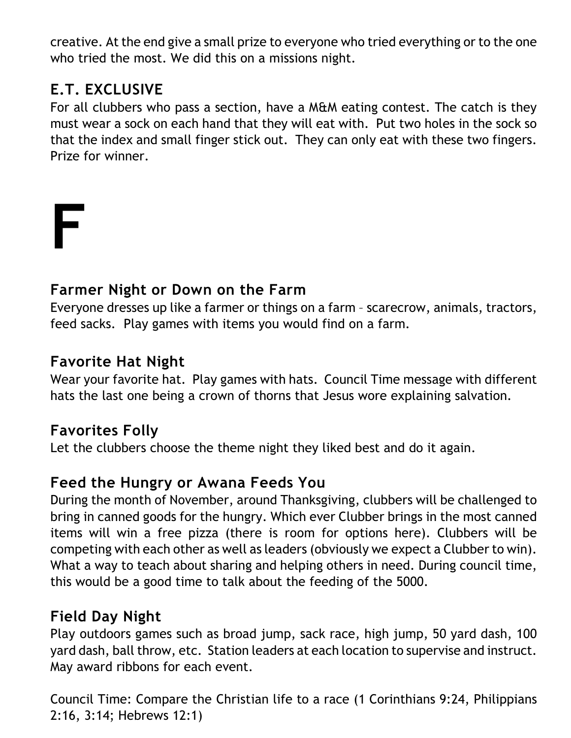creative. At the end give a small prize to everyone who tried everything or to the one who tried the most. We did this on a missions night.

### E.T. EXCLUSIVE

For all clubbers who pass a section, have a M&M eating contest. The catch is they must wear a sock on each hand that they will eat with. Put two holes in the sock so that the index and small finger stick out. They can only eat with these two fingers. Prize for winner.

# F

### Farmer Night or Down on the Farm

Everyone dresses up like a farmer or things on a farm – scarecrow, animals, tractors, feed sacks. Play games with items you would find on a farm.

### Favorite Hat Night

Wear your favorite hat. Play games with hats. Council Time message with different hats the last one being a crown of thorns that Jesus wore explaining salvation.

### Favorites Folly

Let the clubbers choose the theme night they liked best and do it again.

### Feed the Hungry or Awana Feeds You

During the month of November, around Thanksgiving, clubbers will be challenged to bring in canned goods for the hungry. Which ever Clubber brings in the most canned items will win a free pizza (there is room for options here). Clubbers will be competing with each other as well as leaders (obviously we expect a Clubber to win). What a way to teach about sharing and helping others in need. During council time, this would be a good time to talk about the feeding of the 5000.

### Field Day Night

Play outdoors games such as broad jump, sack race, high jump, 50 yard dash, 100 yard dash, ball throw, etc. Station leaders at each location to supervise and instruct. May award ribbons for each event.

Council Time: Compare the Christian life to a race (1 Corinthians 9:24, Philippians 2:16, 3:14; Hebrews 12:1)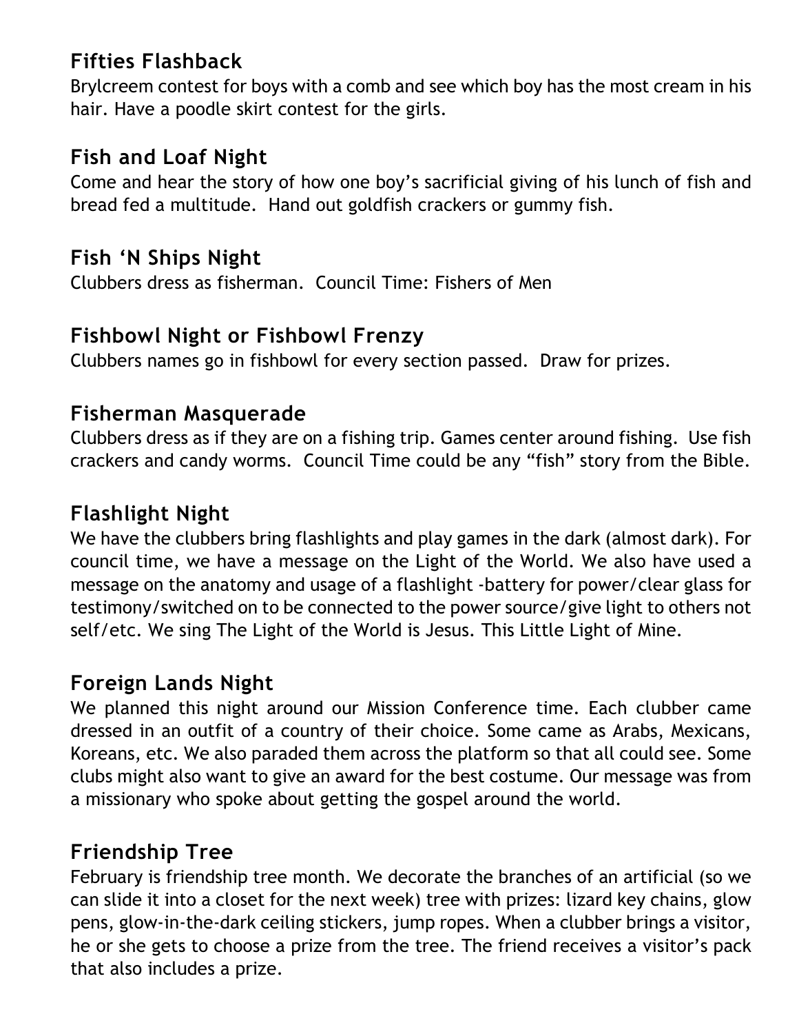## Fifties Flashback

Brylcreem contest for boys with a comb and see which boy has the most cream in his hair. Have a poodle skirt contest for the girls.

## Fish and Loaf Night

Come and hear the story of how one boy's sacrificial giving of his lunch of fish and bread fed a multitude. Hand out goldfish crackers or gummy fish.

## Fish 'N Ships Night

Clubbers dress as fisherman. Council Time: Fishers of Men

## Fishbowl Night or Fishbowl Frenzy

Clubbers names go in fishbowl for every section passed. Draw for prizes.

## Fisherman Masquerade

Clubbers dress as if they are on a fishing trip. Games center around fishing. Use fish crackers and candy worms. Council Time could be any "fish" story from the Bible.

## Flashlight Night

We have the clubbers bring flashlights and play games in the dark (almost dark). For council time, we have a message on the Light of the World. We also have used a message on the anatomy and usage of a flashlight -battery for power/clear glass for testimony/switched on to be connected to the power source/give light to others not self/etc. We sing The Light of the World is Jesus. This Little Light of Mine.

## Foreign Lands Night

We planned this night around our Mission Conference time. Each clubber came dressed in an outfit of a country of their choice. Some came as Arabs, Mexicans, Koreans, etc. We also paraded them across the platform so that all could see. Some clubs might also want to give an award for the best costume. Our message was from a missionary who spoke about getting the gospel around the world.

## Friendship Tree

February is friendship tree month. We decorate the branches of an artificial (so we can slide it into a closet for the next week) tree with prizes: lizard key chains, glow pens, glow-in-the-dark ceiling stickers, jump ropes. When a clubber brings a visitor, he or she gets to choose a prize from the tree. The friend receives a visitor's pack that also includes a prize.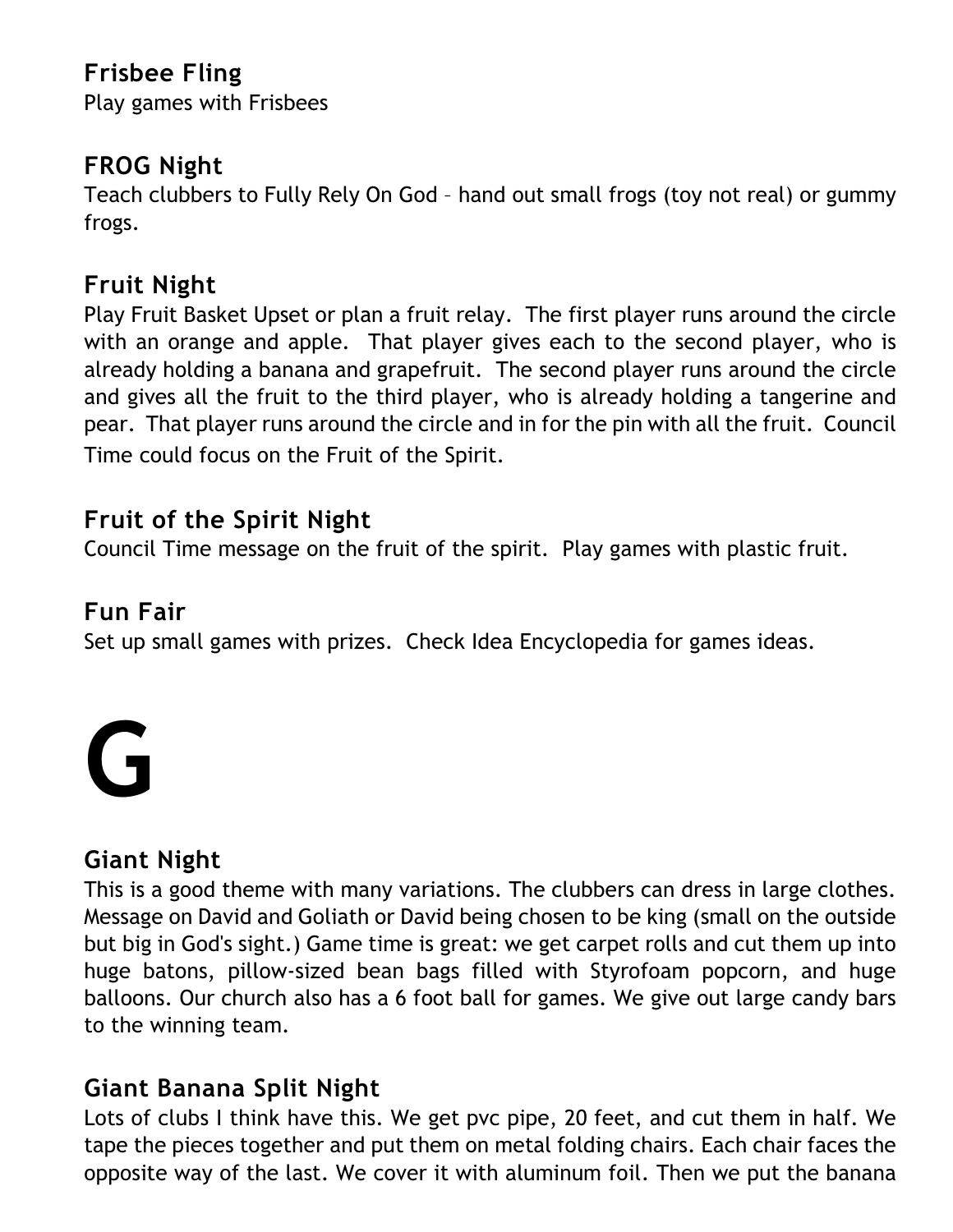### Frisbee Fling
Play games with Frisbees

### FROG Night
Teach clubbers to Fully Rely On God – hand out small frogs (toy not real) or gummy frogs.

### Fruit Night
Play Fruit Basket Upset or plan a fruit relay. The first player runs around the circle with an orange and apple. That player gives each to the second player, who is already holding a banana and grapefruit. The second player runs around the circle and gives all the fruit to the third player, who is already holding a tangerine and pear. That player runs around the circle and in for the pin with all the fruit. Council Time could focus on the Fruit of the Spirit.

### Fruit of the Spirit Night
Council Time message on the fruit of the spirit. Play games with plastic fruit.

### Fun Fair
Set up small games with prizes. Check Idea Encyclopedia for games ideas.

# G

### Giant Night
This is a good theme with many variations. The clubbers can dress in large clothes. Message on David and Goliath or David being chosen to be king (small on the outside but big in God's sight.) Game time is great: we get carpet rolls and cut them up into huge batons, pillow-sized bean bags filled with Styrofoam popcorn, and huge balloons. Our church also has a 6 foot ball for games. We give out large candy bars to the winning team.

### Giant Banana Split Night
Lots of clubs I think have this. We get pvc pipe, 20 feet, and cut them in half. We tape the pieces together and put them on metal folding chairs. Each chair faces the opposite way of the last. We cover it with aluminum foil. Then we put the banana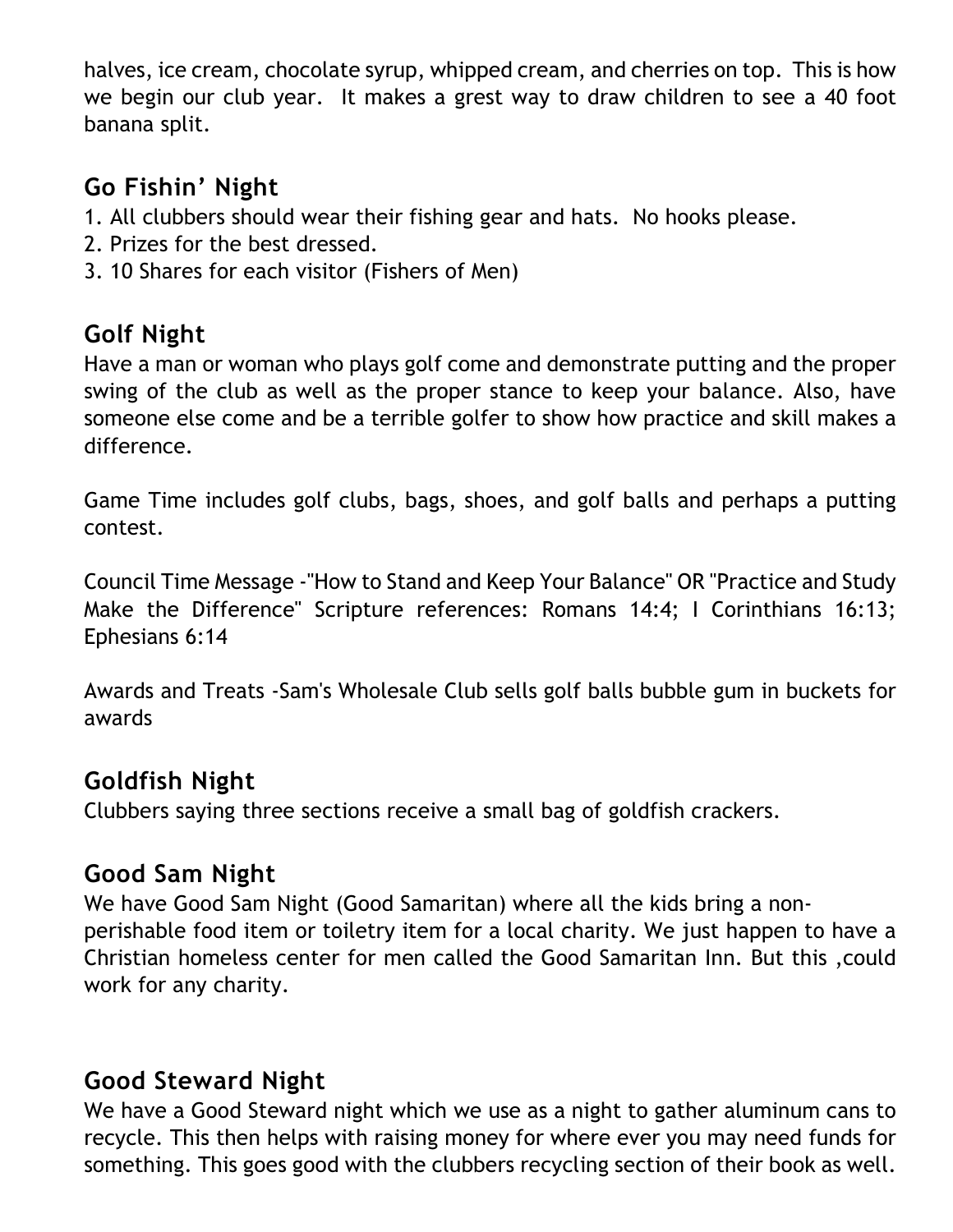halves, ice cream, chocolate syrup, whipped cream, and cherries on top. This is how we begin our club year. It makes a grest way to draw children to see a 40 foot banana split.

## Go Fishin' Night

1. All clubbers should wear their fishing gear and hats. No hooks please.
2. Prizes for the best dressed.
3. 10 Shares for each visitor (Fishers of Men)

## Golf Night

Have a man or woman who plays golf come and demonstrate putting and the proper swing of the club as well as the proper stance to keep your balance. Also, have someone else come and be a terrible golfer to show how practice and skill makes a difference.

Game Time includes golf clubs, bags, shoes, and golf balls and perhaps a putting contest.

Council Time Message -"How to Stand and Keep Your Balance" OR "Practice and Study Make the Difference" Scripture references: Romans 14:4; I Corinthians 16:13; Ephesians 6:14

Awards and Treats -Sam's Wholesale Club sells golf balls bubble gum in buckets for awards

## Goldfish Night

Clubbers saying three sections receive a small bag of goldfish crackers.

## Good Sam Night

We have Good Sam Night (Good Samaritan) where all the kids bring a non-perishable food item or toiletry item for a local charity. We just happen to have a Christian homeless center for men called the Good Samaritan Inn. But this ,could work for any charity.

## Good Steward Night

We have a Good Steward night which we use as a night to gather aluminum cans to recycle. This then helps with raising money for where ever you may need funds for something. This goes good with the clubbers recycling section of their book as well.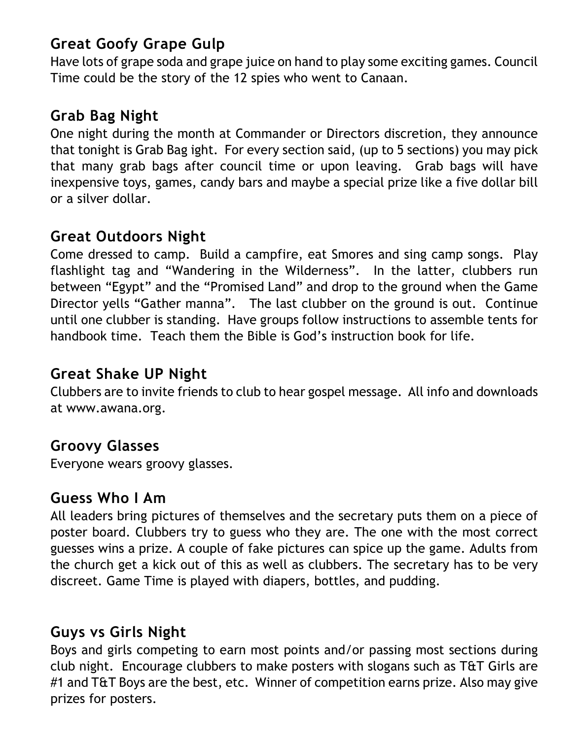## Great Goofy Grape Gulp

Have lots of grape soda and grape juice on hand to play some exciting games. Council Time could be the story of the 12 spies who went to Canaan.

## Grab Bag Night

One night during the month at Commander or Directors discretion, they announce that tonight is Grab Bag ight. For every section said, (up to 5 sections) you may pick that many grab bags after council time or upon leaving. Grab bags will have inexpensive toys, games, candy bars and maybe a special prize like a five dollar bill or a silver dollar.

## Great Outdoors Night

Come dressed to camp. Build a campfire, eat Smores and sing camp songs. Play flashlight tag and "Wandering in the Wilderness". In the latter, clubbers run between "Egypt" and the "Promised Land" and drop to the ground when the Game Director yells "Gather manna". The last clubber on the ground is out. Continue until one clubber is standing. Have groups follow instructions to assemble tents for handbook time. Teach them the Bible is God's instruction book for life.

## Great Shake UP Night

Clubbers are to invite friends to club to hear gospel message. All info and downloads at www.awana.org.

## Groovy Glasses

Everyone wears groovy glasses.

## Guess Who I Am

All leaders bring pictures of themselves and the secretary puts them on a piece of poster board. Clubbers try to guess who they are. The one with the most correct guesses wins a prize. A couple of fake pictures can spice up the game. Adults from the church get a kick out of this as well as clubbers. The secretary has to be very discreet. Game Time is played with diapers, bottles, and pudding.

## Guys vs Girls Night

Boys and girls competing to earn most points and/or passing most sections during club night. Encourage clubbers to make posters with slogans such as T&T Girls are #1 and T&T Boys are the best, etc. Winner of competition earns prize. Also may give prizes for posters.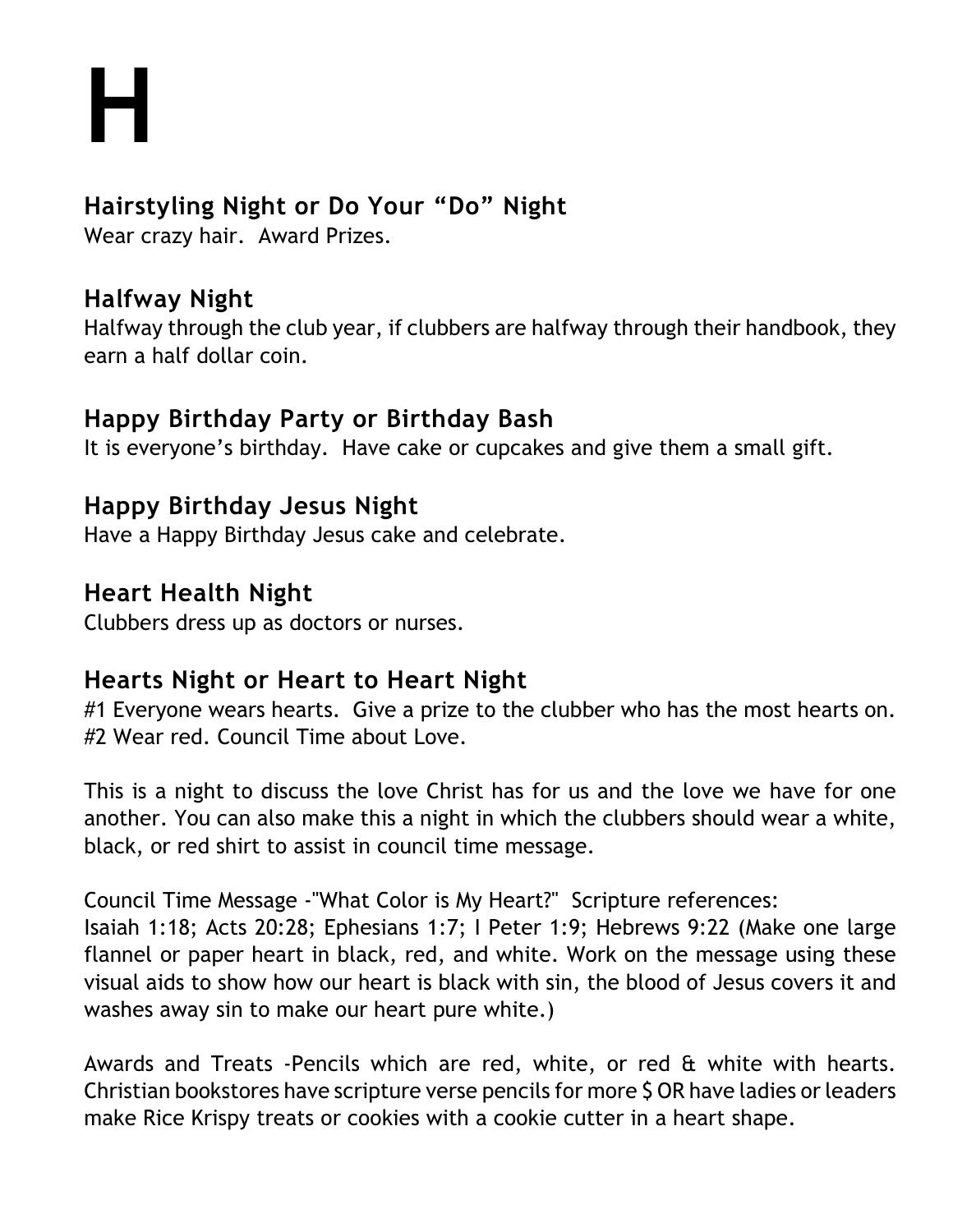# H

### Hairstyling Night or Do Your "Do" Night

Wear crazy hair. Award Prizes.

### Halfway Night

Halfway through the club year, if clubbers are halfway through their handbook, they earn a half dollar coin.

### Happy Birthday Party or Birthday Bash

It is everyone's birthday. Have cake or cupcakes and give them a small gift.

### Happy Birthday Jesus Night

Have a Happy Birthday Jesus cake and celebrate.

### Heart Health Night

Clubbers dress up as doctors or nurses.

### Hearts Night or Heart to Heart Night

#1 Everyone wears hearts. Give a prize to the clubber who has the most hearts on.
#2 Wear red. Council Time about Love.

This is a night to discuss the love Christ has for us and the love we have for one another. You can also make this a night in which the clubbers should wear a white, black, or red shirt to assist in council time message.

Council Time Message -"What Color is My Heart?" Scripture references:
Isaiah 1:18; Acts 20:28; Ephesians 1:7; I Peter 1:9; Hebrews 9:22 (Make one large flannel or paper heart in black, red, and white. Work on the message using these visual aids to show how our heart is black with sin, the blood of Jesus covers it and washes away sin to make our heart pure white.)

Awards and Treats -Pencils which are red, white, or red & white with hearts. Christian bookstores have scripture verse pencils for more $ OR have ladies or leaders make Rice Krispy treats or cookies with a cookie cutter in a heart shape.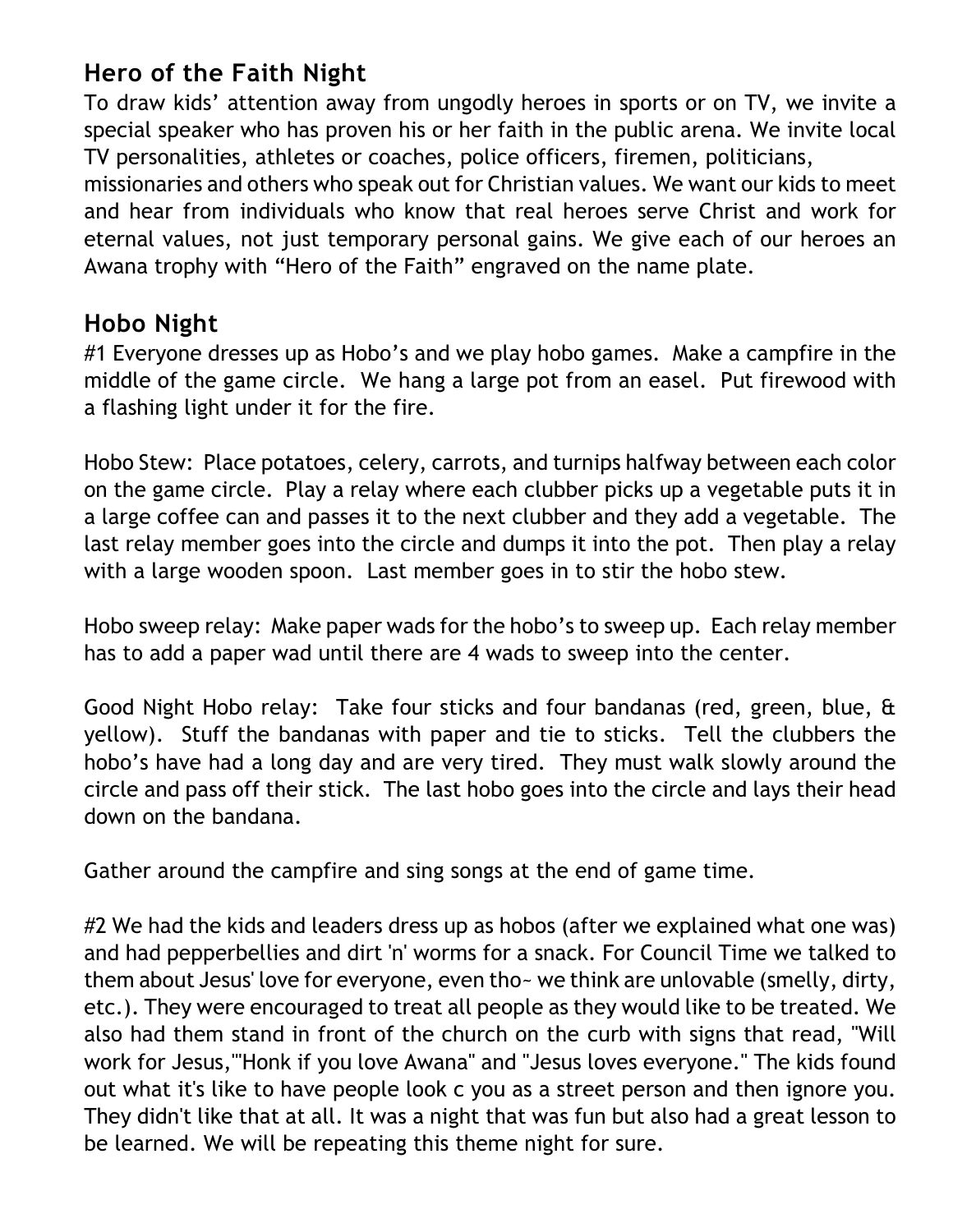## Hero of the Faith Night

To draw kids' attention away from ungodly heroes in sports or on TV, we invite a special speaker who has proven his or her faith in the public arena. We invite local TV personalities, athletes or coaches, police officers, firemen, politicians, missionaries and others who speak out for Christian values. We want our kids to meet and hear from individuals who know that real heroes serve Christ and work for eternal values, not just temporary personal gains. We give each of our heroes an Awana trophy with "Hero of the Faith" engraved on the name plate.

## Hobo Night

#1 Everyone dresses up as Hobo's and we play hobo games. Make a campfire in the middle of the game circle. We hang a large pot from an easel. Put firewood with a flashing light under it for the fire.

Hobo Stew: Place potatoes, celery, carrots, and turnips halfway between each color on the game circle. Play a relay where each clubber picks up a vegetable puts it in a large coffee can and passes it to the next clubber and they add a vegetable. The last relay member goes into the circle and dumps it into the pot. Then play a relay with a large wooden spoon. Last member goes in to stir the hobo stew.

Hobo sweep relay: Make paper wads for the hobo's to sweep up. Each relay member has to add a paper wad until there are 4 wads to sweep into the center.

Good Night Hobo relay: Take four sticks and four bandanas (red, green, blue, & yellow). Stuff the bandanas with paper and tie to sticks. Tell the clubbers the hobo's have had a long day and are very tired. They must walk slowly around the circle and pass off their stick. The last hobo goes into the circle and lays their head down on the bandana.

Gather around the campfire and sing songs at the end of game time.

#2 We had the kids and leaders dress up as hobos (after we explained what one was) and had pepperbellies and dirt 'n' worms for a snack. For Council Time we talked to them about Jesus' love for everyone, even tho~ we think are unlovable (smelly, dirty, etc.). They were encouraged to treat all people as they would like to be treated. We also had them stand in front of the church on the curb with signs that read, "Will work for Jesus,'"Honk if you love Awana" and "Jesus loves everyone." The kids found out what it's like to have people look c you as a street person and then ignore you. They didn't like that at all. It was a night that was fun but also had a great lesson to be learned. We will be repeating this theme night for sure.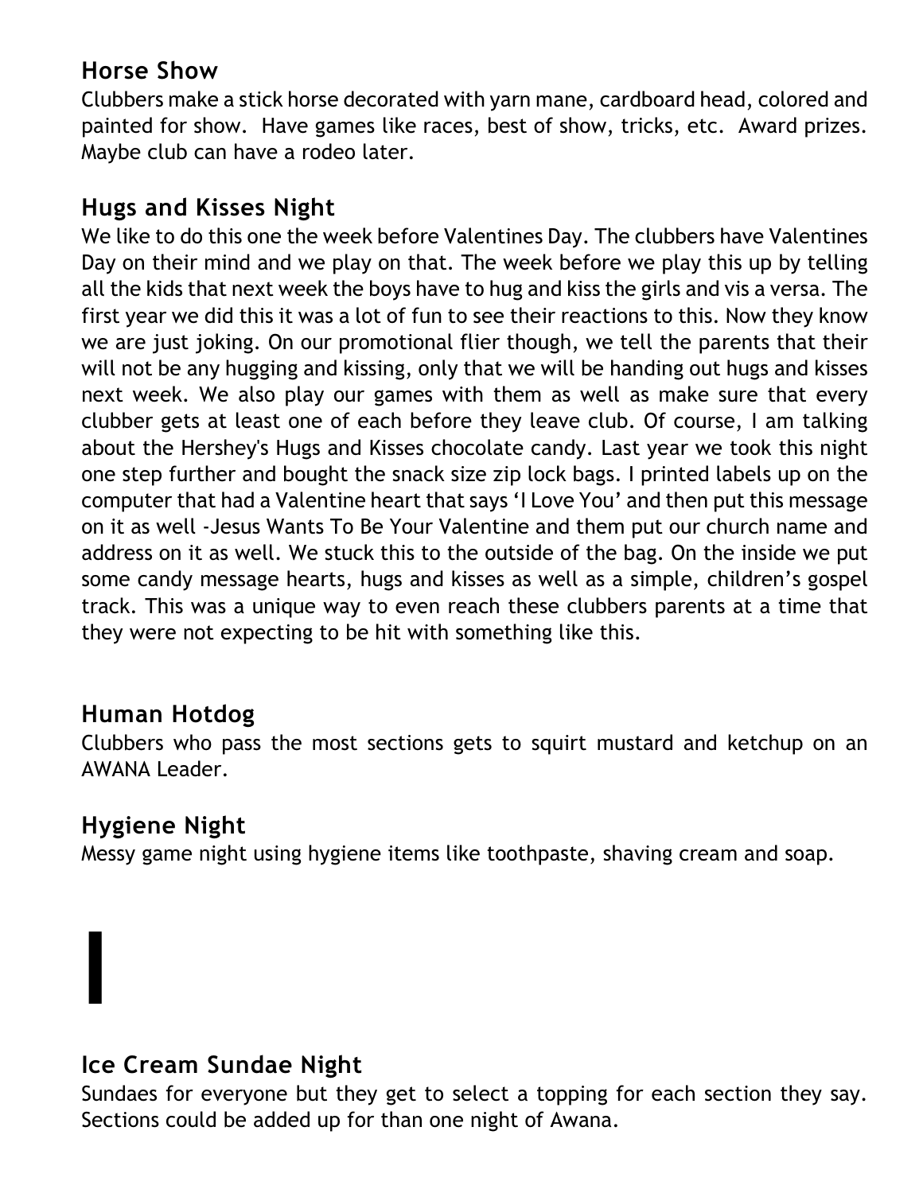## Horse Show

Clubbers make a stick horse decorated with yarn mane, cardboard head, colored and painted for show. Have games like races, best of show, tricks, etc. Award prizes. Maybe club can have a rodeo later.

## Hugs and Kisses Night

We like to do this one the week before Valentines Day. The clubbers have Valentines Day on their mind and we play on that. The week before we play this up by telling all the kids that next week the boys have to hug and kiss the girls and vis a versa. The first year we did this it was a lot of fun to see their reactions to this. Now they know we are just joking. On our promotional flier though, we tell the parents that their will not be any hugging and kissing, only that we will be handing out hugs and kisses next week. We also play our games with them as well as make sure that every clubber gets at least one of each before they leave club. Of course, I am talking about the Hershey's Hugs and Kisses chocolate candy. Last year we took this night one step further and bought the snack size zip lock bags. I printed labels up on the computer that had a Valentine heart that says 'I Love You' and then put this message on it as well -Jesus Wants To Be Your Valentine and them put our church name and address on it as well. We stuck this to the outside of the bag. On the inside we put some candy message hearts, hugs and kisses as well as a simple, children's gospel track. This was a unique way to even reach these clubbers parents at a time that they were not expecting to be hit with something like this.

## Human Hotdog

Clubbers who pass the most sections gets to squirt mustard and ketchup on an AWANA Leader.

## Hygiene Night

Messy game night using hygiene items like toothpaste, shaving cream and soap.

# I

## Ice Cream Sundae Night

Sundaes for everyone but they get to select a topping for each section they say. Sections could be added up for than one night of Awana.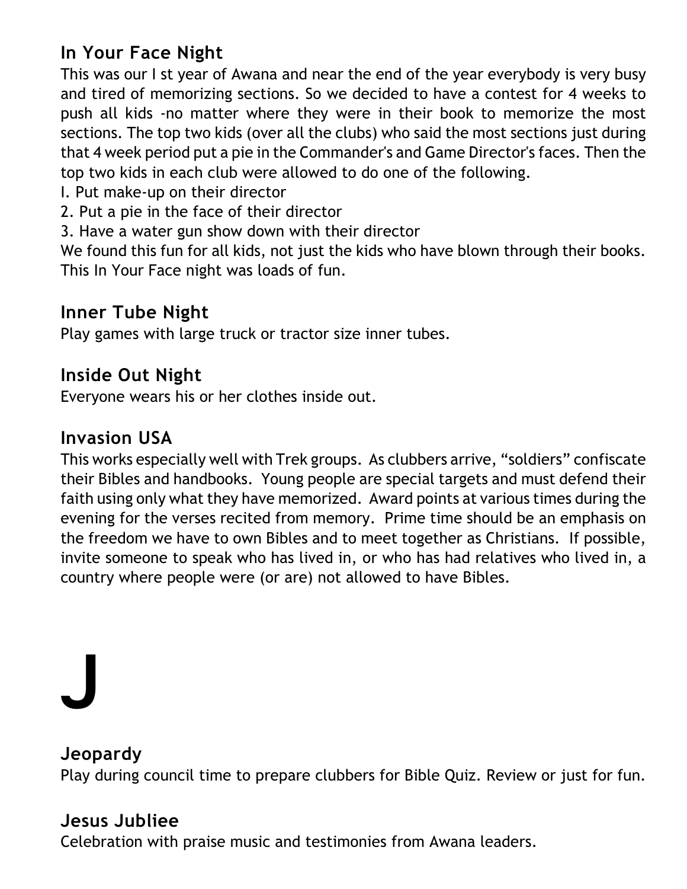### In Your Face Night

This was our I st year of Awana and near the end of the year everybody is very busy and tired of memorizing sections. So we decided to have a contest for 4 weeks to push all kids -no matter where they were in their book to memorize the most sections. The top two kids (over all the clubs) who said the most sections just during that 4 week period put a pie in the Commander's and Game Director's faces. Then the top two kids in each club were allowed to do one of the following.

I. Put make-up on their director
2. Put a pie in the face of their director
3. Have a water gun show down with their director

We found this fun for all kids, not just the kids who have blown through their books. This In Your Face night was loads of fun.

### Inner Tube Night

Play games with large truck or tractor size inner tubes.

### Inside Out Night

Everyone wears his or her clothes inside out.

### Invasion USA

This works especially well with Trek groups. As clubbers arrive, "soldiers" confiscate their Bibles and handbooks. Young people are special targets and must defend their faith using only what they have memorized. Award points at various times during the evening for the verses recited from memory. Prime time should be an emphasis on the freedom we have to own Bibles and to meet together as Christians. If possible, invite someone to speak who has lived in, or who has had relatives who lived in, a country where people were (or are) not allowed to have Bibles.

# J

### Jeopardy

Play during council time to prepare clubbers for Bible Quiz. Review or just for fun.

### Jesus Jubliee

Celebration with praise music and testimonies from Awana leaders.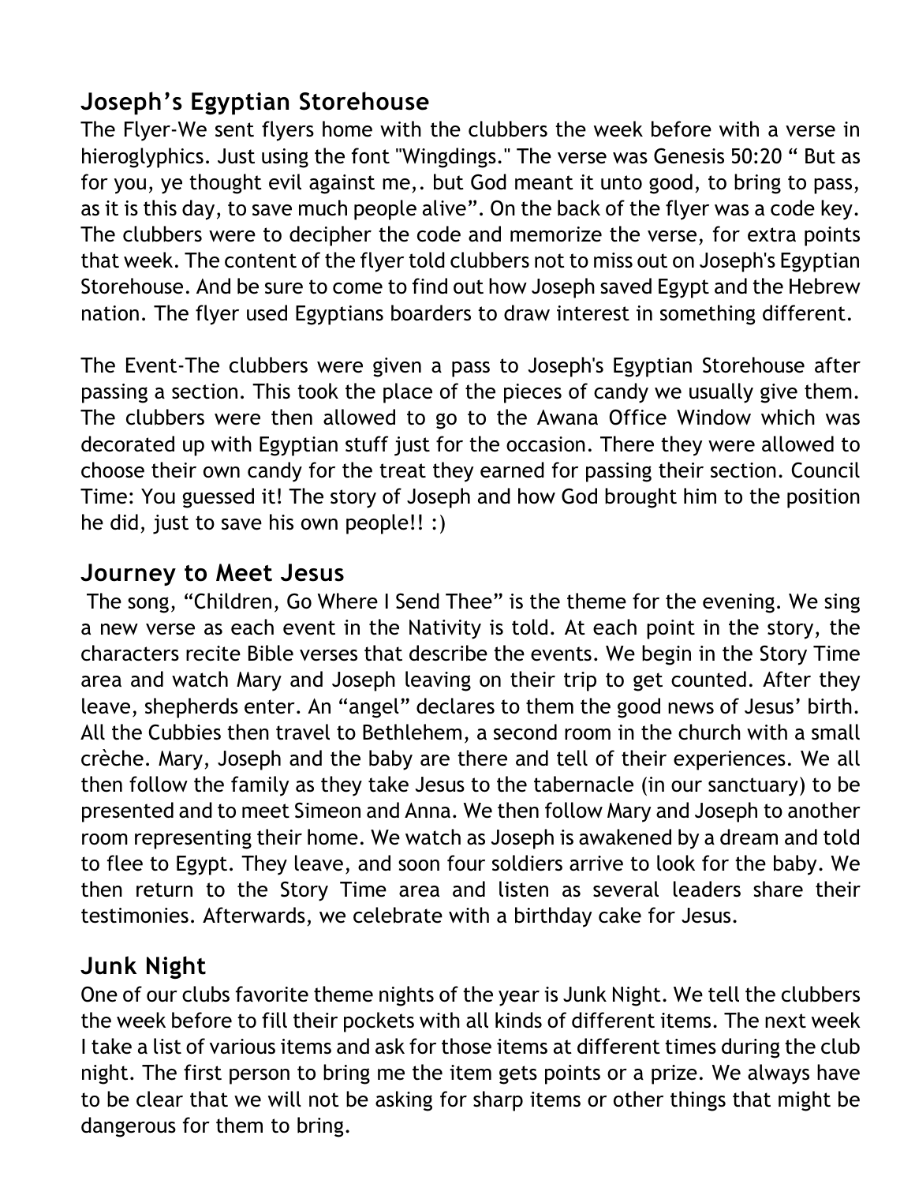## Joseph's Egyptian Storehouse

The Flyer-We sent flyers home with the clubbers the week before with a verse in hieroglyphics. Just using the font "Wingdings." The verse was Genesis 50:20 " But as for you, ye thought evil against me,. but God meant it unto good, to bring to pass, as it is this day, to save much people alive". On the back of the flyer was a code key. The clubbers were to decipher the code and memorize the verse, for extra points that week. The content of the flyer told clubbers not to miss out on Joseph's Egyptian Storehouse. And be sure to come to find out how Joseph saved Egypt and the Hebrew nation. The flyer used Egyptians boarders to draw interest in something different.

The Event-The clubbers were given a pass to Joseph's Egyptian Storehouse after passing a section. This took the place of the pieces of candy we usually give them. The clubbers were then allowed to go to the Awana Office Window which was decorated up with Egyptian stuff just for the occasion. There they were allowed to choose their own candy for the treat they earned for passing their section. Council Time: You guessed it! The story of Joseph and how God brought him to the position he did, just to save his own people!! :)

## Journey to Meet Jesus

The song, "Children, Go Where I Send Thee" is the theme for the evening. We sing a new verse as each event in the Nativity is told. At each point in the story, the characters recite Bible verses that describe the events. We begin in the Story Time area and watch Mary and Joseph leaving on their trip to get counted. After they leave, shepherds enter. An "angel" declares to them the good news of Jesus' birth. All the Cubbies then travel to Bethlehem, a second room in the church with a small crèche. Mary, Joseph and the baby are there and tell of their experiences. We all then follow the family as they take Jesus to the tabernacle (in our sanctuary) to be presented and to meet Simeon and Anna. We then follow Mary and Joseph to another room representing their home. We watch as Joseph is awakened by a dream and told to flee to Egypt. They leave, and soon four soldiers arrive to look for the baby. We then return to the Story Time area and listen as several leaders share their testimonies. Afterwards, we celebrate with a birthday cake for Jesus.

## Junk Night

One of our clubs favorite theme nights of the year is Junk Night. We tell the clubbers the week before to fill their pockets with all kinds of different items. The next week I take a list of various items and ask for those items at different times during the club night. The first person to bring me the item gets points or a prize. We always have to be clear that we will not be asking for sharp items or other things that might be dangerous for them to bring.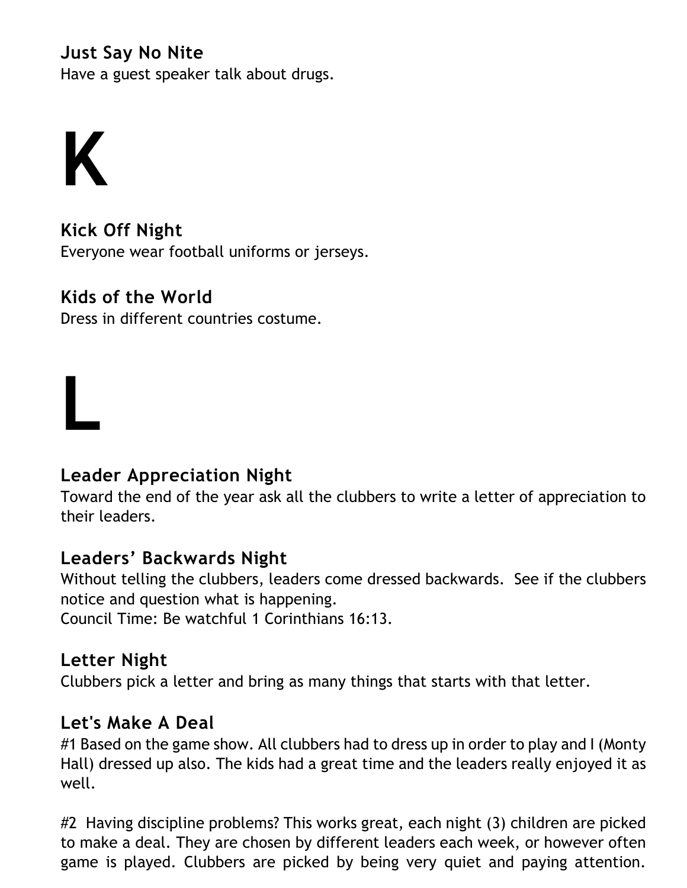### Just Say No Nite
Have a guest speaker talk about drugs.

# K

### Kick Off Night
Everyone wear football uniforms or jerseys.

### Kids of the World
Dress in different countries costume.

# L

### Leader Appreciation Night
Toward the end of the year ask all the clubbers to write a letter of appreciation to their leaders.

### Leaders' Backwards Night
Without telling the clubbers, leaders come dressed backwards. See if the clubbers notice and question what is happening.
Council Time: Be watchful 1 Corinthians 16:13.

### Letter Night
Clubbers pick a letter and bring as many things that starts with that letter.

### Let's Make A Deal
#1 Based on the game show. All clubbers had to dress up in order to play and I (Monty Hall) dressed up also. The kids had a great time and the leaders really enjoyed it as well.

#2 Having discipline problems? This works great, each night (3) children are picked to make a deal. They are chosen by different leaders each week, or however often game is played. Clubbers are picked by being very quiet and paying attention.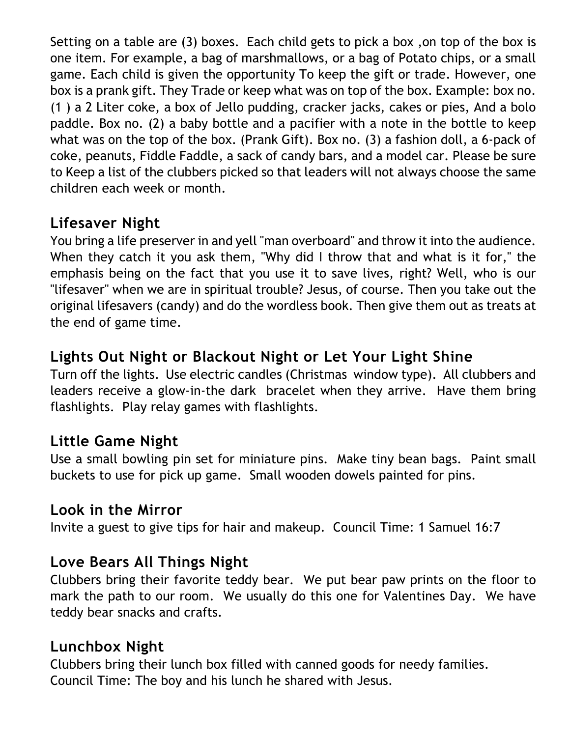Setting on a table are (3) boxes. Each child gets to pick a box ,on top of the box is one item. For example, a bag of marshmallows, or a bag of Potato chips, or a small game. Each child is given the opportunity To keep the gift or trade. However, one box is a prank gift. They Trade or keep what was on top of the box. Example: box no. (1 ) a 2 Liter coke, a box of Jello pudding, cracker jacks, cakes or pies, And a bolo paddle. Box no. (2) a baby bottle and a pacifier with a note in the bottle to keep what was on the top of the box. (Prank Gift). Box no. (3) a fashion doll, a 6-pack of coke, peanuts, Fiddle Faddle, a sack of candy bars, and a model car. Please be sure to Keep a list of the clubbers picked so that leaders will not always choose the same children each week or month.

## Lifesaver Night

You bring a life preserver in and yell "man overboard" and throw it into the audience. When they catch it you ask them, "Why did I throw that and what is it for," the emphasis being on the fact that you use it to save lives, right? Well, who is our "lifesaver" when we are in spiritual trouble? Jesus, of course. Then you take out the original lifesavers (candy) and do the wordless book. Then give them out as treats at the end of game time.

## Lights Out Night or Blackout Night or Let Your Light Shine

Turn off the lights. Use electric candles (Christmas window type). All clubbers and leaders receive a glow-in-the dark bracelet when they arrive. Have them bring flashlights. Play relay games with flashlights.

## Little Game Night

Use a small bowling pin set for miniature pins. Make tiny bean bags. Paint small buckets to use for pick up game. Small wooden dowels painted for pins.

## Look in the Mirror

Invite a guest to give tips for hair and makeup. Council Time: 1 Samuel 16:7

## Love Bears All Things Night

Clubbers bring their favorite teddy bear. We put bear paw prints on the floor to mark the path to our room. We usually do this one for Valentines Day. We have teddy bear snacks and crafts.

## Lunchbox Night

Clubbers bring their lunch box filled with canned goods for needy families.
Council Time: The boy and his lunch he shared with Jesus.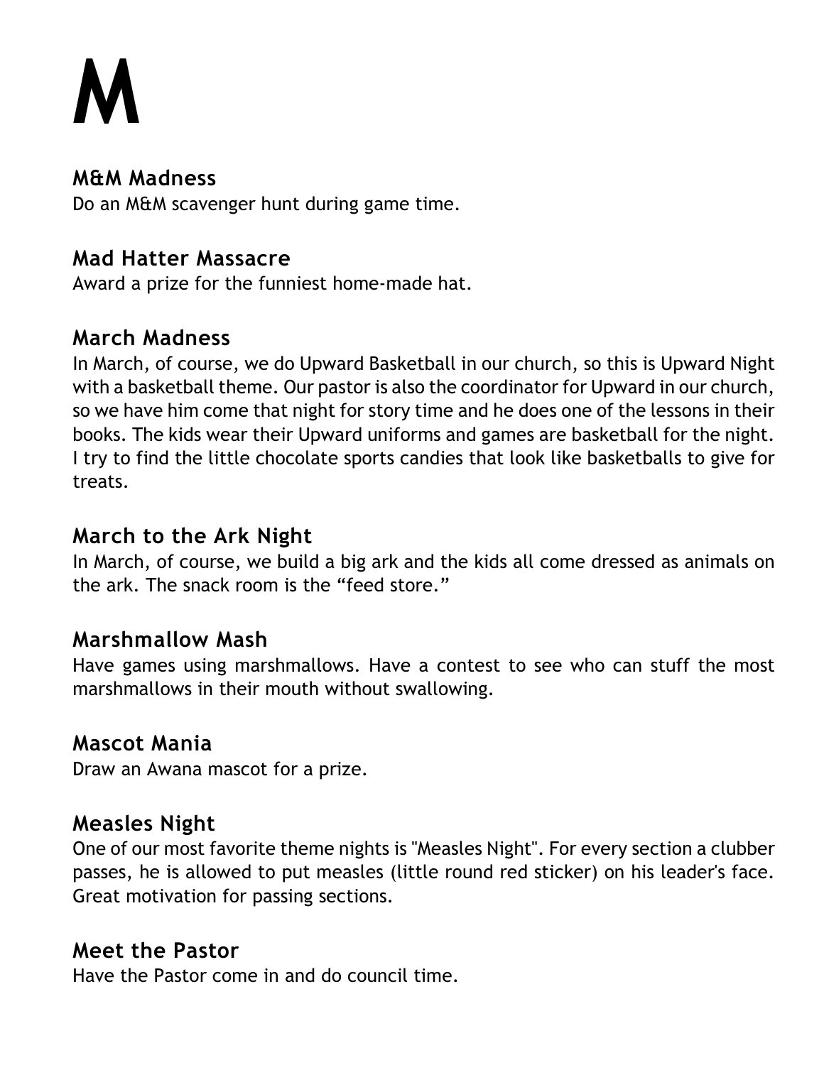# M

### M&M Madness

Do an M&M scavenger hunt during game time.

### Mad Hatter Massacre

Award a prize for the funniest home-made hat.

### March Madness

In March, of course, we do Upward Basketball in our church, so this is Upward Night with a basketball theme. Our pastor is also the coordinator for Upward in our church, so we have him come that night for story time and he does one of the lessons in their books. The kids wear their Upward uniforms and games are basketball for the night. I try to find the little chocolate sports candies that look like basketballs to give for treats.

### March to the Ark Night

In March, of course, we build a big ark and the kids all come dressed as animals on the ark. The snack room is the “feed store.”

### Marshmallow Mash

Have games using marshmallows. Have a contest to see who can stuff the most marshmallows in their mouth without swallowing.

### Mascot Mania

Draw an Awana mascot for a prize.

### Measles Night

One of our most favorite theme nights is "Measles Night". For every section a clubber passes, he is allowed to put measles (little round red sticker) on his leader's face. Great motivation for passing sections.

### Meet the Pastor

Have the Pastor come in and do council time.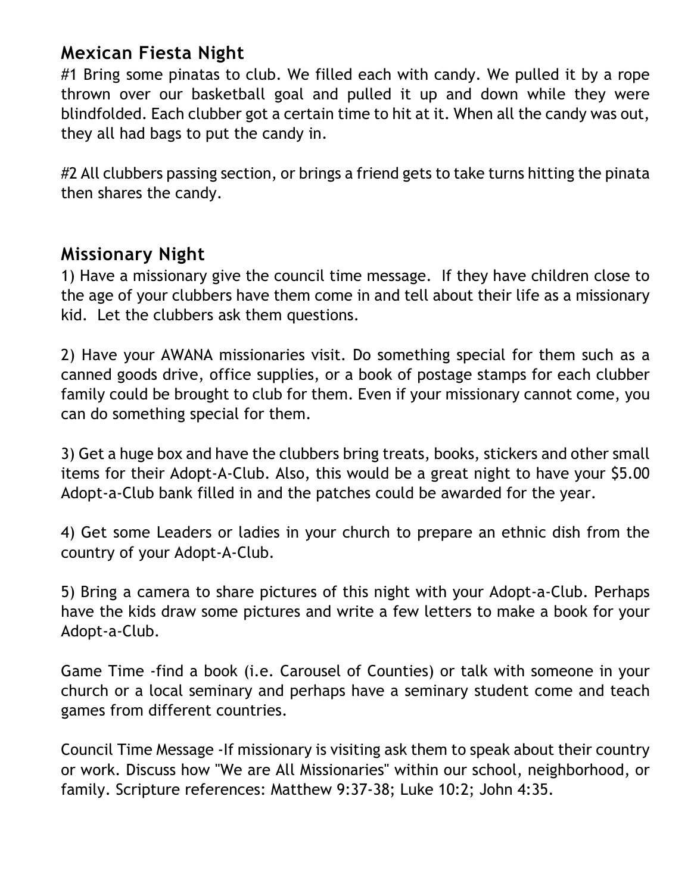## Mexican Fiesta Night

#1 Bring some pinatas to club. We filled each with candy. We pulled it by a rope thrown over our basketball goal and pulled it up and down while they were blindfolded. Each clubber got a certain time to hit at it. When all the candy was out, they all had bags to put the candy in.

#2 All clubbers passing section, or brings a friend gets to take turns hitting the pinata then shares the candy.

## Missionary Night

1) Have a missionary give the council time message. If they have children close to the age of your clubbers have them come in and tell about their life as a missionary kid. Let the clubbers ask them questions.

2) Have your AWANA missionaries visit. Do something special for them such as a canned goods drive, office supplies, or a book of postage stamps for each clubber family could be brought to club for them. Even if your missionary cannot come, you can do something special for them.

3) Get a huge box and have the clubbers bring treats, books, stickers and other small items for their Adopt-A-Club. Also, this would be a great night to have your $5.00 Adopt-a-Club bank filled in and the patches could be awarded for the year.

4) Get some Leaders or ladies in your church to prepare an ethnic dish from the country of your Adopt-A-Club.

5) Bring a camera to share pictures of this night with your Adopt-a-Club. Perhaps have the kids draw some pictures and write a few letters to make a book for your Adopt-a-Club.

Game Time -find a book (i.e. Carousel of Counties) or talk with someone in your church or a local seminary and perhaps have a seminary student come and teach games from different countries.

Council Time Message -If missionary is visiting ask them to speak about their country or work. Discuss how "We are All Missionaries" within our school, neighborhood, or family. Scripture references: Matthew 9:37-38; Luke 10:2; John 4:35.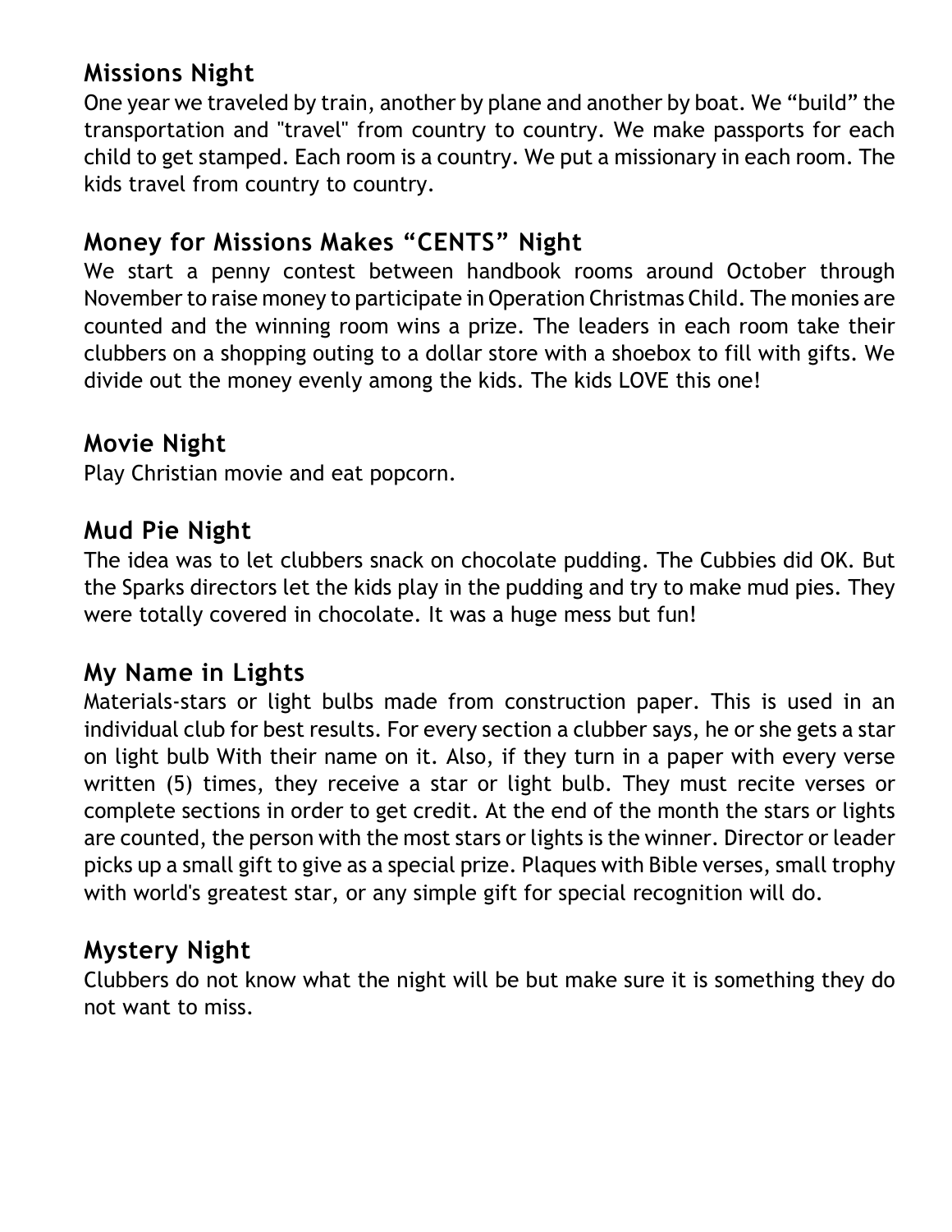## Missions Night

One year we traveled by train, another by plane and another by boat. We “build” the transportation and "travel" from country to country. We make passports for each child to get stamped. Each room is a country. We put a missionary in each room. The kids travel from country to country.

## Money for Missions Makes “CENTS” Night

We start a penny contest between handbook rooms around October through November to raise money to participate in Operation Christmas Child. The monies are counted and the winning room wins a prize. The leaders in each room take their clubbers on a shopping outing to a dollar store with a shoebox to fill with gifts. We divide out the money evenly among the kids. The kids LOVE this one!

## Movie Night

Play Christian movie and eat popcorn.

## Mud Pie Night

The idea was to let clubbers snack on chocolate pudding. The Cubbies did OK. But the Sparks directors let the kids play in the pudding and try to make mud pies. They were totally covered in chocolate. It was a huge mess but fun!

## My Name in Lights

Materials-stars or light bulbs made from construction paper. This is used in an individual club for best results. For every section a clubber says, he or she gets a star on light bulb With their name on it. Also, if they turn in a paper with every verse written (5) times, they receive a star or light bulb. They must recite verses or complete sections in order to get credit. At the end of the month the stars or lights are counted, the person with the most stars or lights is the winner. Director or leader picks up a small gift to give as a special prize. Plaques with Bible verses, small trophy with world's greatest star, or any simple gift for special recognition will do.

## Mystery Night

Clubbers do not know what the night will be but make sure it is something they do not want to miss.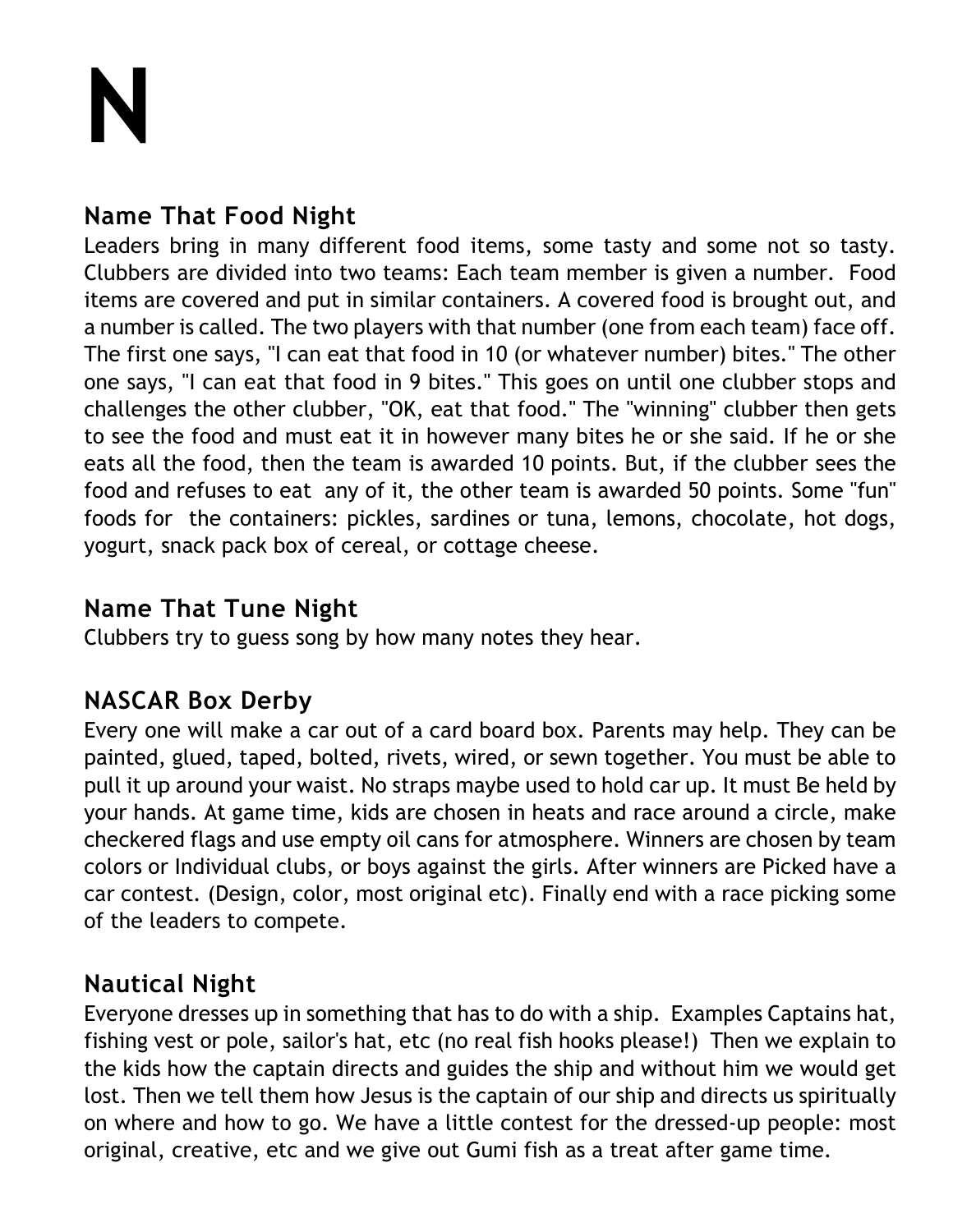# N

## Name That Food Night

Leaders bring in many different food items, some tasty and some not so tasty. Clubbers are divided into two teams: Each team member is given a number. Food items are covered and put in similar containers. A covered food is brought out, and a number is called. The two players with that number (one from each team) face off. The first one says, "I can eat that food in 10 (or whatever number) bites." The other one says, "I can eat that food in 9 bites." This goes on until one clubber stops and challenges the other clubber, "OK, eat that food." The "winning" clubber then gets to see the food and must eat it in however many bites he or she said. If he or she eats all the food, then the team is awarded 10 points. But, if the clubber sees the food and refuses to eat any of it, the other team is awarded 50 points. Some "fun" foods for the containers: pickles, sardines or tuna, lemons, chocolate, hot dogs, yogurt, snack pack box of cereal, or cottage cheese.

## Name That Tune Night

Clubbers try to guess song by how many notes they hear.

## NASCAR Box Derby

Every one will make a car out of a card board box. Parents may help. They can be painted, glued, taped, bolted, rivets, wired, or sewn together. You must be able to pull it up around your waist. No straps maybe used to hold car up. It must Be held by your hands. At game time, kids are chosen in heats and race around a circle, make checkered flags and use empty oil cans for atmosphere. Winners are chosen by team colors or Individual clubs, or boys against the girls. After winners are Picked have a car contest. (Design, color, most original etc). Finally end with a race picking some of the leaders to compete.

## Nautical Night

Everyone dresses up in something that has to do with a ship. Examples Captains hat, fishing vest or pole, sailor's hat, etc (no real fish hooks please!) Then we explain to the kids how the captain directs and guides the ship and without him we would get lost. Then we tell them how Jesus is the captain of our ship and directs us spiritually on where and how to go. We have a little contest for the dressed-up people: most original, creative, etc and we give out Gumi fish as a treat after game time.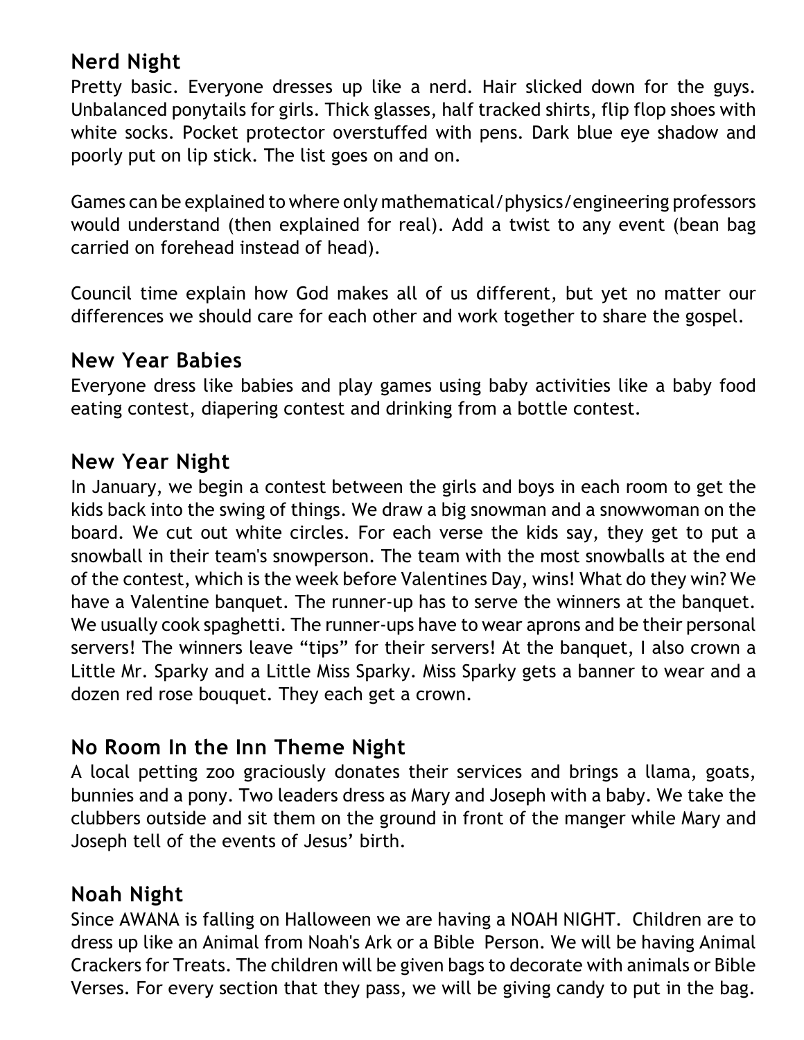## Nerd Night

Pretty basic. Everyone dresses up like a nerd. Hair slicked down for the guys. Unbalanced ponytails for girls. Thick glasses, half tracked shirts, flip flop shoes with white socks. Pocket protector overstuffed with pens. Dark blue eye shadow and poorly put on lip stick. The list goes on and on.

Games can be explained to where only mathematical/physics/engineering professors would understand (then explained for real). Add a twist to any event (bean bag carried on forehead instead of head).

Council time explain how God makes all of us different, but yet no matter our differences we should care for each other and work together to share the gospel.

## New Year Babies

Everyone dress like babies and play games using baby activities like a baby food eating contest, diapering contest and drinking from a bottle contest.

## New Year Night

In January, we begin a contest between the girls and boys in each room to get the kids back into the swing of things. We draw a big snowman and a snowwoman on the board. We cut out white circles. For each verse the kids say, they get to put a snowball in their team's snowperson. The team with the most snowballs at the end of the contest, which is the week before Valentines Day, wins! What do they win? We have a Valentine banquet. The runner-up has to serve the winners at the banquet. We usually cook spaghetti. The runner-ups have to wear aprons and be their personal servers! The winners leave “tips” for their servers! At the banquet, I also crown a Little Mr. Sparky and a Little Miss Sparky. Miss Sparky gets a banner to wear and a dozen red rose bouquet. They each get a crown.

## No Room In the Inn Theme Night

A local petting zoo graciously donates their services and brings a llama, goats, bunnies and a pony. Two leaders dress as Mary and Joseph with a baby. We take the clubbers outside and sit them on the ground in front of the manger while Mary and Joseph tell of the events of Jesus' birth.

## Noah Night

Since AWANA is falling on Halloween we are having a NOAH NIGHT. Children are to dress up like an Animal from Noah's Ark or a Bible Person. We will be having Animal Crackers for Treats. The children will be given bags to decorate with animals or Bible Verses. For every section that they pass, we will be giving candy to put in the bag.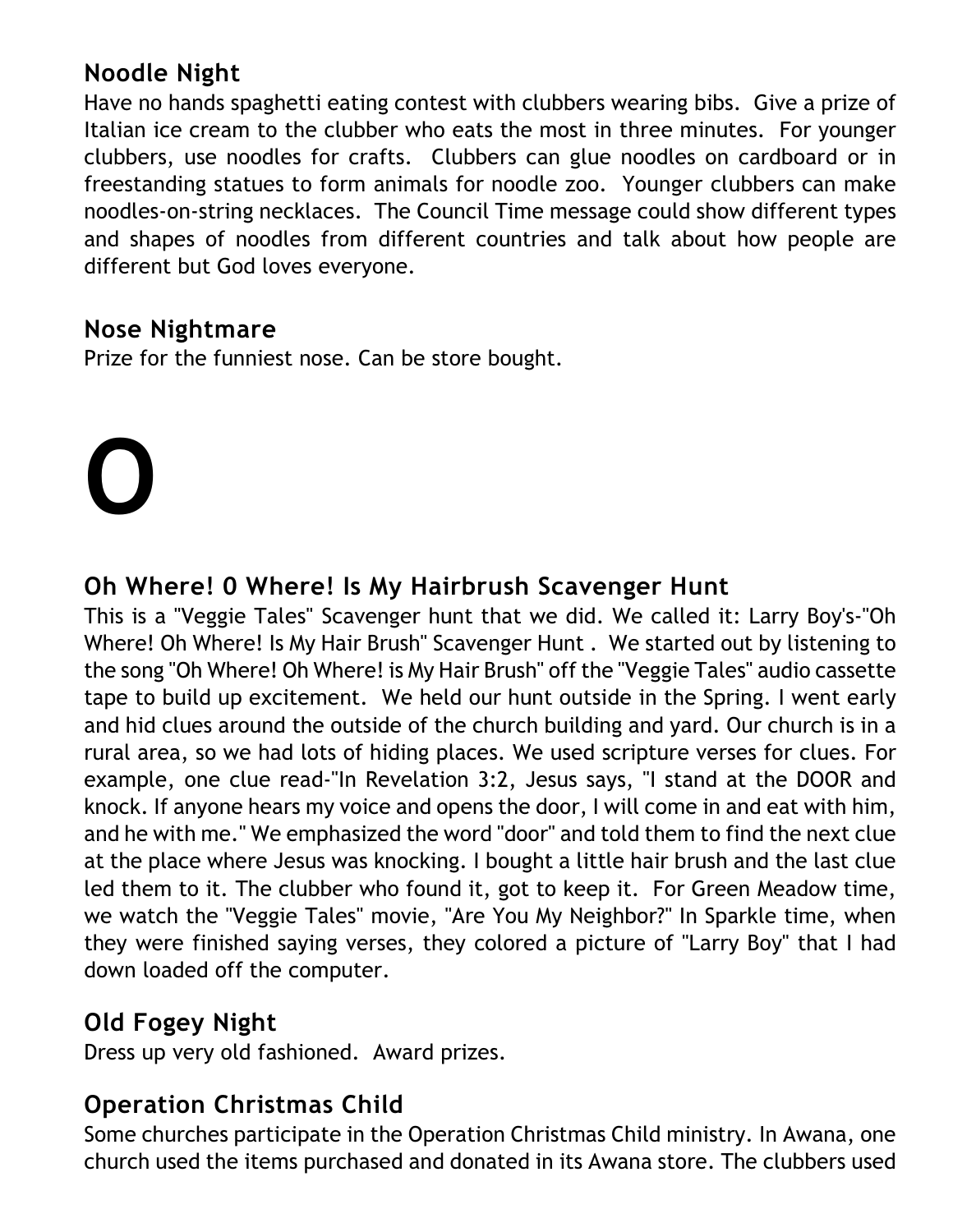### Noodle Night

Have no hands spaghetti eating contest with clubbers wearing bibs. Give a prize of Italian ice cream to the clubber who eats the most in three minutes. For younger clubbers, use noodles for crafts. Clubbers can glue noodles on cardboard or in freestanding statues to form animals for noodle zoo. Younger clubbers can make noodles-on-string necklaces. The Council Time message could show different types and shapes of noodles from different countries and talk about how people are different but God loves everyone.

### Nose Nightmare

Prize for the funniest nose. Can be store bought.

# O

### Oh Where! 0 Where! Is My Hairbrush Scavenger Hunt

This is a "Veggie Tales" Scavenger hunt that we did. We called it: Larry Boy's-"Oh Where! Oh Where! Is My Hair Brush" Scavenger Hunt . We started out by listening to the song "Oh Where! Oh Where! is My Hair Brush" off the "Veggie Tales" audio cassette tape to build up excitement. We held our hunt outside in the Spring. I went early and hid clues around the outside of the church building and yard. Our church is in a rural area, so we had lots of hiding places. We used scripture verses for clues. For example, one clue read-"In Revelation 3:2, Jesus says, "I stand at the DOOR and knock. If anyone hears my voice and opens the door, I will come in and eat with him, and he with me." We emphasized the word "door" and told them to find the next clue at the place where Jesus was knocking. I bought a little hair brush and the last clue led them to it. The clubber who found it, got to keep it. For Green Meadow time, we watch the "Veggie Tales" movie, "Are You My Neighbor?" In Sparkle time, when they were finished saying verses, they colored a picture of "Larry Boy" that I had down loaded off the computer.

### Old Fogey Night

Dress up very old fashioned. Award prizes.

### Operation Christmas Child

Some churches participate in the Operation Christmas Child ministry. In Awana, one church used the items purchased and donated in its Awana store. The clubbers used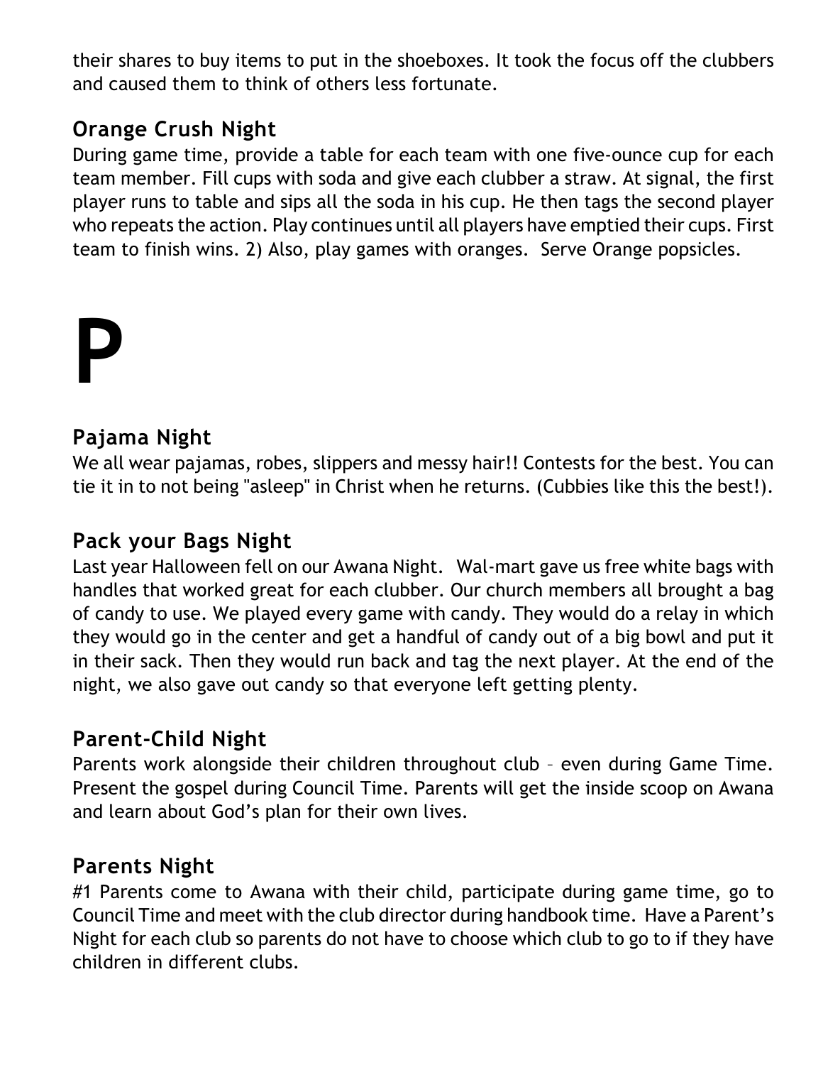their shares to buy items to put in the shoeboxes. It took the focus off the clubbers and caused them to think of others less fortunate.

### Orange Crush Night

During game time, provide a table for each team with one five-ounce cup for each team member. Fill cups with soda and give each clubber a straw. At signal, the first player runs to table and sips all the soda in his cup. He then tags the second player who repeats the action. Play continues until all players have emptied their cups. First team to finish wins. 2) Also, play games with oranges.  Serve Orange popsicles.

# P

### Pajama Night

We all wear pajamas, robes, slippers and messy hair!! Contests for the best. You can tie it in to not being "asleep" in Christ when he returns. (Cubbies like this the best!).

### Pack your Bags Night

Last year Halloween fell on our Awana Night.  Wal-mart gave us free white bags with handles that worked great for each clubber. Our church members all brought a bag of candy to use. We played every game with candy. They would do a relay in which they would go in the center and get a handful of candy out of a big bowl and put it in their sack. Then they would run back and tag the next player. At the end of the night, we also gave out candy so that everyone left getting plenty.

### Parent-Child Night

Parents work alongside their children throughout club – even during Game Time. Present the gospel during Council Time. Parents will get the inside scoop on Awana and learn about God's plan for their own lives.

### Parents Night

#1 Parents come to Awana with their child, participate during game time, go to Council Time and meet with the club director during handbook time.  Have a Parent's Night for each club so parents do not have to choose which club to go to if they have children in different clubs.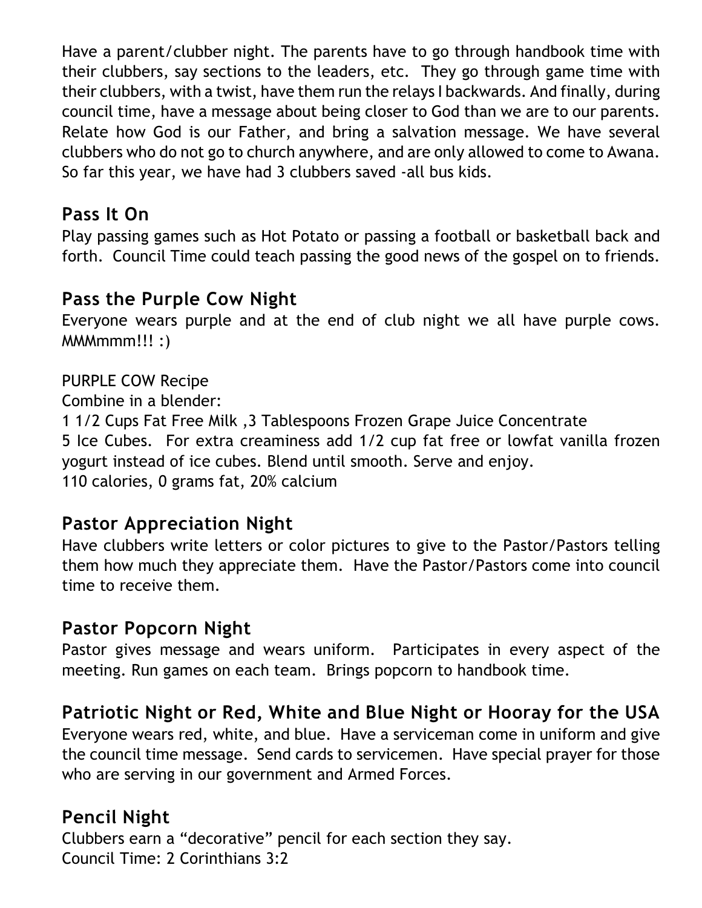Have a parent/clubber night. The parents have to go through handbook time with their clubbers, say sections to the leaders, etc. They go through game time with their clubbers, with a twist, have them run the relays I backwards. And finally, during council time, have a message about being closer to God than we are to our parents. Relate how God is our Father, and bring a salvation message. We have several clubbers who do not go to church anywhere, and are only allowed to come to Awana. So far this year, we have had 3 clubbers saved -all bus kids.

## Pass It On

Play passing games such as Hot Potato or passing a football or basketball back and forth. Council Time could teach passing the good news of the gospel on to friends.

## Pass the Purple Cow Night

Everyone wears purple and at the end of club night we all have purple cows. MMMmmm!!! :)

PURPLE COW Recipe
Combine in a blender:
1 1/2 Cups Fat Free Milk ,3 Tablespoons Frozen Grape Juice Concentrate
5 Ice Cubes. For extra creaminess add 1/2 cup fat free or lowfat vanilla frozen yogurt instead of ice cubes. Blend until smooth. Serve and enjoy.
110 calories, 0 grams fat, 20% calcium

## Pastor Appreciation Night

Have clubbers write letters or color pictures to give to the Pastor/Pastors telling them how much they appreciate them. Have the Pastor/Pastors come into council time to receive them.

## Pastor Popcorn Night

Pastor gives message and wears uniform. Participates in every aspect of the meeting. Run games on each team. Brings popcorn to handbook time.

## Patriotic Night or Red, White and Blue Night or Hooray for the USA

Everyone wears red, white, and blue. Have a serviceman come in uniform and give the council time message. Send cards to servicemen. Have special prayer for those who are serving in our government and Armed Forces.

## Pencil Night

Clubbers earn a "decorative" pencil for each section they say.
Council Time: 2 Corinthians 3:2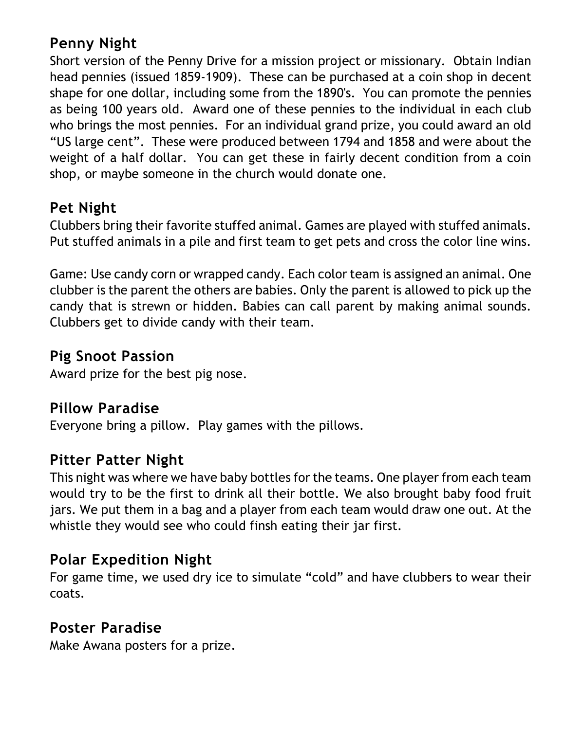## Penny Night

Short version of the Penny Drive for a mission project or missionary. Obtain Indian head pennies (issued 1859-1909). These can be purchased at a coin shop in decent shape for one dollar, including some from the 1890's. You can promote the pennies as being 100 years old. Award one of these pennies to the individual in each club who brings the most pennies. For an individual grand prize, you could award an old "US large cent". These were produced between 1794 and 1858 and were about the weight of a half dollar. You can get these in fairly decent condition from a coin shop, or maybe someone in the church would donate one.

## Pet Night

Clubbers bring their favorite stuffed animal. Games are played with stuffed animals. Put stuffed animals in a pile and first team to get pets and cross the color line wins.

Game: Use candy corn or wrapped candy. Each color team is assigned an animal. One clubber is the parent the others are babies. Only the parent is allowed to pick up the candy that is strewn or hidden. Babies can call parent by making animal sounds. Clubbers get to divide candy with their team.

## Pig Snoot Passion

Award prize for the best pig nose.

## Pillow Paradise

Everyone bring a pillow. Play games with the pillows.

## Pitter Patter Night

This night was where we have baby bottles for the teams. One player from each team would try to be the first to drink all their bottle. We also brought baby food fruit jars. We put them in a bag and a player from each team would draw one out. At the whistle they would see who could finsh eating their jar first.

## Polar Expedition Night

For game time, we used dry ice to simulate "cold" and have clubbers to wear their coats.

## Poster Paradise

Make Awana posters for a prize.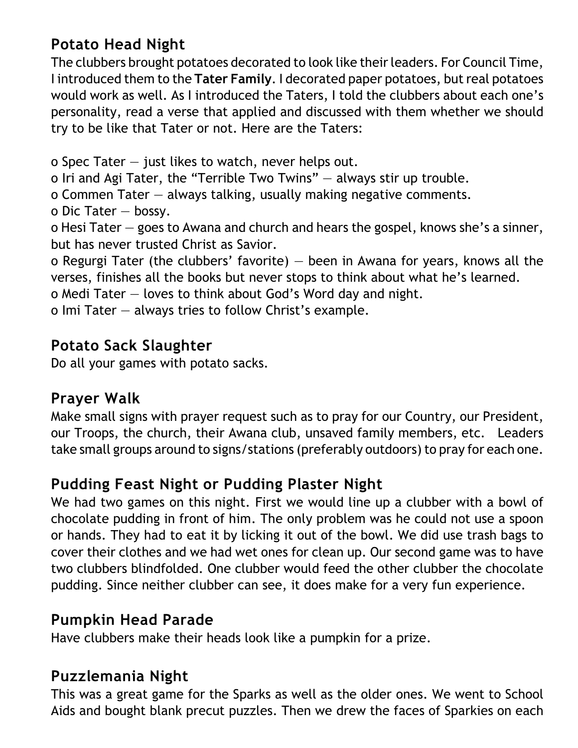## Potato Head Night

The clubbers brought potatoes decorated to look like their leaders. For Council Time, I introduced them to the **Tater Family**. I decorated paper potatoes, but real potatoes would work as well. As I introduced the Taters, I told the clubbers about each one's personality, read a verse that applied and discussed with them whether we should try to be like that Tater or not. Here are the Taters:

- Spec Tater — just likes to watch, never helps out.
- Iri and Agi Tater, the "Terrible Two Twins" — always stir up trouble.
- Commen Tater — always talking, usually making negative comments.
- Dic Tater — bossy.
- Hesi Tater — goes to Awana and church and hears the gospel, knows she's a sinner, but has never trusted Christ as Savior.
- Regurgi Tater (the clubbers' favorite) — been in Awana for years, knows all the verses, finishes all the books but never stops to think about what he's learned.
- Medi Tater — loves to think about God's Word day and night.
- Imi Tater — always tries to follow Christ's example.

## Potato Sack Slaughter

Do all your games with potato sacks.

## Prayer Walk

Make small signs with prayer request such as to pray for our Country, our President, our Troops, the church, their Awana club, unsaved family members, etc. Leaders take small groups around to signs/stations (preferably outdoors) to pray for each one.

## Pudding Feast Night or Pudding Plaster Night

We had two games on this night. First we would line up a clubber with a bowl of chocolate pudding in front of him. The only problem was he could not use a spoon or hands. They had to eat it by licking it out of the bowl. We did use trash bags to cover their clothes and we had wet ones for clean up. Our second game was to have two clubbers blindfolded. One clubber would feed the other clubber the chocolate pudding. Since neither clubber can see, it does make for a very fun experience.

## Pumpkin Head Parade

Have clubbers make their heads look like a pumpkin for a prize.

## Puzzlemania Night

This was a great game for the Sparks as well as the older ones. We went to School Aids and bought blank precut puzzles. Then we drew the faces of Sparkies on each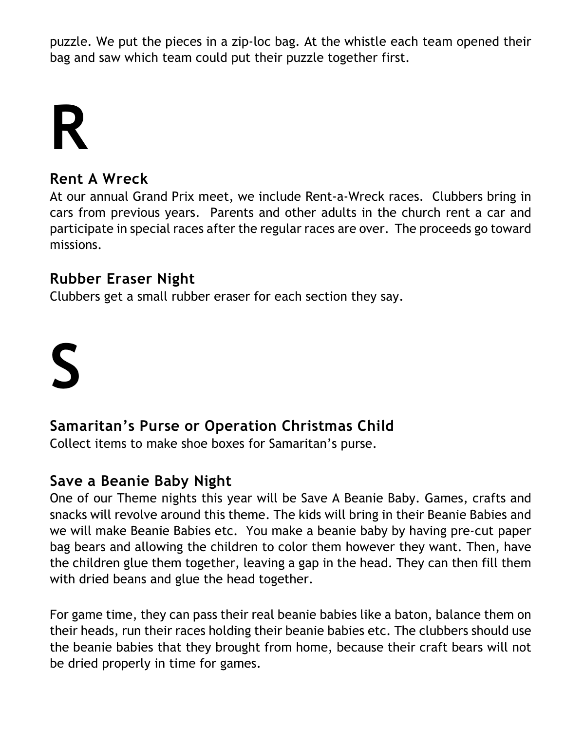puzzle. We put the pieces in a zip-loc bag. At the whistle each team opened their bag and saw which team could put their puzzle together first.

# R

### Rent A Wreck

At our annual Grand Prix meet, we include Rent-a-Wreck races. Clubbers bring in cars from previous years. Parents and other adults in the church rent a car and participate in special races after the regular races are over. The proceeds go toward missions.

### Rubber Eraser Night

Clubbers get a small rubber eraser for each section they say.

# S

### Samaritan's Purse or Operation Christmas Child

Collect items to make shoe boxes for Samaritan's purse.

### Save a Beanie Baby Night

One of our Theme nights this year will be Save A Beanie Baby. Games, crafts and snacks will revolve around this theme. The kids will bring in their Beanie Babies and we will make Beanie Babies etc. You make a beanie baby by having pre-cut paper bag bears and allowing the children to color them however they want. Then, have the children glue them together, leaving a gap in the head. They can then fill them with dried beans and glue the head together.

For game time, they can pass their real beanie babies like a baton, balance them on their heads, run their races holding their beanie babies etc. The clubbers should use the beanie babies that they brought from home, because their craft bears will not be dried properly in time for games.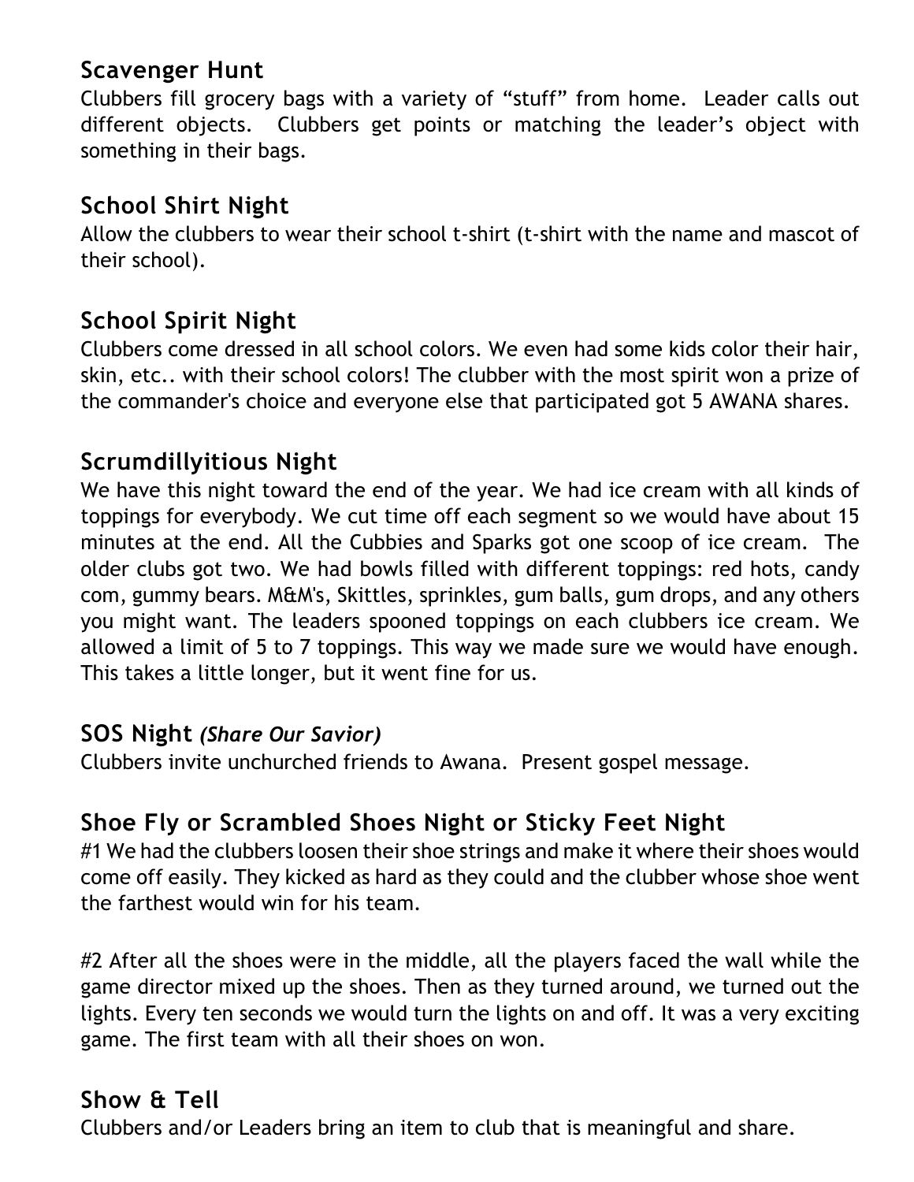## Scavenger Hunt

Clubbers fill grocery bags with a variety of "stuff" from home. Leader calls out different objects. Clubbers get points or matching the leader's object with something in their bags.

## School Shirt Night

Allow the clubbers to wear their school t-shirt (t-shirt with the name and mascot of their school).

## School Spirit Night

Clubbers come dressed in all school colors. We even had some kids color their hair, skin, etc.. with their school colors! The clubber with the most spirit won a prize of the commander's choice and everyone else that participated got 5 AWANA shares.

## Scrumdillyitious Night

We have this night toward the end of the year. We had ice cream with all kinds of toppings for everybody. We cut time off each segment so we would have about 15 minutes at the end. All the Cubbies and Sparks got one scoop of ice cream. The older clubs got two. We had bowls filled with different toppings: red hots, candy com, gummy bears. M&M's, Skittles, sprinkles, gum balls, gum drops, and any others you might want. The leaders spooned toppings on each clubbers ice cream. We allowed a limit of 5 to 7 toppings. This way we made sure we would have enough. This takes a little longer, but it went fine for us.

## SOS Night *(Share Our Savior)*

Clubbers invite unchurched friends to Awana. Present gospel message.

## Shoe Fly or Scrambled Shoes Night or Sticky Feet Night

#1 We had the clubbers loosen their shoe strings and make it where their shoes would come off easily. They kicked as hard as they could and the clubber whose shoe went the farthest would win for his team.

#2 After all the shoes were in the middle, all the players faced the wall while the game director mixed up the shoes. Then as they turned around, we turned out the lights. Every ten seconds we would turn the lights on and off. It was a very exciting game. The first team with all their shoes on won.

## Show & Tell

Clubbers and/or Leaders bring an item to club that is meaningful and share.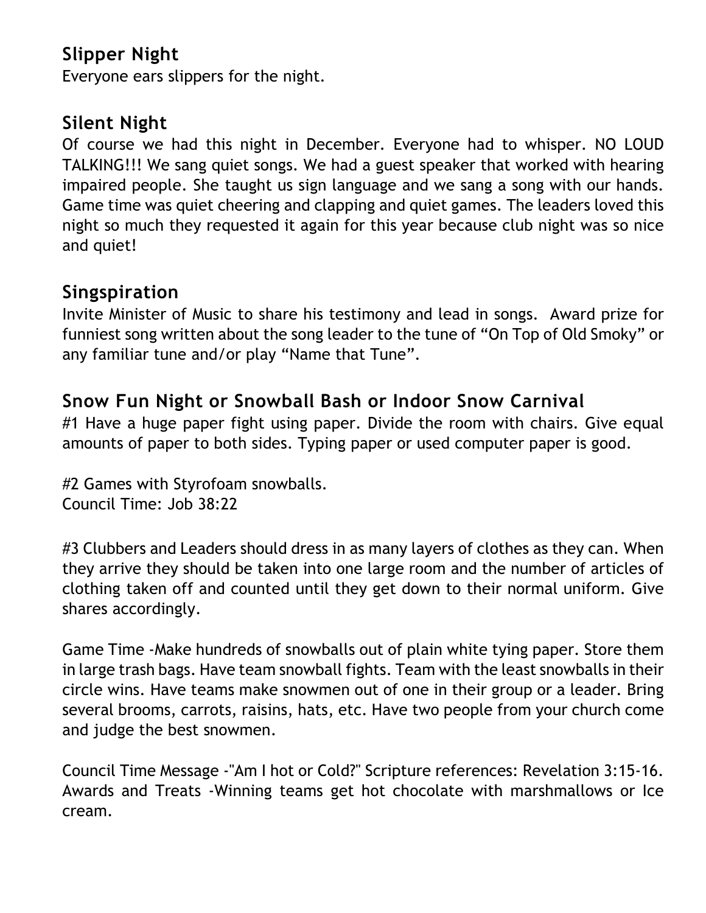## Slipper Night

Everyone ears slippers for the night.

## Silent Night

Of course we had this night in December. Everyone had to whisper. NO LOUD TALKING!!! We sang quiet songs. We had a guest speaker that worked with hearing impaired people. She taught us sign language and we sang a song with our hands. Game time was quiet cheering and clapping and quiet games. The leaders loved this night so much they requested it again for this year because club night was so nice and quiet!

## Singspiration

Invite Minister of Music to share his testimony and lead in songs. Award prize for funniest song written about the song leader to the tune of "On Top of Old Smoky" or any familiar tune and/or play "Name that Tune".

## Snow Fun Night or Snowball Bash or Indoor Snow Carnival

#1 Have a huge paper fight using paper. Divide the room with chairs. Give equal amounts of paper to both sides. Typing paper or used computer paper is good.

#2 Games with Styrofoam snowballs.
Council Time: Job 38:22

#3 Clubbers and Leaders should dress in as many layers of clothes as they can. When they arrive they should be taken into one large room and the number of articles of clothing taken off and counted until they get down to their normal uniform. Give shares accordingly.

Game Time -Make hundreds of snowballs out of plain white tying paper. Store them in large trash bags. Have team snowball fights. Team with the least snowballs in their circle wins. Have teams make snowmen out of one in their group or a leader. Bring several brooms, carrots, raisins, hats, etc. Have two people from your church come and judge the best snowmen.

Council Time Message -"Am I hot or Cold?" Scripture references: Revelation 3:15-16.
Awards and Treats -Winning teams get hot chocolate with marshmallows or Ice cream.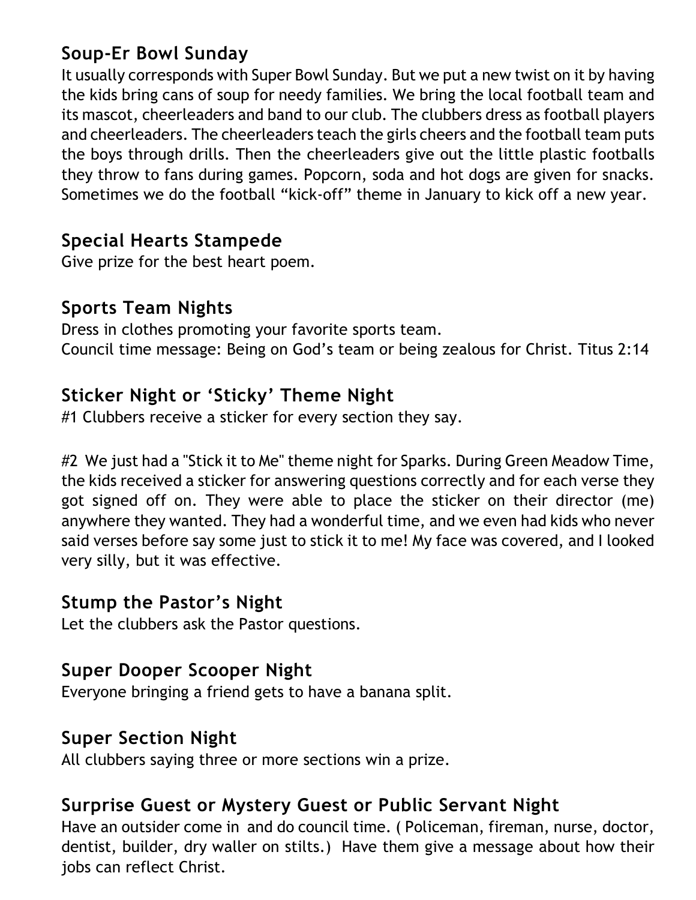## Soup-Er Bowl Sunday

It usually corresponds with Super Bowl Sunday. But we put a new twist on it by having the kids bring cans of soup for needy families. We bring the local football team and its mascot, cheerleaders and band to our club. The clubbers dress as football players and cheerleaders. The cheerleaders teach the girls cheers and the football team puts the boys through drills. Then the cheerleaders give out the little plastic footballs they throw to fans during games. Popcorn, soda and hot dogs are given for snacks. Sometimes we do the football "kick-off" theme in January to kick off a new year.

## Special Hearts Stampede

Give prize for the best heart poem.

## Sports Team Nights

Dress in clothes promoting your favorite sports team.
Council time message: Being on God's team or being zealous for Christ. Titus 2:14

## Sticker Night or 'Sticky' Theme Night

#1 Clubbers receive a sticker for every section they say.

#2 We just had a "Stick it to Me" theme night for Sparks. During Green Meadow Time, the kids received a sticker for answering questions correctly and for each verse they got signed off on. They were able to place the sticker on their director (me) anywhere they wanted. They had a wonderful time, and we even had kids who never said verses before say some just to stick it to me! My face was covered, and I looked very silly, but it was effective.

## Stump the Pastor's Night

Let the clubbers ask the Pastor questions.

## Super Dooper Scooper Night

Everyone bringing a friend gets to have a banana split.

## Super Section Night

All clubbers saying three or more sections win a prize.

## Surprise Guest or Mystery Guest or Public Servant Night

Have an outsider come in and do council time. ( Policeman, fireman, nurse, doctor, dentist, builder, dry waller on stilts.) Have them give a message about how their jobs can reflect Christ.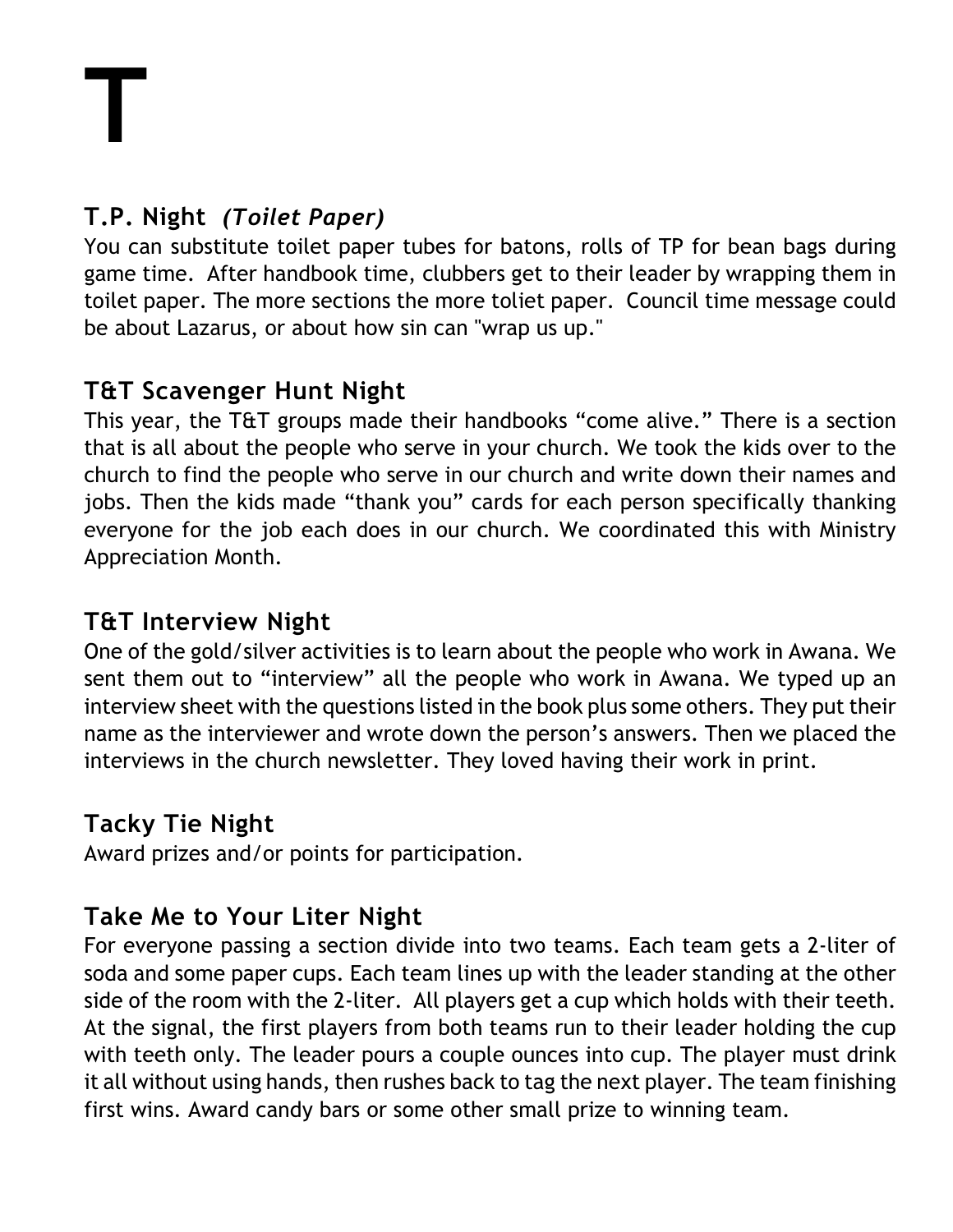# T

## T.P. Night *(Toilet Paper)*

You can substitute toilet paper tubes for batons, rolls of TP for bean bags during game time. After handbook time, clubbers get to their leader by wrapping them in toilet paper. The more sections the more toliet paper. Council time message could be about Lazarus, or about how sin can "wrap us up."

## T&T Scavenger Hunt Night

This year, the T&T groups made their handbooks “come alive.” There is a section that is all about the people who serve in your church. We took the kids over to the church to find the people who serve in our church and write down their names and jobs. Then the kids made “thank you” cards for each person specifically thanking everyone for the job each does in our church. We coordinated this with Ministry Appreciation Month.

## T&T Interview Night

One of the gold/silver activities is to learn about the people who work in Awana. We sent them out to “interview” all the people who work in Awana. We typed up an interview sheet with the questions listed in the book plus some others. They put their name as the interviewer and wrote down the person’s answers. Then we placed the interviews in the church newsletter. They loved having their work in print.

## Tacky Tie Night

Award prizes and/or points for participation.

## Take Me to Your Liter Night

For everyone passing a section divide into two teams. Each team gets a 2-liter of soda and some paper cups. Each team lines up with the leader standing at the other side of the room with the 2-liter. All players get a cup which holds with their teeth. At the signal, the first players from both teams run to their leader holding the cup with teeth only. The leader pours a couple ounces into cup. The player must drink it all without using hands, then rushes back to tag the next player. The team finishing first wins. Award candy bars or some other small prize to winning team.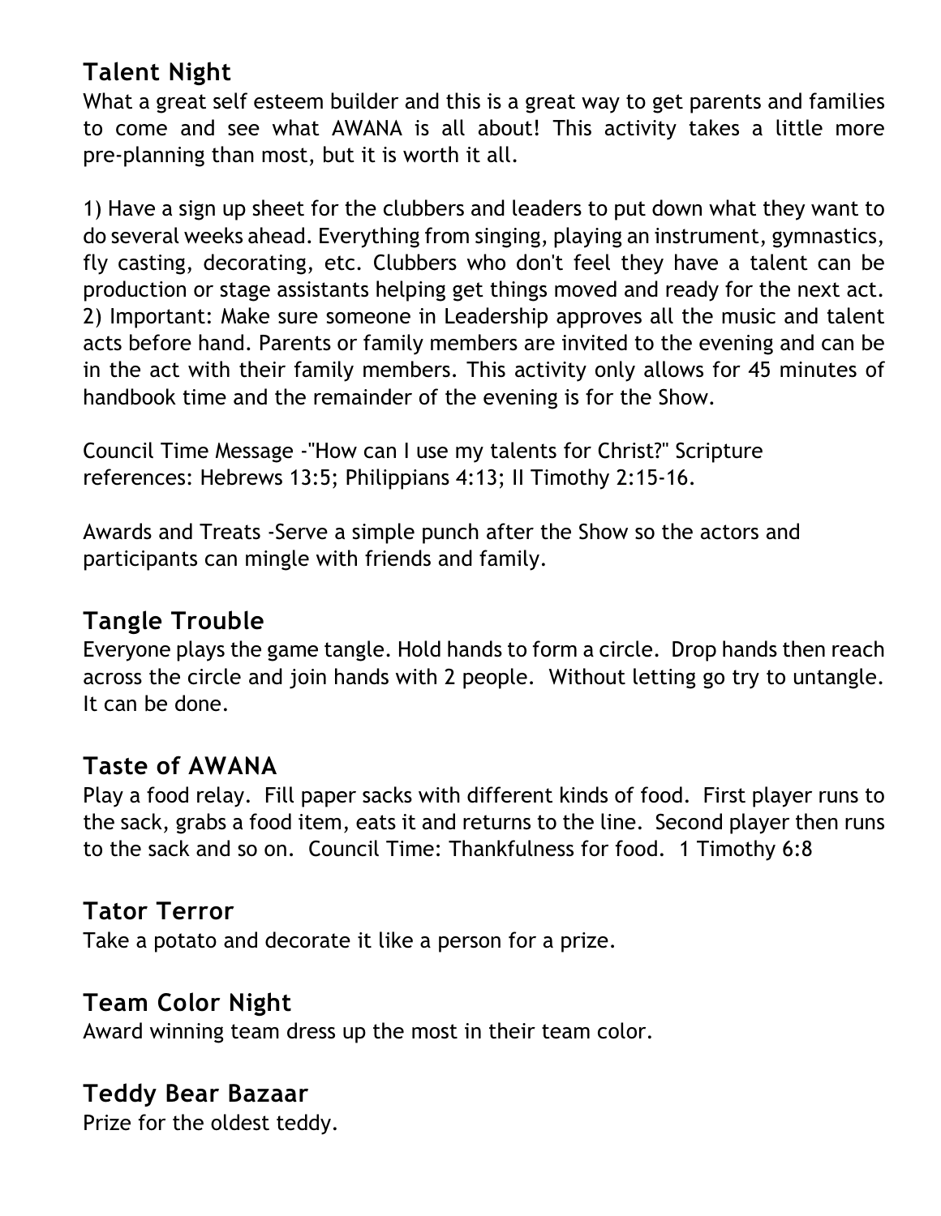## Talent Night

What a great self esteem builder and this is a great way to get parents and families to come and see what AWANA is all about! This activity takes a little more pre-planning than most, but it is worth it all.

1) Have a sign up sheet for the clubbers and leaders to put down what they want to do several weeks ahead. Everything from singing, playing an instrument, gymnastics, fly casting, decorating, etc. Clubbers who don't feel they have a talent can be production or stage assistants helping get things moved and ready for the next act.
2) Important: Make sure someone in Leadership approves all the music and talent acts before hand. Parents or family members are invited to the evening and can be in the act with their family members. This activity only allows for 45 minutes of handbook time and the remainder of the evening is for the Show.

Council Time Message -"How can I use my talents for Christ?" Scripture references: Hebrews 13:5; Philippians 4:13; II Timothy 2:15-16.

Awards and Treats -Serve a simple punch after the Show so the actors and participants can mingle with friends and family.

## Tangle Trouble

Everyone plays the game tangle. Hold hands to form a circle. Drop hands then reach across the circle and join hands with 2 people. Without letting go try to untangle. It can be done.

## Taste of AWANA

Play a food relay. Fill paper sacks with different kinds of food. First player runs to the sack, grabs a food item, eats it and returns to the line. Second player then runs to the sack and so on. Council Time: Thankfulness for food. 1 Timothy 6:8

## Tator Terror

Take a potato and decorate it like a person for a prize.

## Team Color Night

Award winning team dress up the most in their team color.

## Teddy Bear Bazaar

Prize for the oldest teddy.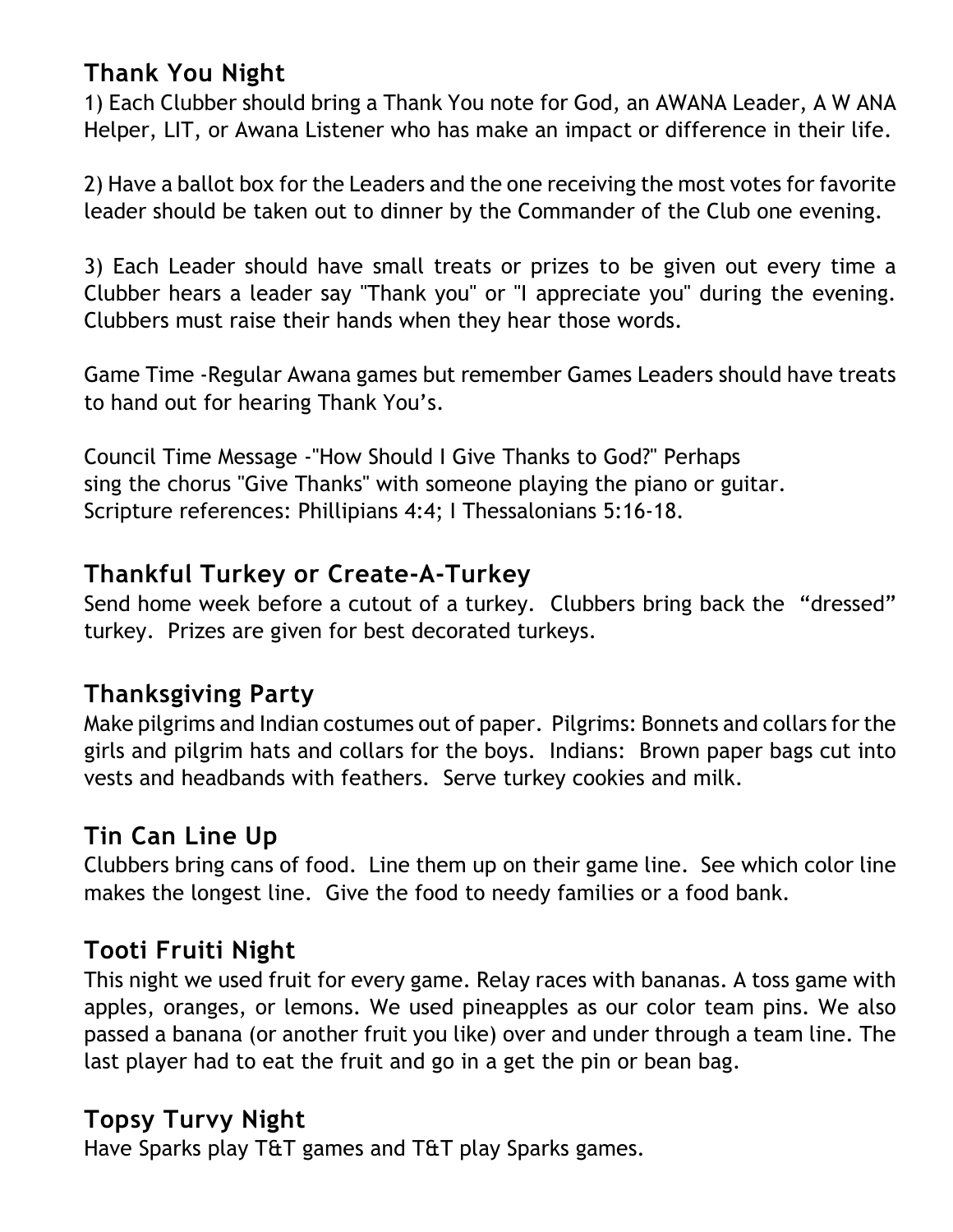## Thank You Night

1) Each Clubber should bring a Thank You note for God, an AWANA Leader, A W ANA Helper, LIT, or Awana Listener who has make an impact or difference in their life.

2) Have a ballot box for the Leaders and the one receiving the most votes for favorite leader should be taken out to dinner by the Commander of the Club one evening.

3) Each Leader should have small treats or prizes to be given out every time a Clubber hears a leader say "Thank you" or "I appreciate you" during the evening. Clubbers must raise their hands when they hear those words.

Game Time -Regular Awana games but remember Games Leaders should have treats to hand out for hearing Thank You's.

Council Time Message -"How Should I Give Thanks to God?" Perhaps sing the chorus "Give Thanks" with someone playing the piano or guitar. Scripture references: Phillipians 4:4; I Thessalonians 5:16-18.

## Thankful Turkey or Create-A-Turkey

Send home week before a cutout of a turkey. Clubbers bring back the "dressed" turkey. Prizes are given for best decorated turkeys.

## Thanksgiving Party

Make pilgrims and Indian costumes out of paper. Pilgrims: Bonnets and collars for the girls and pilgrim hats and collars for the boys. Indians: Brown paper bags cut into vests and headbands with feathers. Serve turkey cookies and milk.

## Tin Can Line Up

Clubbers bring cans of food. Line them up on their game line. See which color line makes the longest line. Give the food to needy families or a food bank.

## Tooti Fruiti Night

This night we used fruit for every game. Relay races with bananas. A toss game with apples, oranges, or lemons. We used pineapples as our color team pins. We also passed a banana (or another fruit you like) over and under through a team line. The last player had to eat the fruit and go in a get the pin or bean bag.

## Topsy Turvy Night

Have Sparks play T&T games and T&T play Sparks games.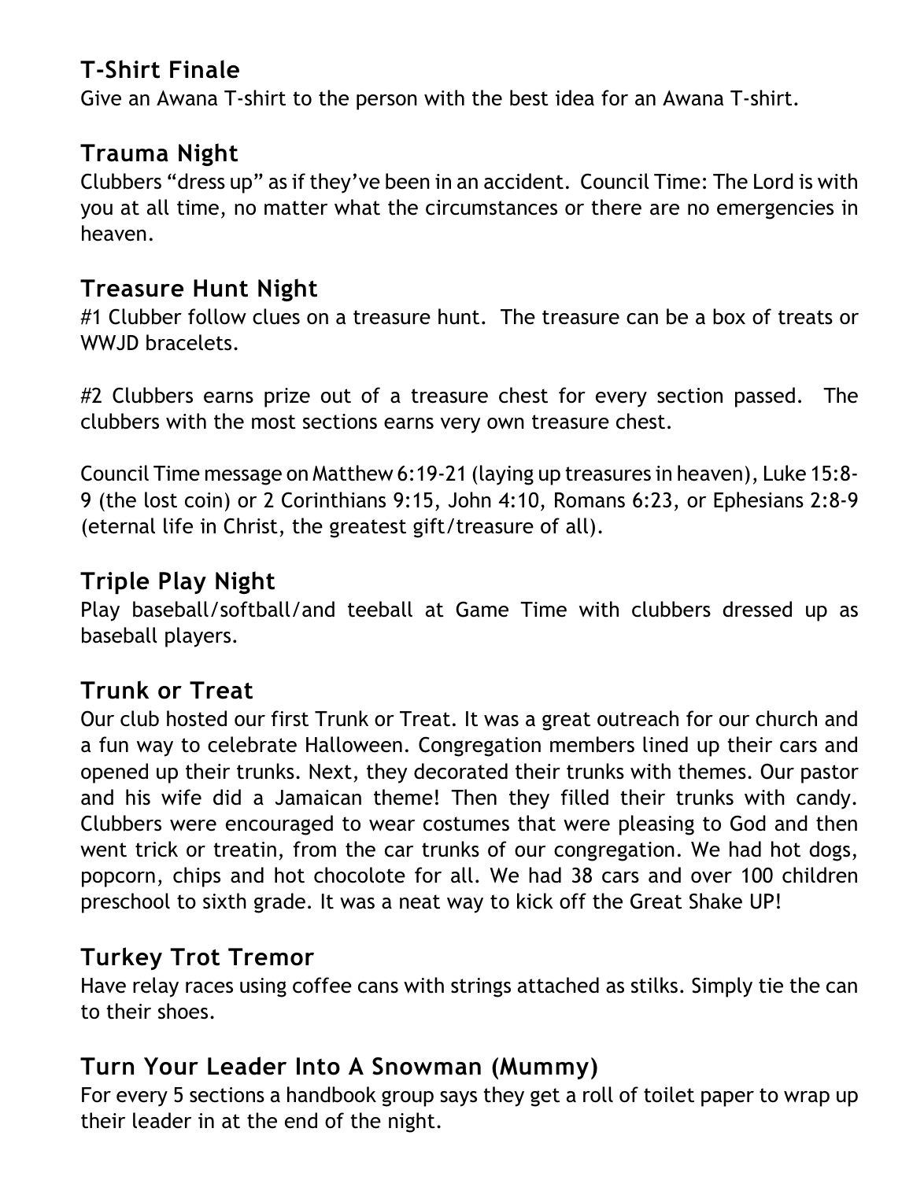## T-Shirt Finale

Give an Awana T-shirt to the person with the best idea for an Awana T-shirt.

## Trauma Night

Clubbers "dress up" as if they've been in an accident. Council Time: The Lord is with you at all time, no matter what the circumstances or there are no emergencies in heaven.

## Treasure Hunt Night

#1 Clubber follow clues on a treasure hunt. The treasure can be a box of treats or WWJD bracelets.

#2 Clubbers earns prize out of a treasure chest for every section passed. The clubbers with the most sections earns very own treasure chest.

Council Time message on Matthew 6:19-21 (laying up treasures in heaven), Luke 15:8-9 (the lost coin) or 2 Corinthians 9:15, John 4:10, Romans 6:23, or Ephesians 2:8-9 (eternal life in Christ, the greatest gift/treasure of all).

## Triple Play Night

Play baseball/softball/and teeball at Game Time with clubbers dressed up as baseball players.

## Trunk or Treat

Our club hosted our first Trunk or Treat. It was a great outreach for our church and a fun way to celebrate Halloween. Congregation members lined up their cars and opened up their trunks. Next, they decorated their trunks with themes. Our pastor and his wife did a Jamaican theme! Then they filled their trunks with candy. Clubbers were encouraged to wear costumes that were pleasing to God and then went trick or treatin, from the car trunks of our congregation. We had hot dogs, popcorn, chips and hot chocolote for all. We had 38 cars and over 100 children preschool to sixth grade. It was a neat way to kick off the Great Shake UP!

## Turkey Trot Tremor

Have relay races using coffee cans with strings attached as stilks. Simply tie the can to their shoes.

## Turn Your Leader Into A Snowman (Mummy)

For every 5 sections a handbook group says they get a roll of toilet paper to wrap up their leader in at the end of the night.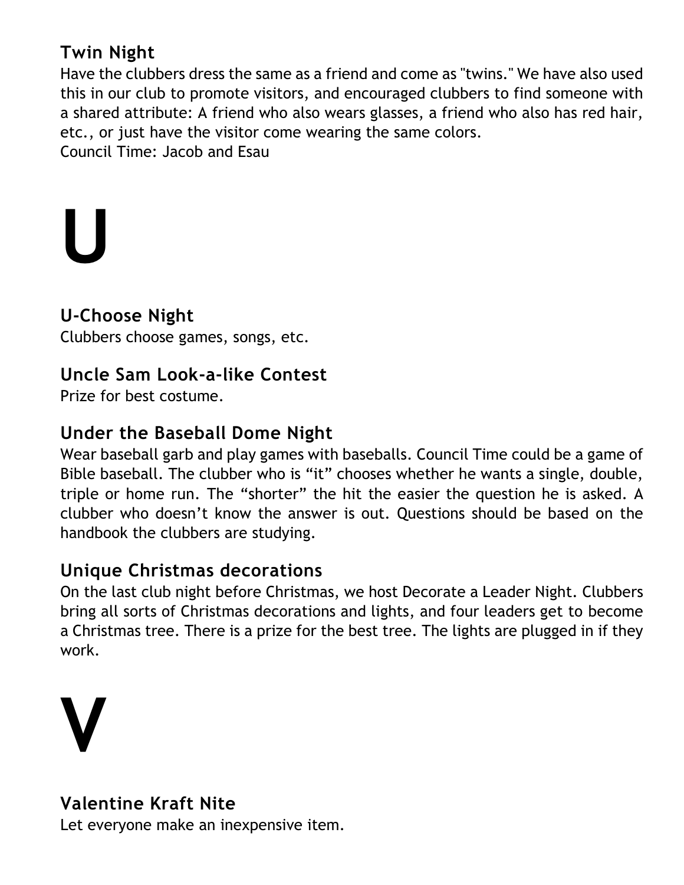### Twin Night

Have the clubbers dress the same as a friend and come as "twins." We have also used this in our club to promote visitors, and encouraged clubbers to find someone with a shared attribute: A friend who also wears glasses, a friend who also has red hair, etc., or just have the visitor come wearing the same colors.
Council Time: Jacob and Esau

# U

### U-Choose Night

Clubbers choose games, songs, etc.

### Uncle Sam Look-a-like Contest

Prize for best costume.

### Under the Baseball Dome Night

Wear baseball garb and play games with baseballs. Council Time could be a game of Bible baseball. The clubber who is "it" chooses whether he wants a single, double, triple or home run. The "shorter" the hit the easier the question he is asked. A clubber who doesn't know the answer is out. Questions should be based on the handbook the clubbers are studying.

### Unique Christmas decorations

On the last club night before Christmas, we host Decorate a Leader Night. Clubbers bring all sorts of Christmas decorations and lights, and four leaders get to become a Christmas tree. There is a prize for the best tree. The lights are plugged in if they work.

# V

### Valentine Kraft Nite

Let everyone make an inexpensive item.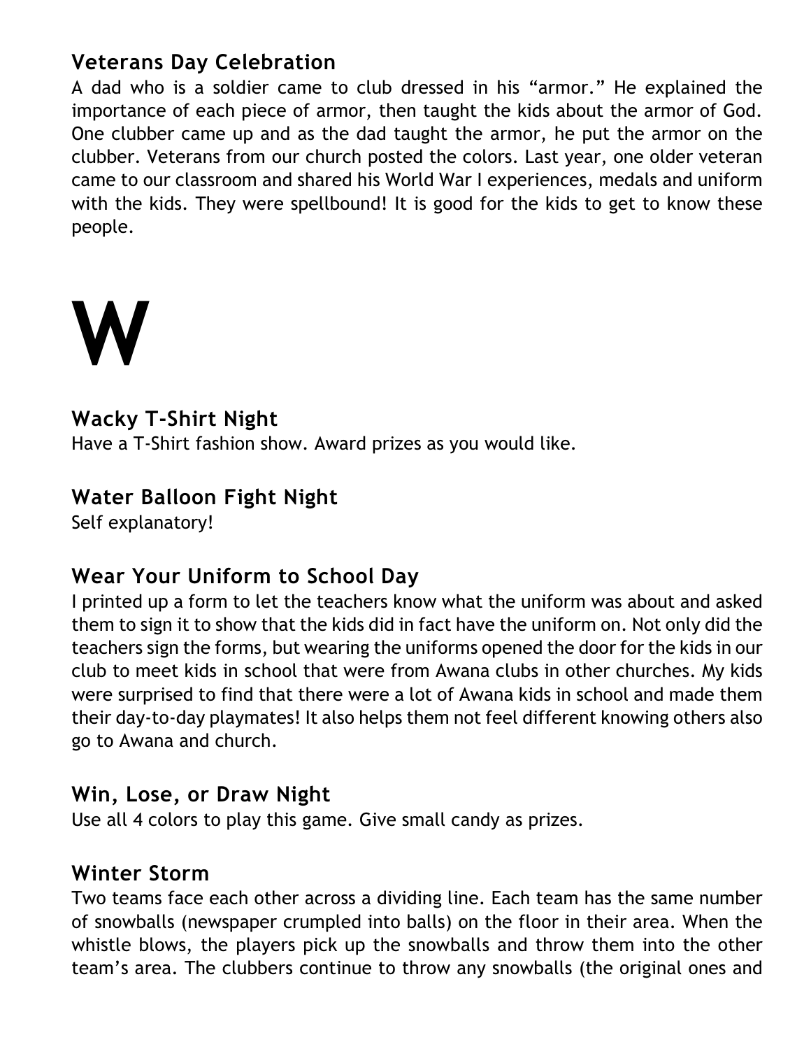### Veterans Day Celebration

A dad who is a soldier came to club dressed in his "armor." He explained the importance of each piece of armor, then taught the kids about the armor of God. One clubber came up and as the dad taught the armor, he put the armor on the clubber. Veterans from our church posted the colors. Last year, one older veteran came to our classroom and shared his World War I experiences, medals and uniform with the kids. They were spellbound! It is good for the kids to get to know these people.

# W

### Wacky T-Shirt Night

Have a T-Shirt fashion show. Award prizes as you would like.

### Water Balloon Fight Night

Self explanatory!

### Wear Your Uniform to School Day

I printed up a form to let the teachers know what the uniform was about and asked them to sign it to show that the kids did in fact have the uniform on. Not only did the teachers sign the forms, but wearing the uniforms opened the door for the kids in our club to meet kids in school that were from Awana clubs in other churches. My kids were surprised to find that there were a lot of Awana kids in school and made them their day-to-day playmates! It also helps them not feel different knowing others also go to Awana and church.

### Win, Lose, or Draw Night

Use all 4 colors to play this game. Give small candy as prizes.

### Winter Storm

Two teams face each other across a dividing line. Each team has the same number of snowballs (newspaper crumpled into balls) on the floor in their area. When the whistle blows, the players pick up the snowballs and throw them into the other team's area. The clubbers continue to throw any snowballs (the original ones and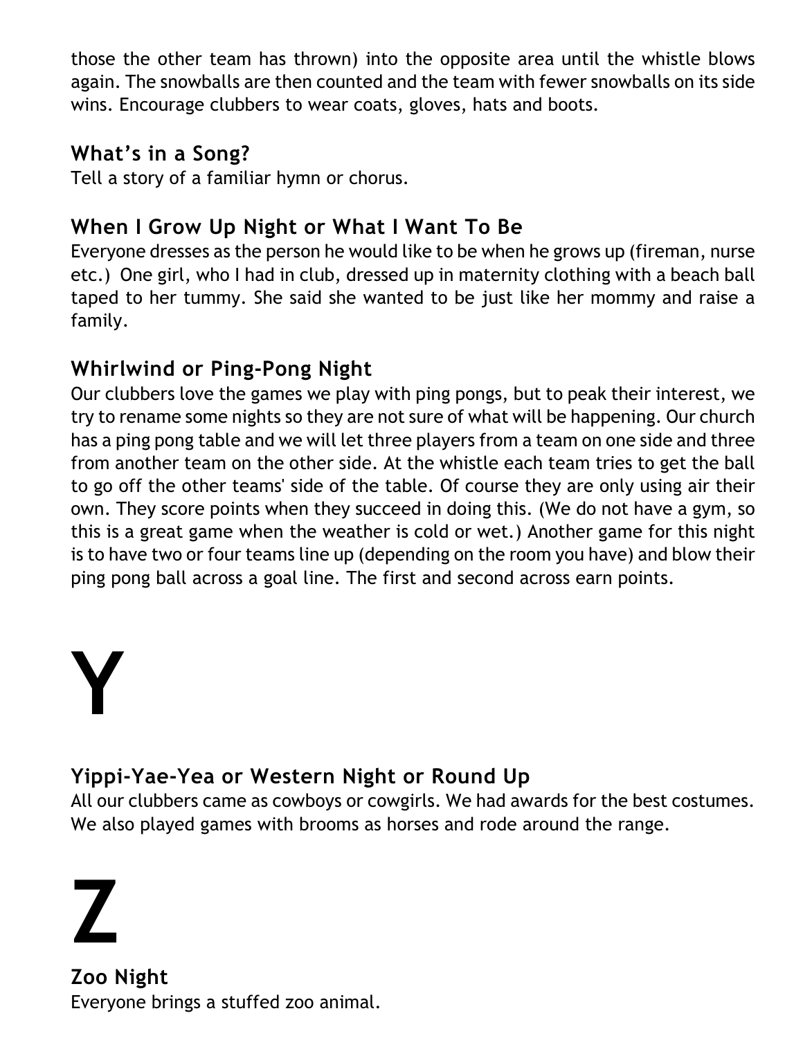those the other team has thrown) into the opposite area until the whistle blows again. The snowballs are then counted and the team with fewer snowballs on its side wins. Encourage clubbers to wear coats, gloves, hats and boots.

### What's in a Song?

Tell a story of a familiar hymn or chorus.

### When I Grow Up Night or What I Want To Be

Everyone dresses as the person he would like to be when he grows up (fireman, nurse etc.) One girl, who I had in club, dressed up in maternity clothing with a beach ball taped to her tummy. She said she wanted to be just like her mommy and raise a family.

### Whirlwind or Ping-Pong Night

Our clubbers love the games we play with ping pongs, but to peak their interest, we try to rename some nights so they are not sure of what will be happening. Our church has a ping pong table and we will let three players from a team on one side and three from another team on the other side. At the whistle each team tries to get the ball to go off the other teams' side of the table. Of course they are only using air their own. They score points when they succeed in doing this. (We do not have a gym, so this is a great game when the weather is cold or wet.) Another game for this night is to have two or four teams line up (depending on the room you have) and blow their ping pong ball across a goal line. The first and second across earn points.

# Y

### Yippi-Yae-Yea or Western Night or Round Up

All our clubbers came as cowboys or cowgirls. We had awards for the best costumes. We also played games with brooms as horses and rode around the range.

# Z

### Zoo Night

Everyone brings a stuffed zoo animal.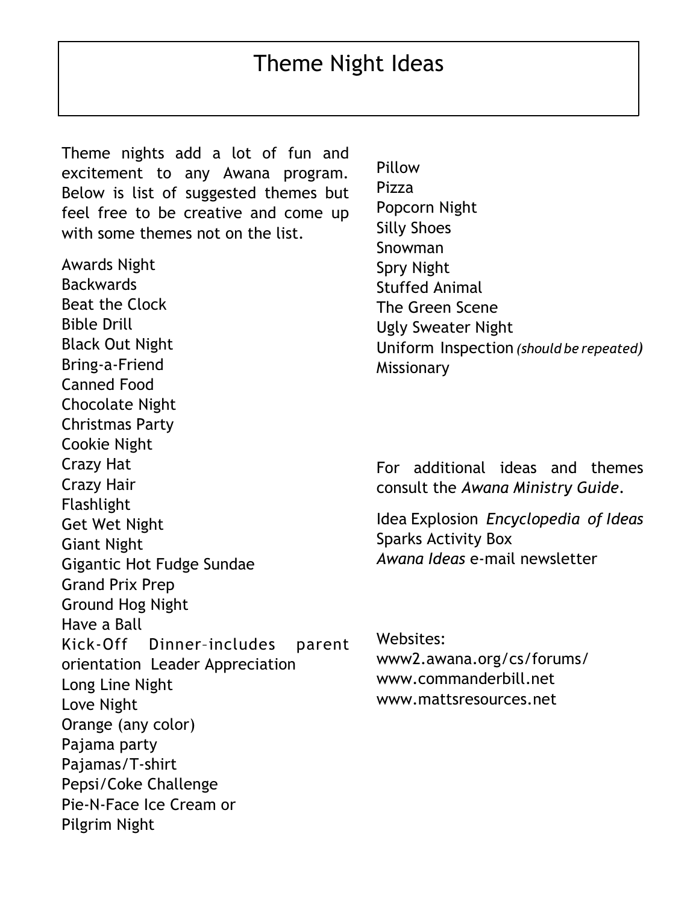# Theme Night Ideas

Theme nights add a lot of fun and excitement to any Awana program. Below is list of suggested themes but feel free to be creative and come up with some themes not on the list.

Awards Night
Backwards
Beat the Clock
Bible Drill
Black Out Night
Bring-a-Friend
Canned Food
Chocolate Night
Christmas Party
Cookie Night
Crazy Hat
Crazy Hair
Flashlight
Get Wet Night
Giant Night
Gigantic Hot Fudge Sundae
Grand Prix Prep
Ground Hog Night
Have a Ball
Kick-Off Dinner–includes parent orientation Leader Appreciation
Long Line Night
Love Night
Orange (any color)
Pajama party
Pajamas/T-shirt
Pepsi/Coke Challenge
Pie-N-Face Ice Cream or
Pilgrim Night
Pillow
Pizza
Popcorn Night
Silly Shoes
Snowman
Spry Night
Stuffed Animal
The Green Scene
Ugly Sweater Night
Uniform Inspection *(should be repeated)*
Missionary

For additional ideas and themes consult the *Awana Ministry Guide*.

Idea Explosion *Encyclopedia of Ideas*
Sparks Activity Box
*Awana Ideas* e-mail newsletter

Websites:
www2.awana.org/cs/forums/
www.commanderbill.net
www.mattsresources.net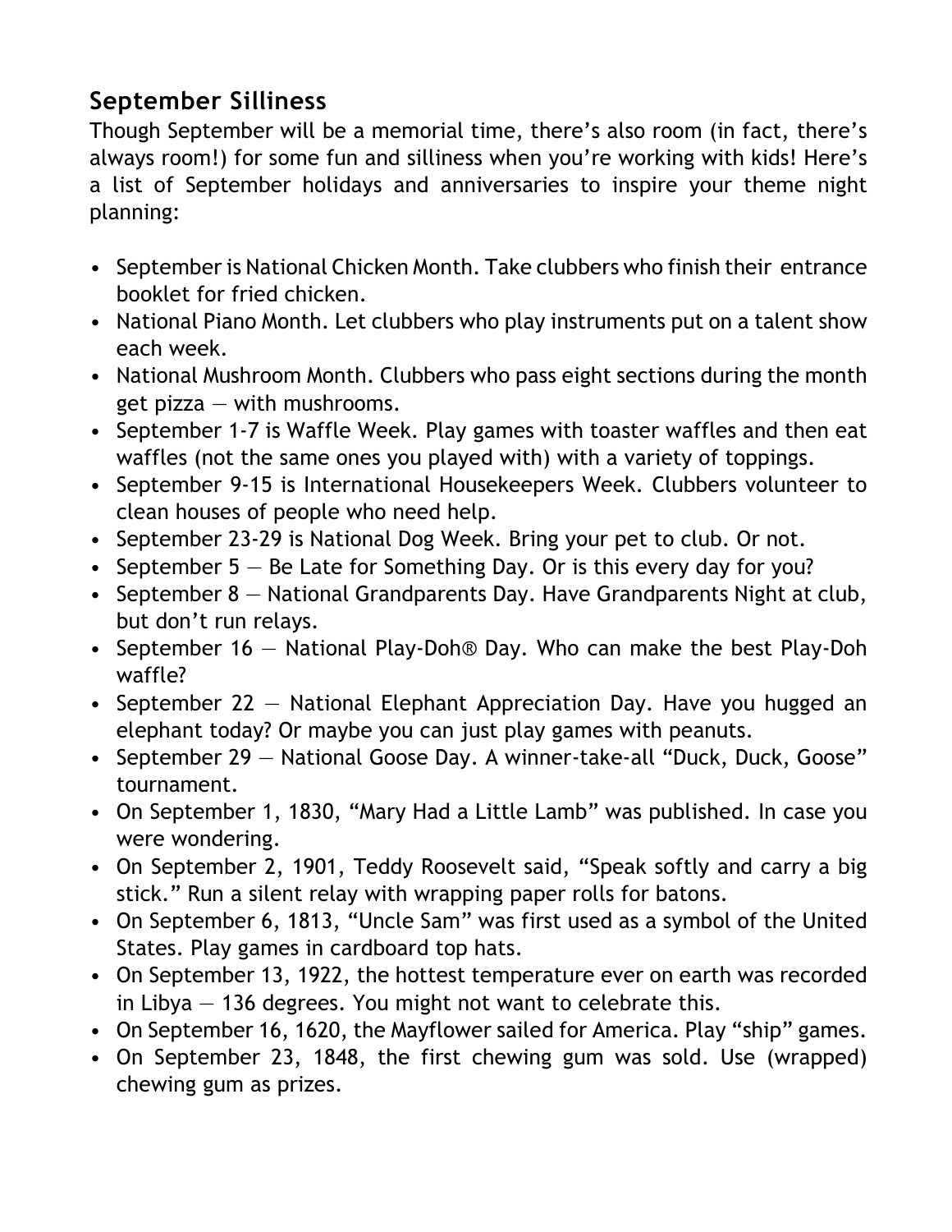## September Silliness

Though September will be a memorial time, there's also room (in fact, there's always room!) for some fun and silliness when you're working with kids! Here's a list of September holidays and anniversaries to inspire your theme night planning:

- September is National Chicken Month. Take clubbers who finish their entrance booklet for fried chicken.
- National Piano Month. Let clubbers who play instruments put on a talent show each week.
- National Mushroom Month. Clubbers who pass eight sections during the month get pizza — with mushrooms.
- September 1-7 is Waffle Week. Play games with toaster waffles and then eat waffles (not the same ones you played with) with a variety of toppings.
- September 9-15 is International Housekeepers Week. Clubbers volunteer to clean houses of people who need help.
- September 23-29 is National Dog Week. Bring your pet to club. Or not.
- September 5 — Be Late for Something Day. Or is this every day for you?
- September 8 — National Grandparents Day. Have Grandparents Night at club, but don't run relays.
- September 16 — National Play-Doh® Day. Who can make the best Play-Doh waffle?
- September 22 — National Elephant Appreciation Day. Have you hugged an elephant today? Or maybe you can just play games with peanuts.
- September 29 — National Goose Day. A winner-take-all "Duck, Duck, Goose" tournament.
- On September 1, 1830, "Mary Had a Little Lamb" was published. In case you were wondering.
- On September 2, 1901, Teddy Roosevelt said, "Speak softly and carry a big stick." Run a silent relay with wrapping paper rolls for batons.
- On September 6, 1813, "Uncle Sam" was first used as a symbol of the United States. Play games in cardboard top hats.
- On September 13, 1922, the hottest temperature ever on earth was recorded in Libya — 136 degrees. You might not want to celebrate this.
- On September 16, 1620, the Mayflower sailed for America. Play "ship" games.
- On September 23, 1848, the first chewing gum was sold. Use (wrapped) chewing gum as prizes.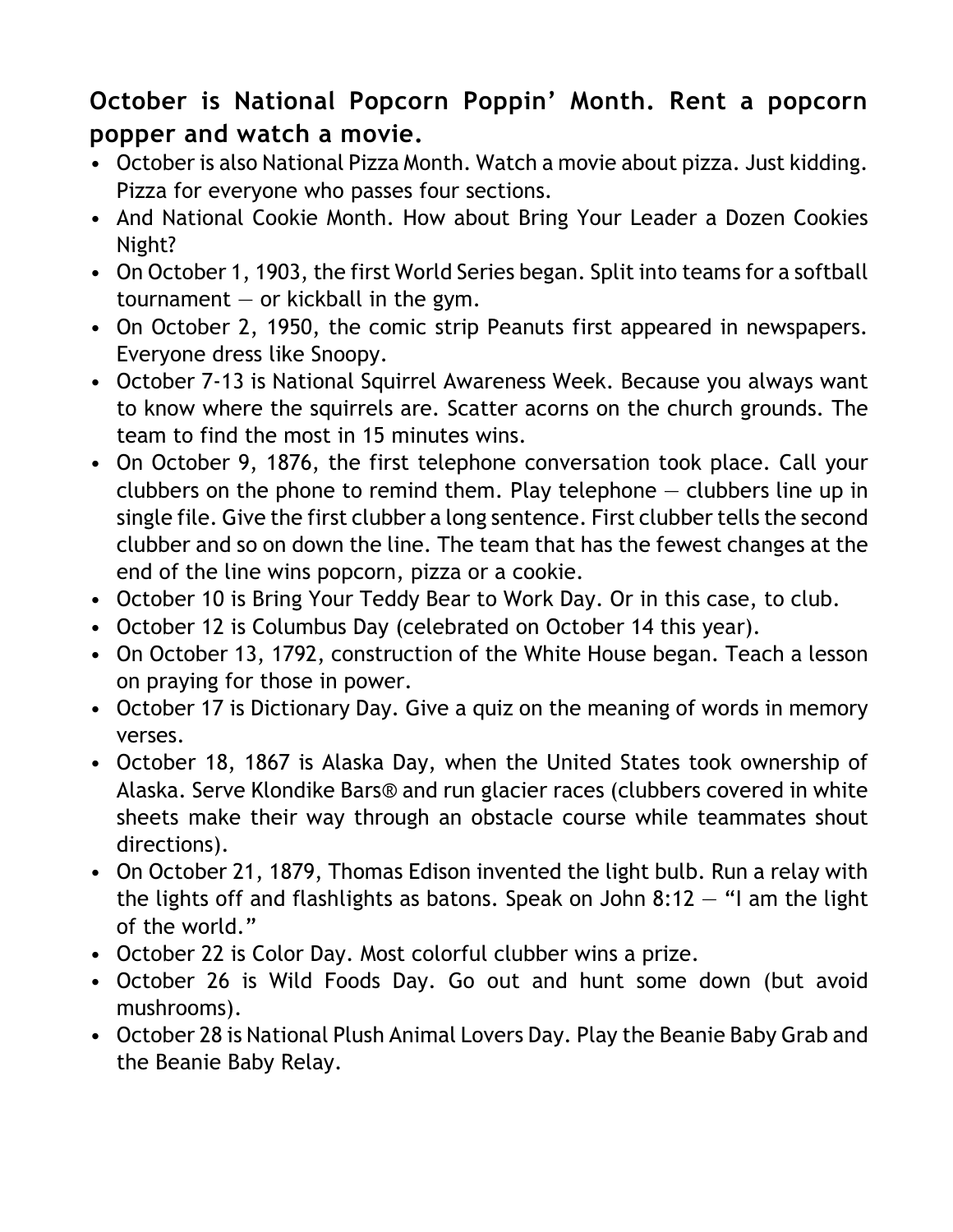### October is National Popcorn Poppin' Month. Rent a popcorn popper and watch a movie.

- October is also National Pizza Month. Watch a movie about pizza. Just kidding. Pizza for everyone who passes four sections.
- And National Cookie Month. How about Bring Your Leader a Dozen Cookies Night?
- On October 1, 1903, the first World Series began. Split into teams for a softball tournament — or kickball in the gym.
- On October 2, 1950, the comic strip Peanuts first appeared in newspapers. Everyone dress like Snoopy.
- October 7-13 is National Squirrel Awareness Week. Because you always want to know where the squirrels are. Scatter acorns on the church grounds. The team to find the most in 15 minutes wins.
- On October 9, 1876, the first telephone conversation took place. Call your clubbers on the phone to remind them. Play telephone — clubbers line up in single file. Give the first clubber a long sentence. First clubber tells the second clubber and so on down the line. The team that has the fewest changes at the end of the line wins popcorn, pizza or a cookie.
- October 10 is Bring Your Teddy Bear to Work Day. Or in this case, to club.
- October 12 is Columbus Day (celebrated on October 14 this year).
- On October 13, 1792, construction of the White House began. Teach a lesson on praying for those in power.
- October 17 is Dictionary Day. Give a quiz on the meaning of words in memory verses.
- October 18, 1867 is Alaska Day, when the United States took ownership of Alaska. Serve Klondike Bars® and run glacier races (clubbers covered in white sheets make their way through an obstacle course while teammates shout directions).
- On October 21, 1879, Thomas Edison invented the light bulb. Run a relay with the lights off and flashlights as batons. Speak on John 8:12 — "I am the light of the world."
- October 22 is Color Day. Most colorful clubber wins a prize.
- October 26 is Wild Foods Day. Go out and hunt some down (but avoid mushrooms).
- October 28 is National Plush Animal Lovers Day. Play the Beanie Baby Grab and the Beanie Baby Relay.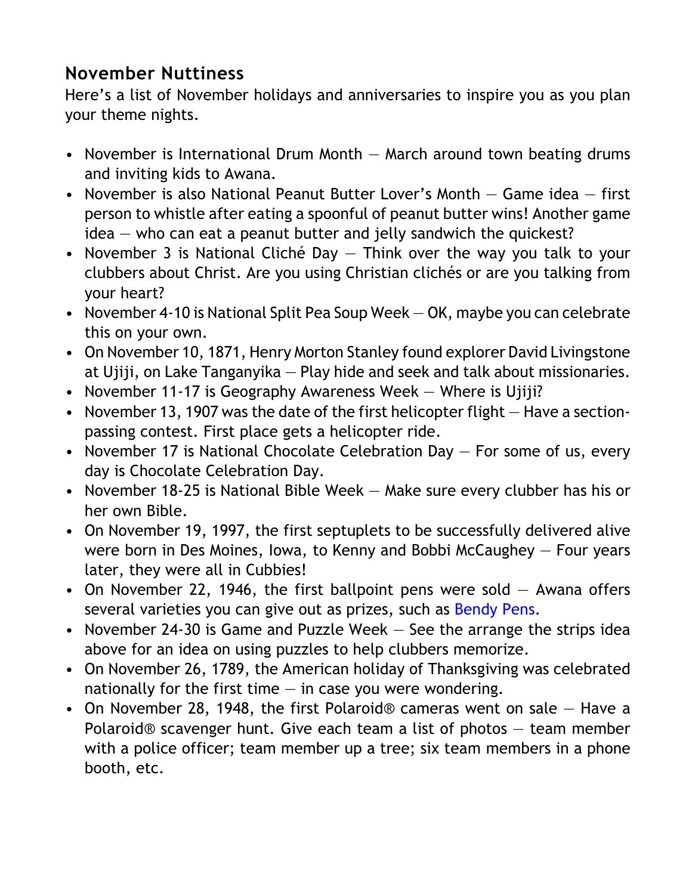### November Nuttiness

Here's a list of November holidays and anniversaries to inspire you as you plan your theme nights.

- November is International Drum Month — March around town beating drums and inviting kids to Awana.
- November is also National Peanut Butter Lover's Month — Game idea — first person to whistle after eating a spoonful of peanut butter wins! Another game idea — who can eat a peanut butter and jelly sandwich the quickest?
- November 3 is National Cliché Day — Think over the way you talk to your clubbers about Christ. Are you using Christian clichés or are you talking from your heart?
- November 4-10 is National Split Pea Soup Week — OK, maybe you can celebrate this on your own.
- On November 10, 1871, Henry Morton Stanley found explorer David Livingstone at Ujiji, on Lake Tanganyika — Play hide and seek and talk about missionaries.
- November 11-17 is Geography Awareness Week — Where is Ujiji?
- November 13, 1907 was the date of the first helicopter flight — Have a section-passing contest. First place gets a helicopter ride.
- November 17 is National Chocolate Celebration Day — For some of us, every day is Chocolate Celebration Day.
- November 18-25 is National Bible Week — Make sure every clubber has his or her own Bible.
- On November 19, 1997, the first septuplets to be successfully delivered alive were born in Des Moines, Iowa, to Kenny and Bobbi McCaughey — Four years later, they were all in Cubbies!
- On November 22, 1946, the first ballpoint pens were sold — Awana offers several varieties you can give out as prizes, such as Bendy Pens.
- November 24-30 is Game and Puzzle Week — See the arrange the strips idea above for an idea on using puzzles to help clubbers memorize.
- On November 26, 1789, the American holiday of Thanksgiving was celebrated nationally for the first time — in case you were wondering.
- On November 28, 1948, the first Polaroid® cameras went on sale — Have a Polaroid® scavenger hunt. Give each team a list of photos — team member with a police officer; team member up a tree; six team members in a phone booth, etc.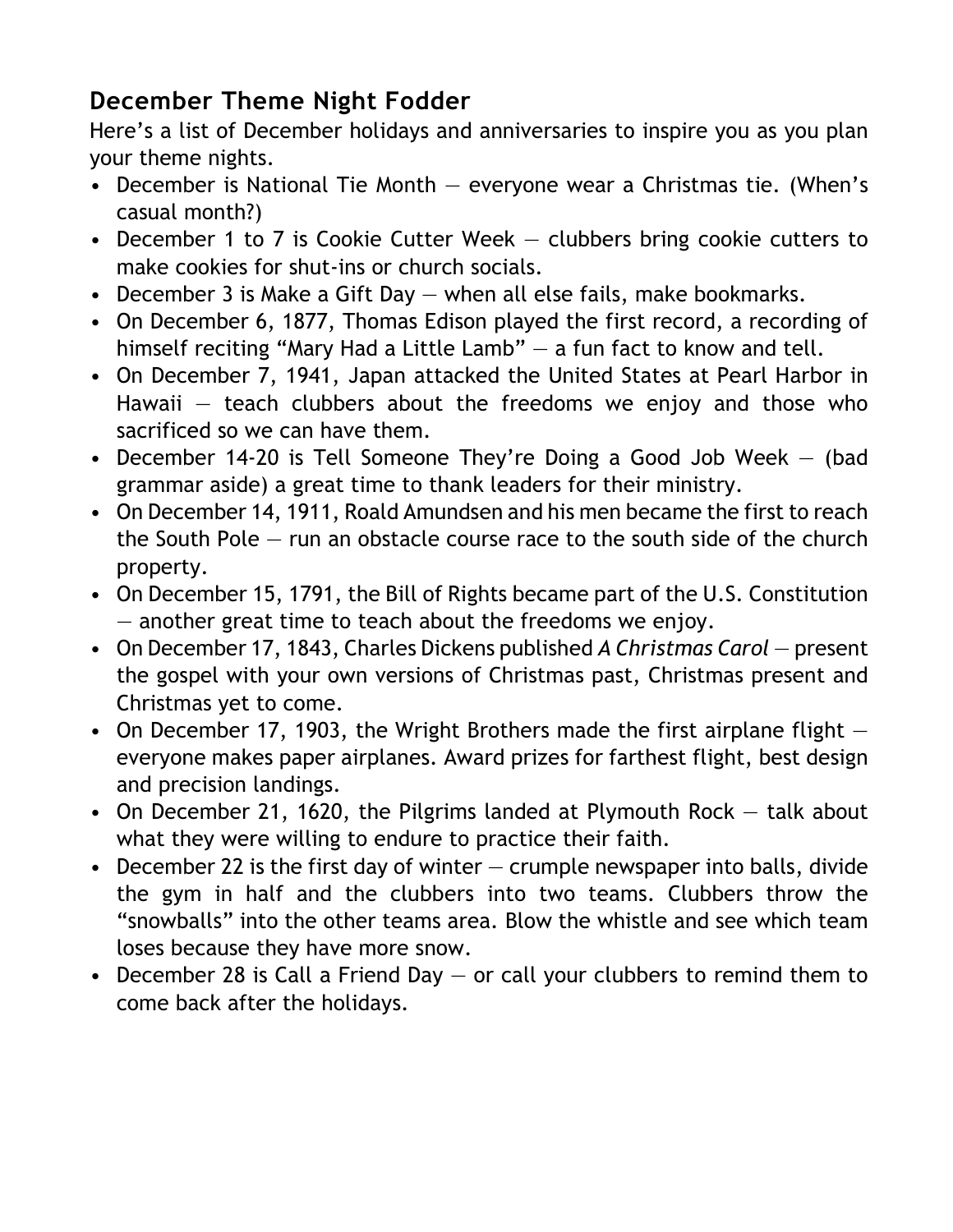## December Theme Night Fodder

Here's a list of December holidays and anniversaries to inspire you as you plan your theme nights.

- December is National Tie Month — everyone wear a Christmas tie. (When's casual month?)
- December 1 to 7 is Cookie Cutter Week — clubbers bring cookie cutters to make cookies for shut-ins or church socials.
- December 3 is Make a Gift Day — when all else fails, make bookmarks.
- On December 6, 1877, Thomas Edison played the first record, a recording of himself reciting "Mary Had a Little Lamb" — a fun fact to know and tell.
- On December 7, 1941, Japan attacked the United States at Pearl Harbor in Hawaii — teach clubbers about the freedoms we enjoy and those who sacrificed so we can have them.
- December 14-20 is Tell Someone They're Doing a Good Job Week — (bad grammar aside) a great time to thank leaders for their ministry.
- On December 14, 1911, Roald Amundsen and his men became the first to reach the South Pole — run an obstacle course race to the south side of the church property.
- On December 15, 1791, the Bill of Rights became part of the U.S. Constitution — another great time to teach about the freedoms we enjoy.
- On December 17, 1843, Charles Dickens published *A Christmas Carol* — present the gospel with your own versions of Christmas past, Christmas present and Christmas yet to come.
- On December 17, 1903, the Wright Brothers made the first airplane flight — everyone makes paper airplanes. Award prizes for farthest flight, best design and precision landings.
- On December 21, 1620, the Pilgrims landed at Plymouth Rock — talk about what they were willing to endure to practice their faith.
- December 22 is the first day of winter — crumple newspaper into balls, divide the gym in half and the clubbers into two teams. Clubbers throw the "snowballs" into the other teams area. Blow the whistle and see which team loses because they have more snow.
- December 28 is Call a Friend Day — or call your clubbers to remind them to come back after the holidays.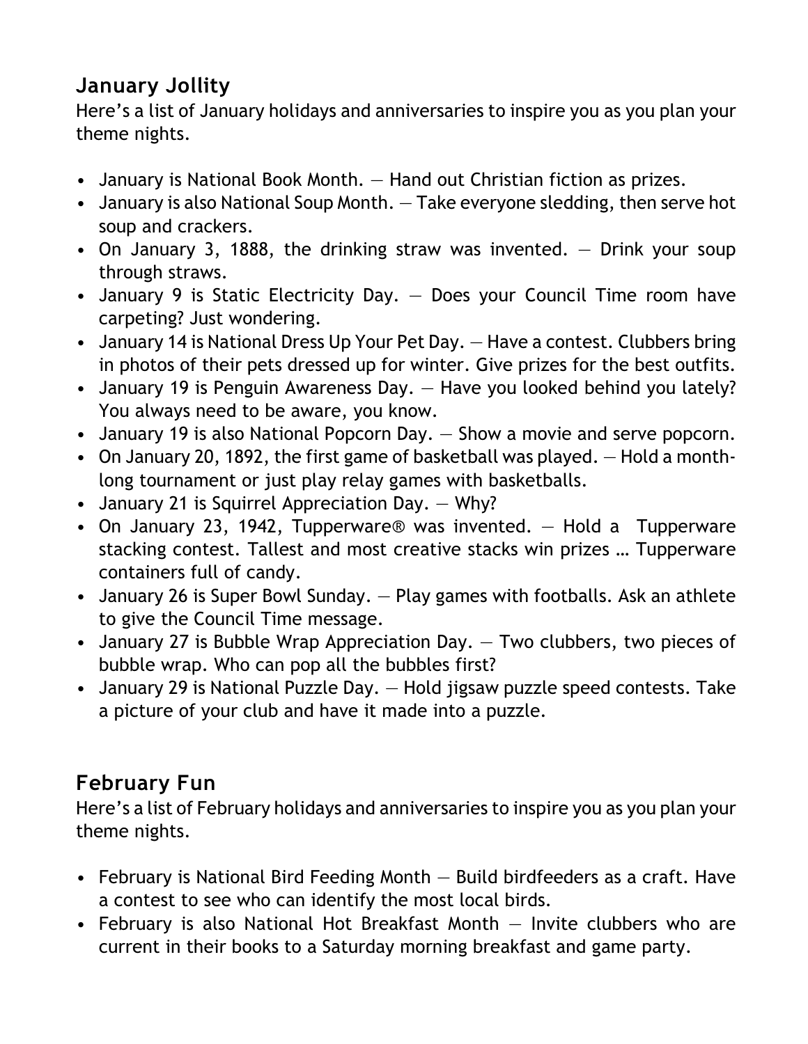## January Jollity

Here's a list of January holidays and anniversaries to inspire you as you plan your theme nights.

- January is National Book Month. — Hand out Christian fiction as prizes.
- January is also National Soup Month. — Take everyone sledding, then serve hot soup and crackers.
- On January 3, 1888, the drinking straw was invented. — Drink your soup through straws.
- January 9 is Static Electricity Day. — Does your Council Time room have carpeting? Just wondering.
- January 14 is National Dress Up Your Pet Day. — Have a contest. Clubbers bring in photos of their pets dressed up for winter. Give prizes for the best outfits.
- January 19 is Penguin Awareness Day. — Have you looked behind you lately? You always need to be aware, you know.
- January 19 is also National Popcorn Day. — Show a movie and serve popcorn.
- On January 20, 1892, the first game of basketball was played. — Hold a month-long tournament or just play relay games with basketballs.
- January 21 is Squirrel Appreciation Day. — Why?
- On January 23, 1942, Tupperware® was invented. — Hold a Tupperware stacking contest. Tallest and most creative stacks win prizes … Tupperware containers full of candy.
- January 26 is Super Bowl Sunday. — Play games with footballs. Ask an athlete to give the Council Time message.
- January 27 is Bubble Wrap Appreciation Day. — Two clubbers, two pieces of bubble wrap. Who can pop all the bubbles first?
- January 29 is National Puzzle Day. — Hold jigsaw puzzle speed contests. Take a picture of your club and have it made into a puzzle.

## February Fun

Here's a list of February holidays and anniversaries to inspire you as you plan your theme nights.

- February is National Bird Feeding Month — Build birdfeeders as a craft. Have a contest to see who can identify the most local birds.
- February is also National Hot Breakfast Month — Invite clubbers who are current in their books to a Saturday morning breakfast and game party.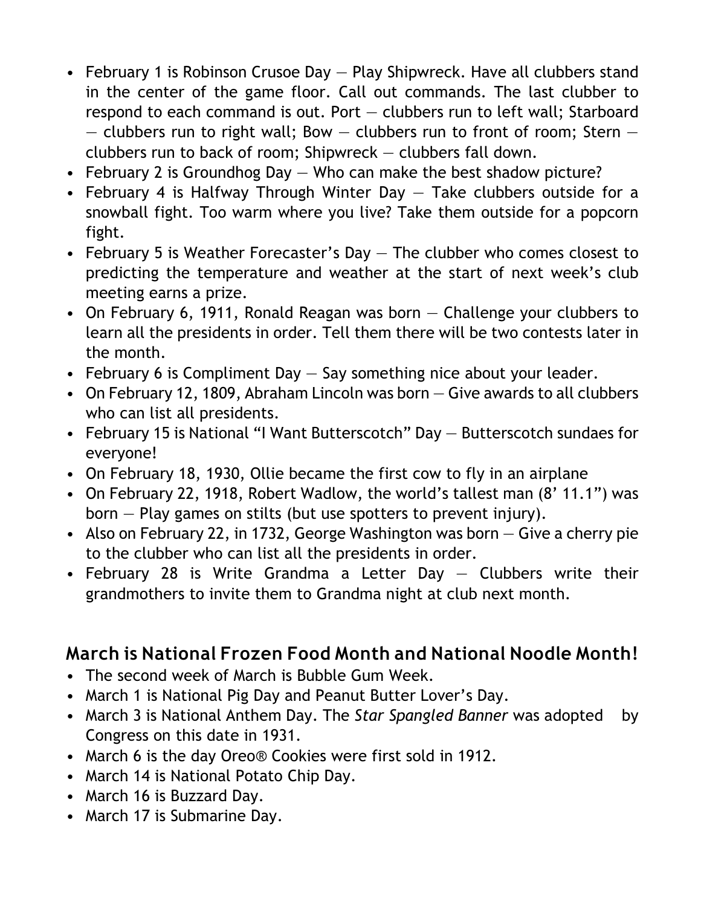- February 1 is Robinson Crusoe Day — Play Shipwreck. Have all clubbers stand in the center of the game floor. Call out commands. The last clubber to respond to each command is out. Port — clubbers run to left wall; Starboard — clubbers run to right wall; Bow — clubbers run to front of room; Stern — clubbers run to back of room; Shipwreck — clubbers fall down.
- February 2 is Groundhog Day — Who can make the best shadow picture?
- February 4 is Halfway Through Winter Day — Take clubbers outside for a snowball fight. Too warm where you live? Take them outside for a popcorn fight.
- February 5 is Weather Forecaster's Day — The clubber who comes closest to predicting the temperature and weather at the start of next week's club meeting earns a prize.
- On February 6, 1911, Ronald Reagan was born — Challenge your clubbers to learn all the presidents in order. Tell them there will be two contests later in the month.
- February 6 is Compliment Day — Say something nice about your leader.
- On February 12, 1809, Abraham Lincoln was born — Give awards to all clubbers who can list all presidents.
- February 15 is National "I Want Butterscotch" Day — Butterscotch sundaes for everyone!
- On February 18, 1930, Ollie became the first cow to fly in an airplane
- On February 22, 1918, Robert Wadlow, the world's tallest man (8' 11.1") was born — Play games on stilts (but use spotters to prevent injury).
- Also on February 22, in 1732, George Washington was born — Give a cherry pie to the clubber who can list all the presidents in order.
- February 28 is Write Grandma a Letter Day — Clubbers write their grandmothers to invite them to Grandma night at club next month.

## March is National Frozen Food Month and National Noodle Month!

- The second week of March is Bubble Gum Week.
- March 1 is National Pig Day and Peanut Butter Lover's Day.
- March 3 is National Anthem Day. The *Star Spangled Banner* was adopted by Congress on this date in 1931.
- March 6 is the day Oreo® Cookies were first sold in 1912.
- March 14 is National Potato Chip Day.
- March 16 is Buzzard Day.
- March 17 is Submarine Day.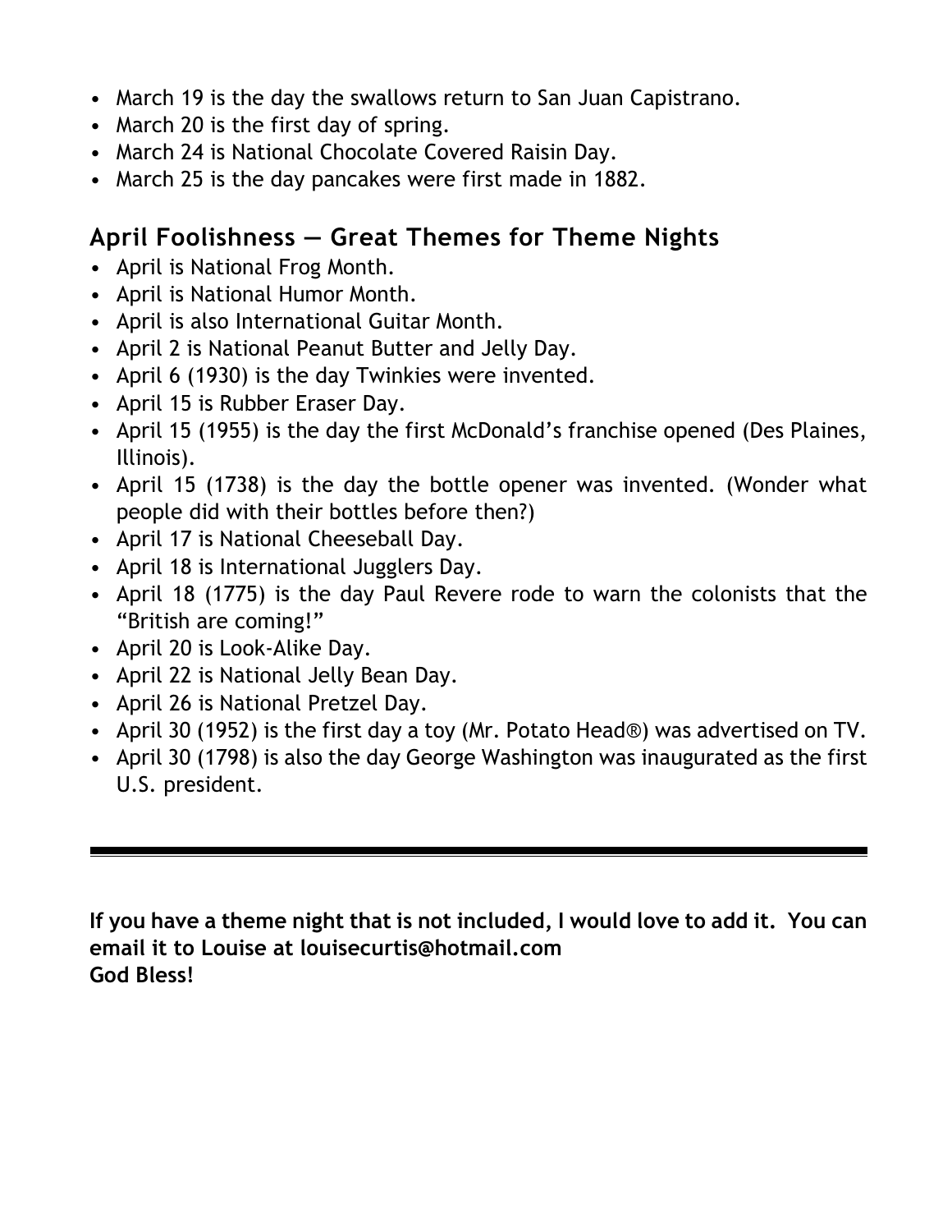- March 19 is the day the swallows return to San Juan Capistrano.
- March 20 is the first day of spring.
- March 24 is National Chocolate Covered Raisin Day.
- March 25 is the day pancakes were first made in 1882.

## April Foolishness — Great Themes for Theme Nights

- April is National Frog Month.
- April is National Humor Month.
- April is also International Guitar Month.
- April 2 is National Peanut Butter and Jelly Day.
- April 6 (1930) is the day Twinkies were invented.
- April 15 is Rubber Eraser Day.
- April 15 (1955) is the day the first McDonald's franchise opened (Des Plaines, Illinois).
- April 15 (1738) is the day the bottle opener was invented. (Wonder what people did with their bottles before then?)
- April 17 is National Cheeseball Day.
- April 18 is International Jugglers Day.
- April 18 (1775) is the day Paul Revere rode to warn the colonists that the "British are coming!"
- April 20 is Look-Alike Day.
- April 22 is National Jelly Bean Day.
- April 26 is National Pretzel Day.
- April 30 (1952) is the first day a toy (Mr. Potato Head®) was advertised on TV.
- April 30 (1798) is also the day George Washington was inaugurated as the first U.S. president.

---

**If you have a theme night that is not included, I would love to add it. You can email it to Louise at louisecurtis@hotmail.com**
**God Bless!**